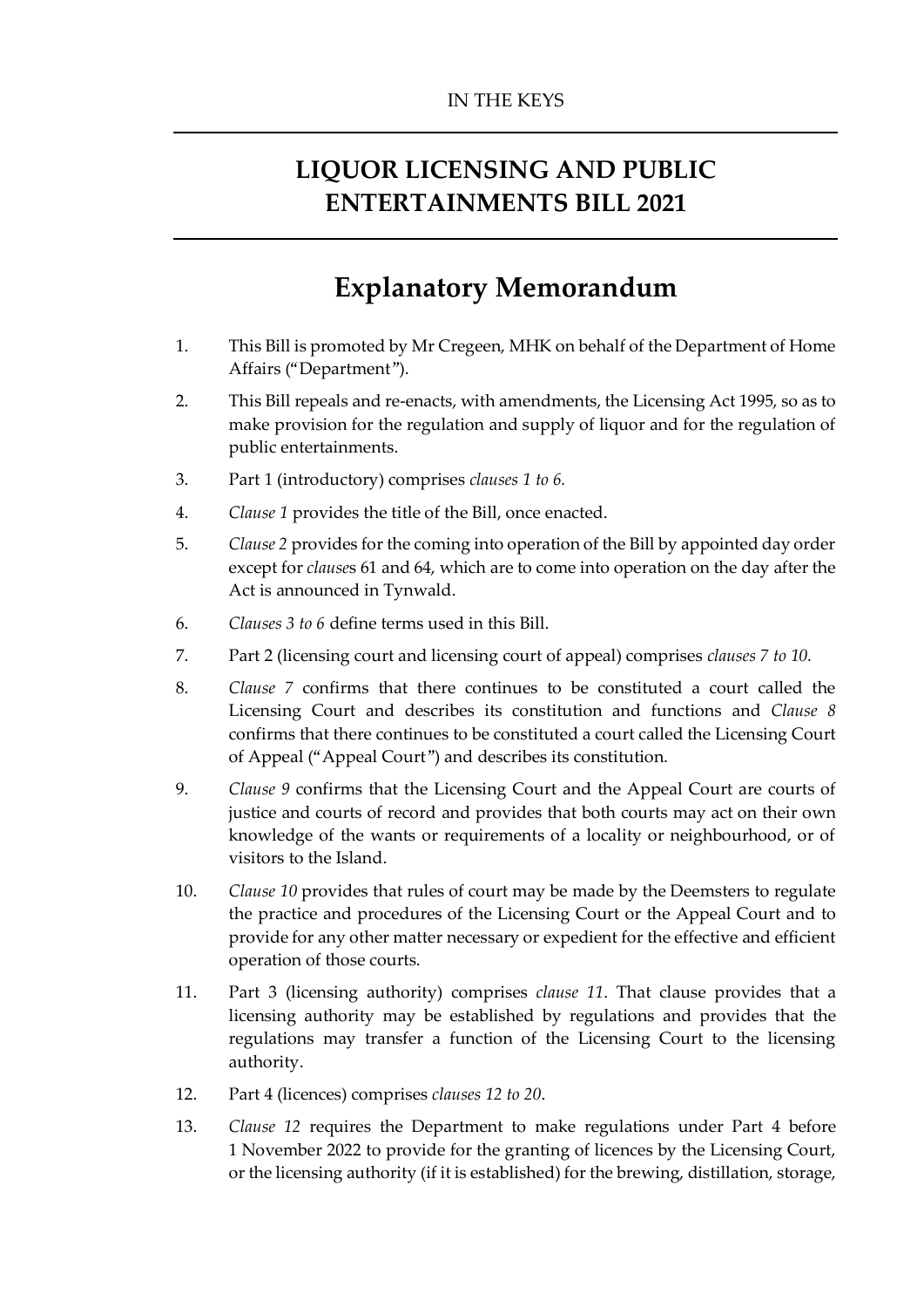IN THE KEYS

# LIQUOR LICENSING AND PUBLIC ENTERTAINMENTS BILL 2021

## Explanatory Memorandum

1. This Bill is promoted by Mr Cregeen, MHK on behalf of the Department of Home Affairs ("Department").

2. This Bill repeals and re-enacts, with amendments, the Licensing Act 1995, so as to make provision for the regulation and supply of liquor and for the regulation of public entertainments.

3. Part 1 (introductory) comprises *clauses 1 to 6.*

4. *Clause 1* provides the title of the Bill, once enacted.

5. *Clause 2* provides for the coming into operation of the Bill by appointed day order except for *clause*s 61 and 64, which are to come into operation on the day after the Act is announced in Tynwald.

6. *Clauses 3 to 6* define terms used in this Bill.

7. Part 2 (licensing court and licensing court of appeal) comprises *clauses 7 to 10.*

8. *Clause 7* confirms that there continues to be constituted a court called the Licensing Court and describes its constitution and functions and *Clause 8* confirms that there continues to be constituted a court called the Licensing Court of Appeal ("Appeal Court") and describes its constitution.

9. *Clause 9* confirms that the Licensing Court and the Appeal Court are courts of justice and courts of record and provides that both courts may act on their own knowledge of the wants or requirements of a locality or neighbourhood, or of visitors to the Island.

10. *Clause 10* provides that rules of court may be made by the Deemsters to regulate the practice and procedures of the Licensing Court or the Appeal Court and to provide for any other matter necessary or expedient for the effective and efficient operation of those courts.

11. Part 3 (licensing authority) comprises *clause 11*. That clause provides that a licensing authority may be established by regulations and provides that the regulations may transfer a function of the Licensing Court to the licensing authority.

12. Part 4 (licences) comprises *clauses 12 to 20*.

13. *Clause 12* requires the Department to make regulations under Part 4 before 1 November 2022 to provide for the granting of licences by the Licensing Court, or the licensing authority (if it is established) for the brewing, distillation, storage,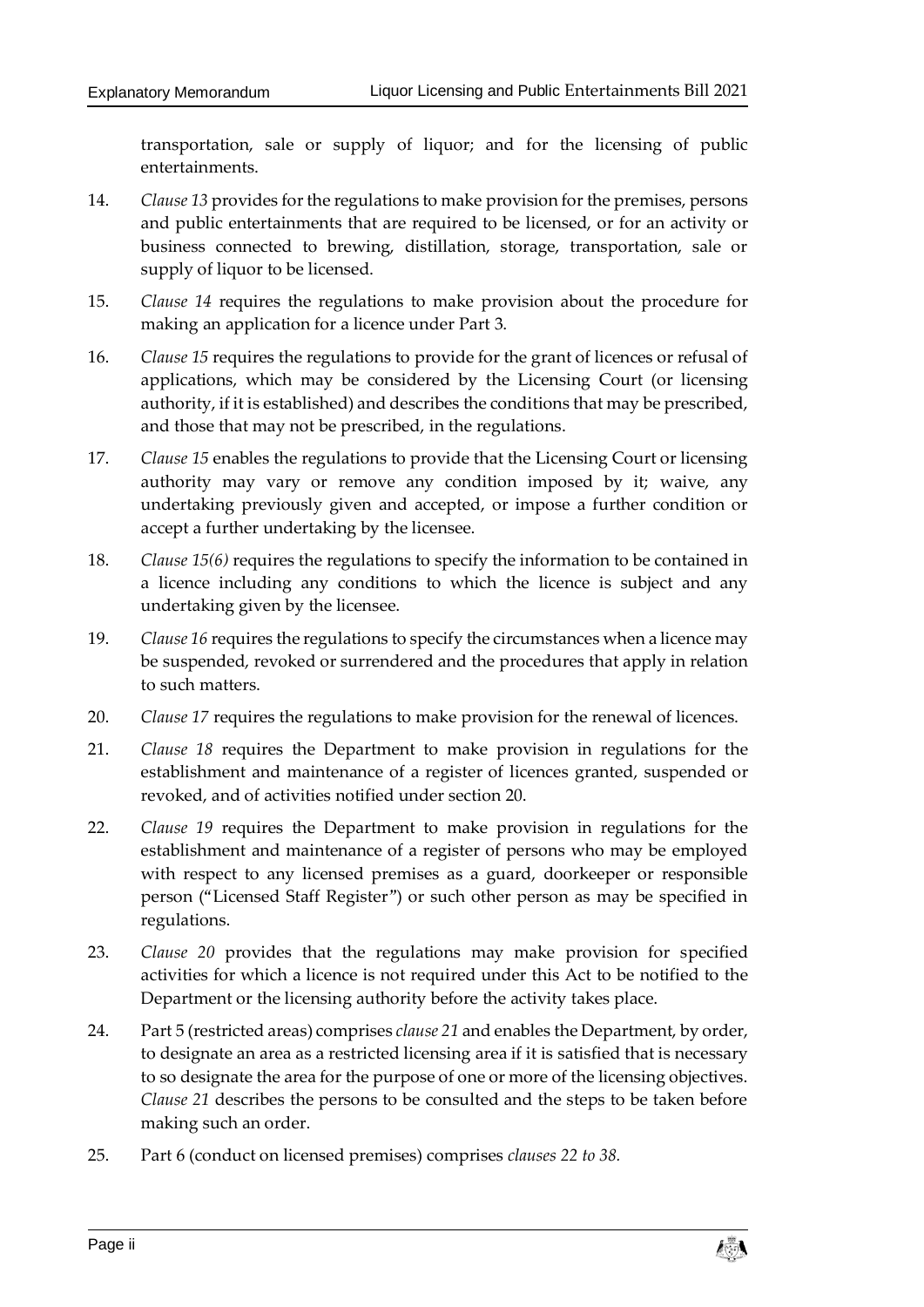transportation, sale or supply of liquor; and for the licensing of public entertainments.

14. *Clause 13* provides for the regulations to make provision for the premises, persons and public entertainments that are required to be licensed, or for an activity or business connected to brewing, distillation, storage, transportation, sale or supply of liquor to be licensed.

15. *Clause 14* requires the regulations to make provision about the procedure for making an application for a licence under Part 3.

16. *Clause 15* requires the regulations to provide for the grant of licences or refusal of applications, which may be considered by the Licensing Court (or licensing authority, if it is established) and describes the conditions that may be prescribed, and those that may not be prescribed, in the regulations.

17. *Clause 15* enables the regulations to provide that the Licensing Court or licensing authority may vary or remove any condition imposed by it; waive, any undertaking previously given and accepted, or impose a further condition or accept a further undertaking by the licensee.

18. *Clause 15(6)* requires the regulations to specify the information to be contained in a licence including any conditions to which the licence is subject and any undertaking given by the licensee.

19. *Clause 16* requires the regulations to specify the circumstances when a licence may be suspended, revoked or surrendered and the procedures that apply in relation to such matters.

20. *Clause 17* requires the regulations to make provision for the renewal of licences.

21. *Clause 18* requires the Department to make provision in regulations for the establishment and maintenance of a register of licences granted, suspended or revoked, and of activities notified under section 20.

22. *Clause 19* requires the Department to make provision in regulations for the establishment and maintenance of a register of persons who may be employed with respect to any licensed premises as a guard, doorkeeper or responsible person ("Licensed Staff Register") or such other person as may be specified in regulations.

23. *Clause 20* provides that the regulations may make provision for specified activities for which a licence is not required under this Act to be notified to the Department or the licensing authority before the activity takes place.

24. Part 5 (restricted areas) comprises *clause 21* and enables the Department, by order, to designate an area as a restricted licensing area if it is satisfied that is necessary to so designate the area for the purpose of one or more of the licensing objectives. *Clause 21* describes the persons to be consulted and the steps to be taken before making such an order.

25. Part 6 (conduct on licensed premises) comprises *clauses 22 to 38.*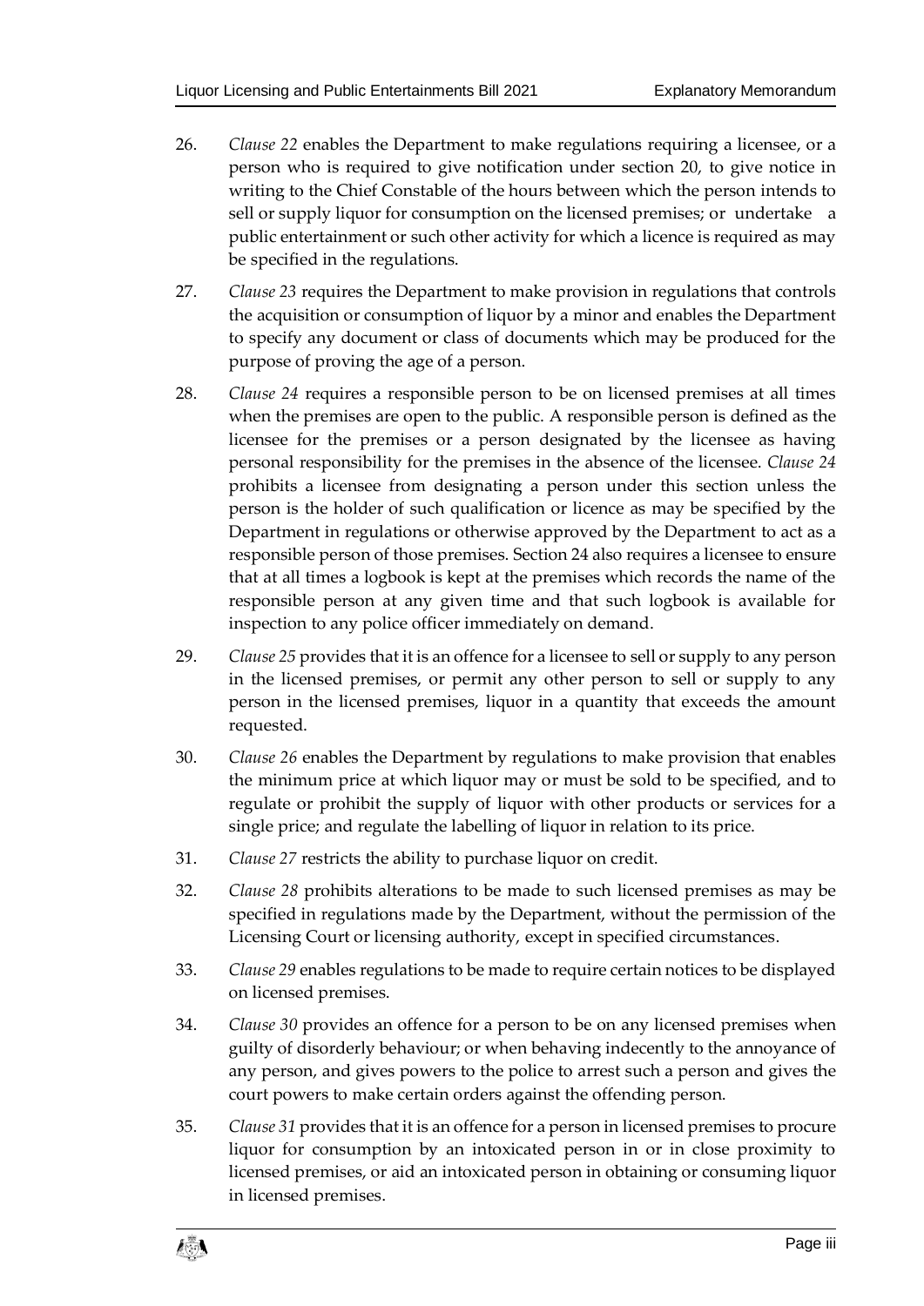26. *Clause 22* enables the Department to make regulations requiring a licensee, or a person who is required to give notification under section 20, to give notice in writing to the Chief Constable of the hours between which the person intends to sell or supply liquor for consumption on the licensed premises; or undertake a public entertainment or such other activity for which a licence is required as may be specified in the regulations.

27. *Clause 23* requires the Department to make provision in regulations that controls the acquisition or consumption of liquor by a minor and enables the Department to specify any document or class of documents which may be produced for the purpose of proving the age of a person.

28. *Clause 24* requires a responsible person to be on licensed premises at all times when the premises are open to the public. A responsible person is defined as the licensee for the premises or a person designated by the licensee as having personal responsibility for the premises in the absence of the licensee. *Clause 24* prohibits a licensee from designating a person under this section unless the person is the holder of such qualification or licence as may be specified by the Department in regulations or otherwise approved by the Department to act as a responsible person of those premises. Section 24 also requires a licensee to ensure that at all times a logbook is kept at the premises which records the name of the responsible person at any given time and that such logbook is available for inspection to any police officer immediately on demand.

29. *Clause 25* provides that it is an offence for a licensee to sell or supply to any person in the licensed premises, or permit any other person to sell or supply to any person in the licensed premises, liquor in a quantity that exceeds the amount requested.

30. *Clause 26* enables the Department by regulations to make provision that enables the minimum price at which liquor may or must be sold to be specified, and to regulate or prohibit the supply of liquor with other products or services for a single price; and regulate the labelling of liquor in relation to its price.

31. *Clause 27* restricts the ability to purchase liquor on credit.

32. *Clause 28* prohibits alterations to be made to such licensed premises as may be specified in regulations made by the Department, without the permission of the Licensing Court or licensing authority, except in specified circumstances.

33. *Clause 29* enables regulations to be made to require certain notices to be displayed on licensed premises.

34. *Clause 30* provides an offence for a person to be on any licensed premises when guilty of disorderly behaviour; or when behaving indecently to the annoyance of any person, and gives powers to the police to arrest such a person and gives the court powers to make certain orders against the offending person.

35. *Clause 31* provides that it is an offence for a person in licensed premises to procure liquor for consumption by an intoxicated person in or in close proximity to licensed premises, or aid an intoxicated person in obtaining or consuming liquor in licensed premises.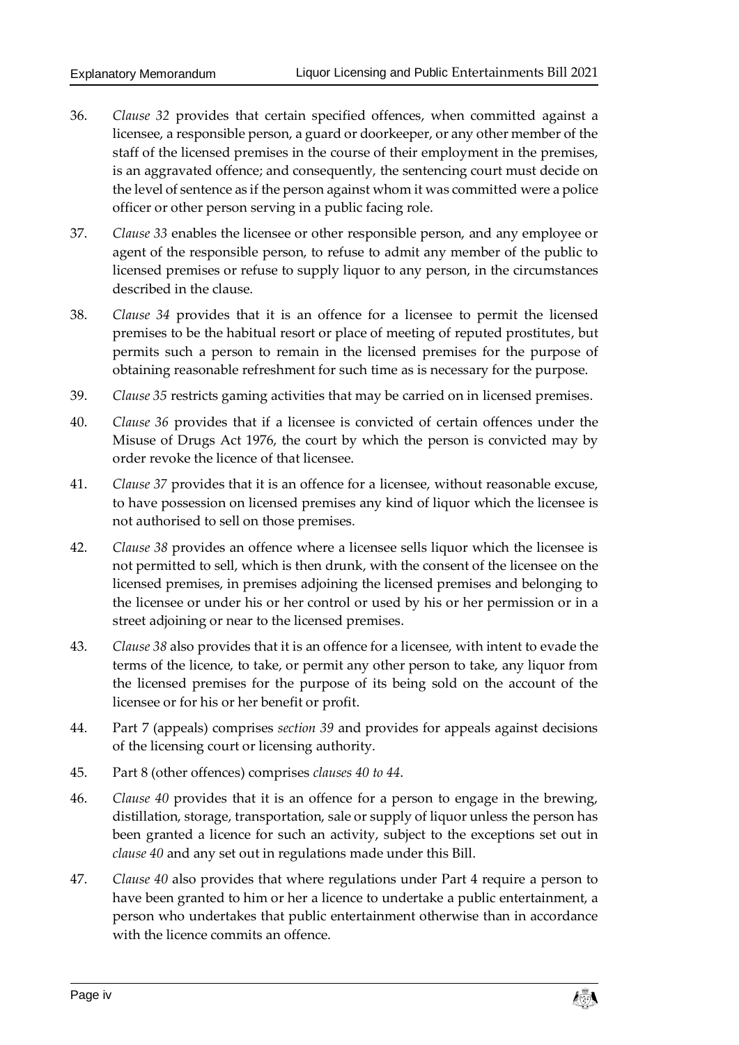36. *Clause 32* provides that certain specified offences, when committed against a licensee, a responsible person, a guard or doorkeeper, or any other member of the staff of the licensed premises in the course of their employment in the premises, is an aggravated offence; and consequently, the sentencing court must decide on the level of sentence as if the person against whom it was committed were a police officer or other person serving in a public facing role.

37. *Clause 33* enables the licensee or other responsible person, and any employee or agent of the responsible person, to refuse to admit any member of the public to licensed premises or refuse to supply liquor to any person, in the circumstances described in the clause.

38. *Clause 34* provides that it is an offence for a licensee to permit the licensed premises to be the habitual resort or place of meeting of reputed prostitutes, but permits such a person to remain in the licensed premises for the purpose of obtaining reasonable refreshment for such time as is necessary for the purpose.

39. *Clause 35* restricts gaming activities that may be carried on in licensed premises.

40. *Clause 36* provides that if a licensee is convicted of certain offences under the Misuse of Drugs Act 1976, the court by which the person is convicted may by order revoke the licence of that licensee.

41. *Clause 37* provides that it is an offence for a licensee, without reasonable excuse, to have possession on licensed premises any kind of liquor which the licensee is not authorised to sell on those premises.

42. *Clause 38* provides an offence where a licensee sells liquor which the licensee is not permitted to sell, which is then drunk, with the consent of the licensee on the licensed premises, in premises adjoining the licensed premises and belonging to the licensee or under his or her control or used by his or her permission or in a street adjoining or near to the licensed premises.

43. *Clause 38* also provides that it is an offence for a licensee, with intent to evade the terms of the licence, to take, or permit any other person to take, any liquor from the licensed premises for the purpose of its being sold on the account of the licensee or for his or her benefit or profit.

44. Part 7 (appeals) comprises *section 39* and provides for appeals against decisions of the licensing court or licensing authority.

45. Part 8 (other offences) comprises *clauses 40 to 44*.

46. *Clause 40* provides that it is an offence for a person to engage in the brewing, distillation, storage, transportation, sale or supply of liquor unless the person has been granted a licence for such an activity, subject to the exceptions set out in *clause 40* and any set out in regulations made under this Bill.

47. *Clause 40* also provides that where regulations under Part 4 require a person to have been granted to him or her a licence to undertake a public entertainment, a person who undertakes that public entertainment otherwise than in accordance with the licence commits an offence.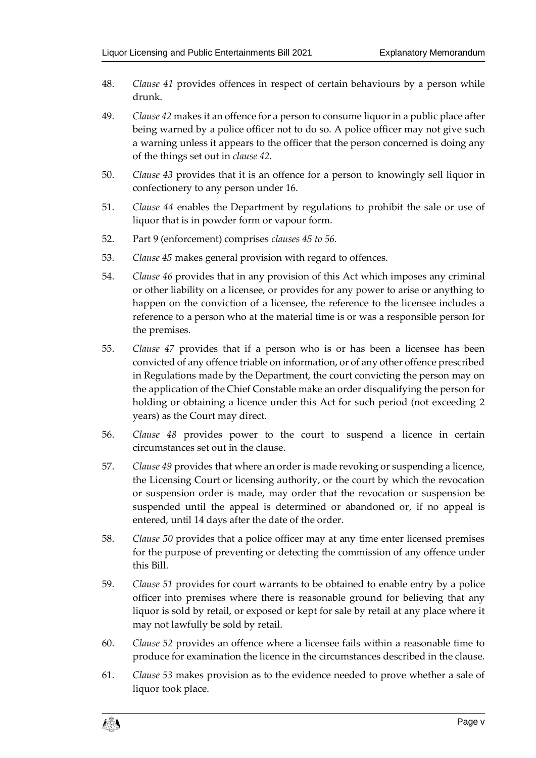48. *Clause 41* provides offences in respect of certain behaviours by a person while drunk.

49. *Clause 42* makes it an offence for a person to consume liquor in a public place after being warned by a police officer not to do so. A police officer may not give such a warning unless it appears to the officer that the person concerned is doing any of the things set out in *clause 42*.

50. *Clause 43* provides that it is an offence for a person to knowingly sell liquor in confectionery to any person under 16.

51. *Clause 44* enables the Department by regulations to prohibit the sale or use of liquor that is in powder form or vapour form.

52. Part 9 (enforcement) comprises *clauses 45 to 56*.

53. *Clause 45* makes general provision with regard to offences.

54. *Clause 46* provides that in any provision of this Act which imposes any criminal or other liability on a licensee, or provides for any power to arise or anything to happen on the conviction of a licensee, the reference to the licensee includes a reference to a person who at the material time is or was a responsible person for the premises.

55. *Clause 47* provides that if a person who is or has been a licensee has been convicted of any offence triable on information, or of any other offence prescribed in Regulations made by the Department, the court convicting the person may on the application of the Chief Constable make an order disqualifying the person for holding or obtaining a licence under this Act for such period (not exceeding 2 years) as the Court may direct.

56. *Clause 48* provides power to the court to suspend a licence in certain circumstances set out in the clause.

57. *Clause 49* provides that where an order is made revoking or suspending a licence, the Licensing Court or licensing authority, or the court by which the revocation or suspension order is made, may order that the revocation or suspension be suspended until the appeal is determined or abandoned or, if no appeal is entered, until 14 days after the date of the order.

58. *Clause 50* provides that a police officer may at any time enter licensed premises for the purpose of preventing or detecting the commission of any offence under this Bill.

59. *Clause 51* provides for court warrants to be obtained to enable entry by a police officer into premises where there is reasonable ground for believing that any liquor is sold by retail, or exposed or kept for sale by retail at any place where it may not lawfully be sold by retail.

60. *Clause 52* provides an offence where a licensee fails within a reasonable time to produce for examination the licence in the circumstances described in the clause.

61. *Clause 53* makes provision as to the evidence needed to prove whether a sale of liquor took place.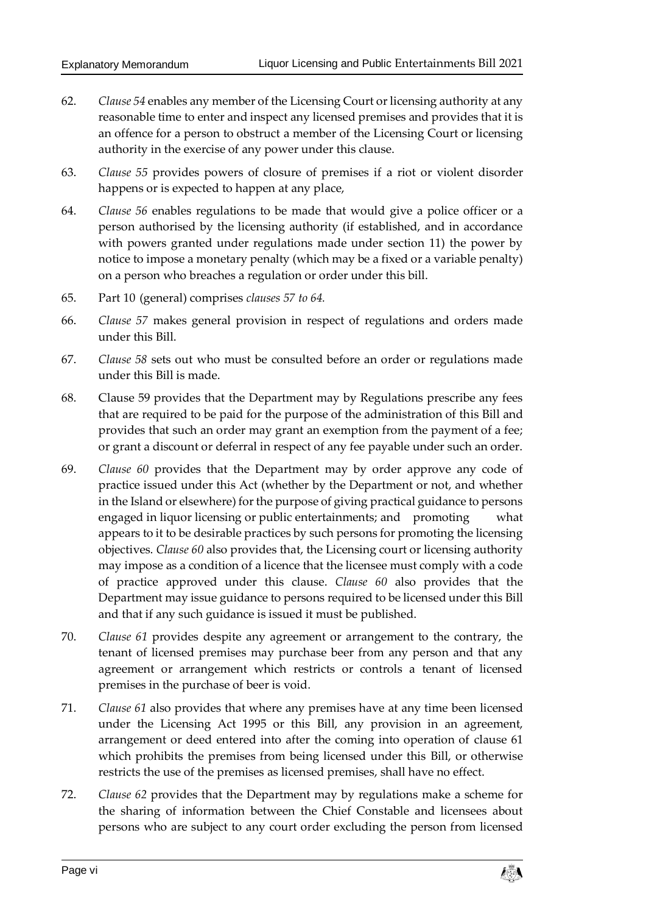62. *Clause 54* enables any member of the Licensing Court or licensing authority at any reasonable time to enter and inspect any licensed premises and provides that it is an offence for a person to obstruct a member of the Licensing Court or licensing authority in the exercise of any power under this clause.

63. *Clause 55* provides powers of closure of premises if a riot or violent disorder happens or is expected to happen at any place,

64. *Clause 56* enables regulations to be made that would give a police officer or a person authorised by the licensing authority (if established, and in accordance with powers granted under regulations made under section 11) the power by notice to impose a monetary penalty (which may be a fixed or a variable penalty) on a person who breaches a regulation or order under this bill.

65. Part 10 (general) comprises *clauses 57 to 64.*

66. *Clause 57* makes general provision in respect of regulations and orders made under this Bill.

67. *Clause 58* sets out who must be consulted before an order or regulations made under this Bill is made.

68. Clause 59 provides that the Department may by Regulations prescribe any fees that are required to be paid for the purpose of the administration of this Bill and provides that such an order may grant an exemption from the payment of a fee; or grant a discount or deferral in respect of any fee payable under such an order.

69. *Clause 60* provides that the Department may by order approve any code of practice issued under this Act (whether by the Department or not, and whether in the Island or elsewhere) for the purpose of giving practical guidance to persons engaged in liquor licensing or public entertainments; and promoting what appears to it to be desirable practices by such persons for promoting the licensing objectives. *Clause 60* also provides that, the Licensing court or licensing authority may impose as a condition of a licence that the licensee must comply with a code of practice approved under this clause. *Clause 60* also provides that the Department may issue guidance to persons required to be licensed under this Bill and that if any such guidance is issued it must be published.

70. *Clause 61* provides despite any agreement or arrangement to the contrary, the tenant of licensed premises may purchase beer from any person and that any agreement or arrangement which restricts or controls a tenant of licensed premises in the purchase of beer is void.

71. *Clause 61* also provides that where any premises have at any time been licensed under the Licensing Act 1995 or this Bill, any provision in an agreement, arrangement or deed entered into after the coming into operation of clause 61 which prohibits the premises from being licensed under this Bill, or otherwise restricts the use of the premises as licensed premises, shall have no effect.

72. *Clause 62* provides that the Department may by regulations make a scheme for the sharing of information between the Chief Constable and licensees about persons who are subject to any court order excluding the person from licensed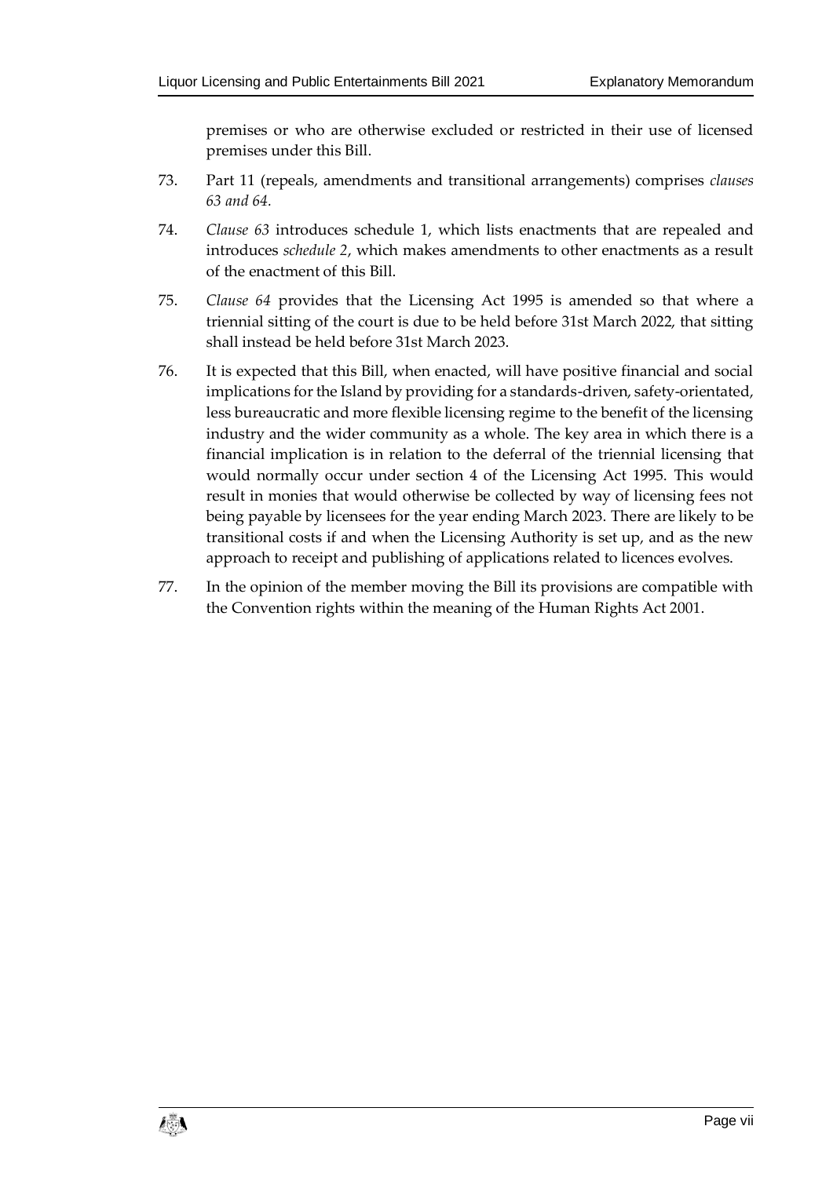premises or who are otherwise excluded or restricted in their use of licensed premises under this Bill.

73. Part 11 (repeals, amendments and transitional arrangements) comprises *clauses 63 and 64.*

74. *Clause 63* introduces schedule 1, which lists enactments that are repealed and introduces *schedule 2*, which makes amendments to other enactments as a result of the enactment of this Bill.

75. *Clause 64* provides that the Licensing Act 1995 is amended so that where a triennial sitting of the court is due to be held before 31st March 2022, that sitting shall instead be held before 31st March 2023.

76. It is expected that this Bill, when enacted, will have positive financial and social implications for the Island by providing for a standards-driven, safety-orientated, less bureaucratic and more flexible licensing regime to the benefit of the licensing industry and the wider community as a whole. The key area in which there is a financial implication is in relation to the deferral of the triennial licensing that would normally occur under section 4 of the Licensing Act 1995. This would result in monies that would otherwise be collected by way of licensing fees not being payable by licensees for the year ending March 2023. There are likely to be transitional costs if and when the Licensing Authority is set up, and as the new approach to receipt and publishing of applications related to licences evolves.

77. In the opinion of the member moving the Bill its provisions are compatible with the Convention rights within the meaning of the Human Rights Act 2001.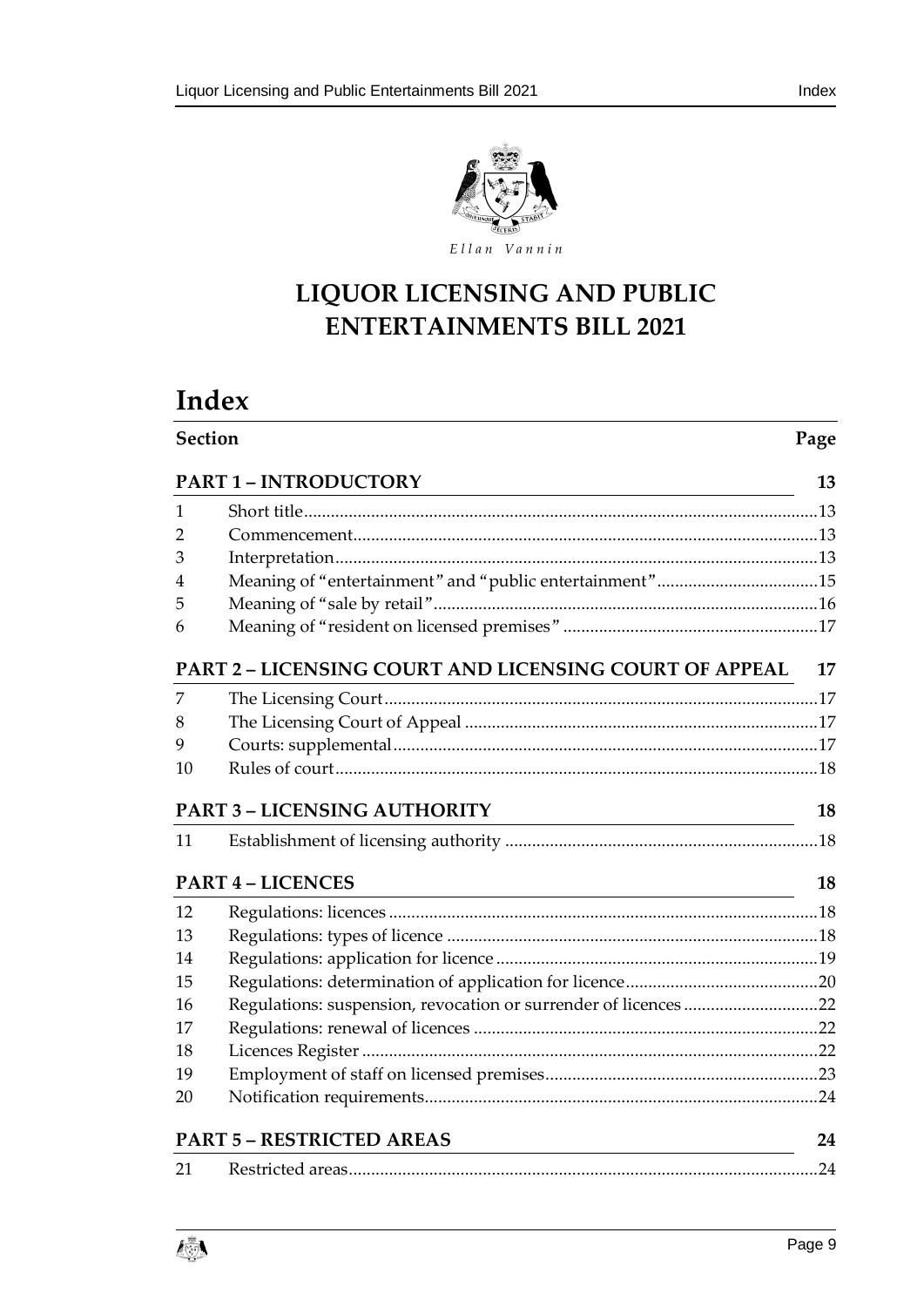Ellan Vannin

# LIQUOR LICENSING AND PUBLIC ENTERTAINMENTS BILL 2021

# Index

| Section | | Page |
|---|---|---|
| **PART 1 – INTRODUCTORY** | | **13** |
| 1 | Short title | 13 |
| 2 | Commencement | 13 |
| 3 | Interpretation | 13 |
| 4 | Meaning of "entertainment" and "public entertainment" | 15 |
| 5 | Meaning of "sale by retail" | 16 |
| 6 | Meaning of "resident on licensed premises" | 17 |
| **PART 2 – LICENSING COURT AND LICENSING COURT OF APPEAL** | | **17** |
| 7 | The Licensing Court | 17 |
| 8 | The Licensing Court of Appeal | 17 |
| 9 | Courts: supplemental | 17 |
| 10 | Rules of court | 18 |
| **PART 3 – LICENSING AUTHORITY** | | **18** |
| 11 | Establishment of licensing authority | 18 |
| **PART 4 – LICENCES** | | **18** |
| 12 | Regulations: licences | 18 |
| 13 | Regulations: types of licence | 18 |
| 14 | Regulations: application for licence | 19 |
| 15 | Regulations: determination of application for licence | 20 |
| 16 | Regulations: suspension, revocation or surrender of licences | 22 |
| 17 | Regulations: renewal of licences | 22 |
| 18 | Licences Register | 22 |
| 19 | Employment of staff on licensed premises | 23 |
| 20 | Notification requirements | 24 |
| **PART 5 – RESTRICTED AREAS** | | **24** |
| 21 | Restricted areas | 24 |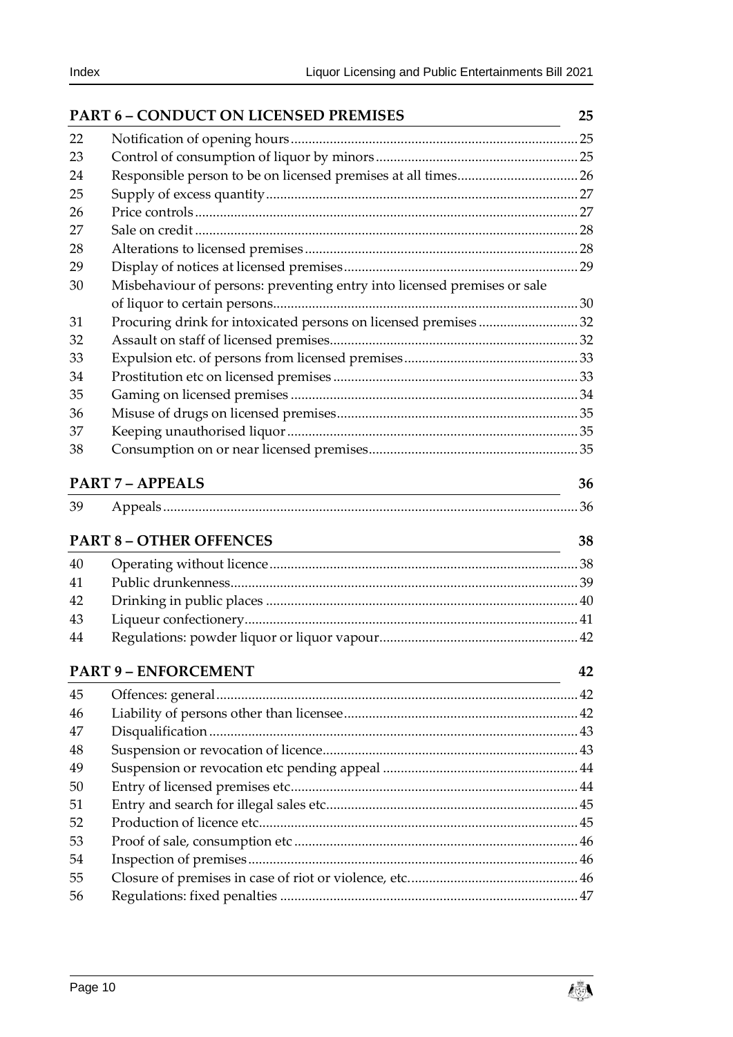## PART 6 – CONDUCT ON LICENSED PREMISES 25

| | | |
|---|---|---|
| 22 | Notification of opening hours | 25 |
| 23 | Control of consumption of liquor by minors | 25 |
| 24 | Responsible person to be on licensed premises at all times | 26 |
| 25 | Supply of excess quantity | 27 |
| 26 | Price controls | 27 |
| 27 | Sale on credit | 28 |
| 28 | Alterations to licensed premises | 28 |
| 29 | Display of notices at licensed premises | 29 |
| 30 | Misbehaviour of persons: preventing entry into licensed premises or sale of liquor to certain persons | 30 |
| 31 | Procuring drink for intoxicated persons on licensed premises | 32 |
| 32 | Assault on staff of licensed premises | 32 |
| 33 | Expulsion etc. of persons from licensed premises | 33 |
| 34 | Prostitution etc on licensed premises | 33 |
| 35 | Gaming on licensed premises | 34 |
| 36 | Misuse of drugs on licensed premises | 35 |
| 37 | Keeping unauthorised liquor | 35 |
| 38 | Consumption on or near licensed premises | 35 |

## PART 7 – APPEALS 36

| | | |
|---|---|---|
| 39 | Appeals | 36 |

## PART 8 – OTHER OFFENCES 38

| | | |
|---|---|---|
| 40 | Operating without licence | 38 |
| 41 | Public drunkenness | 39 |
| 42 | Drinking in public places | 40 |
| 43 | Liqueur confectionery | 41 |
| 44 | Regulations: powder liquor or liquor vapour | 42 |

## PART 9 – ENFORCEMENT 42

| | | |
|---|---|---|
| 45 | Offences: general | 42 |
| 46 | Liability of persons other than licensee | 42 |
| 47 | Disqualification | 43 |
| 48 | Suspension or revocation of licence | 43 |
| 49 | Suspension or revocation etc pending appeal | 44 |
| 50 | Entry of licensed premises etc | 44 |
| 51 | Entry and search for illegal sales etc | 45 |
| 52 | Production of licence etc | 45 |
| 53 | Proof of sale, consumption etc | 46 |
| 54 | Inspection of premises | 46 |
| 55 | Closure of premises in case of riot or violence, etc. | 46 |
| 56 | Regulations: fixed penalties | 47 |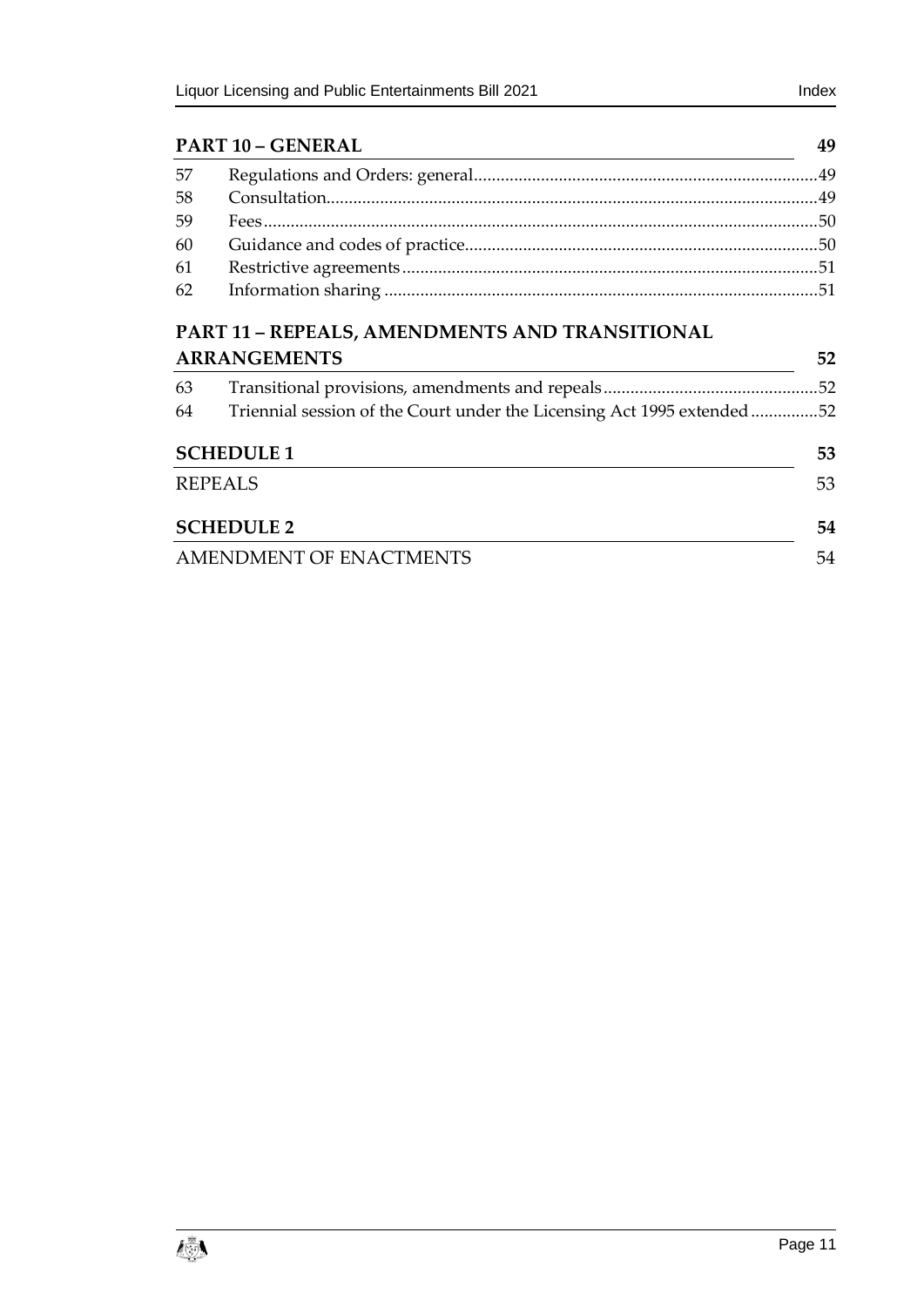**PART 10 – GENERAL** 49

| | | |
|---|---|---|
| 57 | Regulations and Orders: general | 49 |
| 58 | Consultation | 49 |
| 59 | Fees | 50 |
| 60 | Guidance and codes of practice | 50 |
| 61 | Restrictive agreements | 51 |
| 62 | Information sharing | 51 |

**PART 11 – REPEALS, AMENDMENTS AND TRANSITIONAL ARRANGEMENTS** 52

| | | |
|---|---|---|
| 63 | Transitional provisions, amendments and repeals | 52 |
| 64 | Triennial session of the Court under the Licensing Act 1995 extended | 52 |

**SCHEDULE 1** 53

REPEALS 53

**SCHEDULE 2** 54

AMENDMENT OF ENACTMENTS 54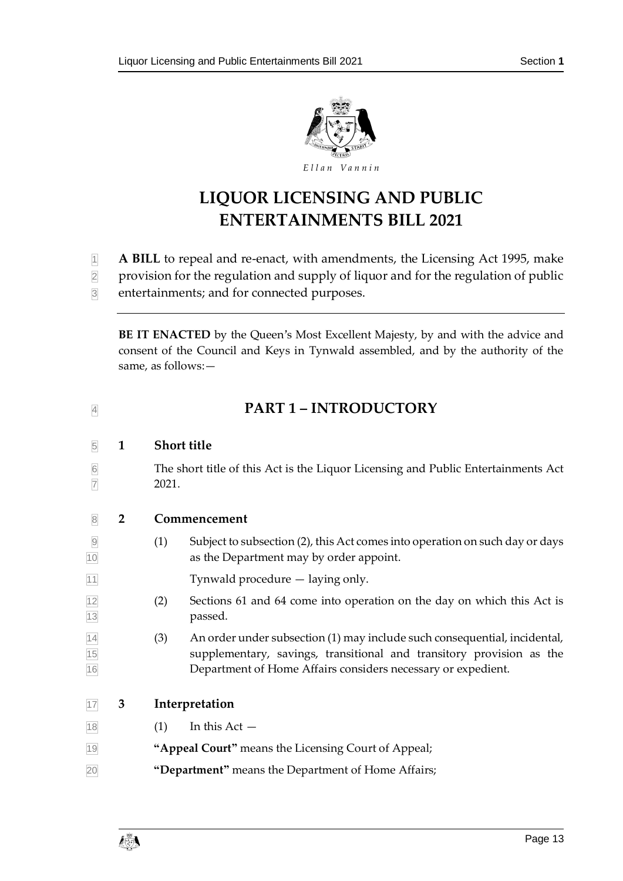*Ellan Vannin*

# LIQUOR LICENSING AND PUBLIC ENTERTAINMENTS BILL 2021

**A BILL** to repeal and re-enact, with amendments, the Licensing Act 1995, make provision for the regulation and supply of liquor and for the regulation of public entertainments; and for connected purposes.

---

**BE IT ENACTED** by the Queen's Most Excellent Majesty, by and with the advice and consent of the Council and Keys in Tynwald assembled, and by the authority of the same, as follows:—

## PART 1 – INTRODUCTORY

### 1 Short title

The short title of this Act is the Liquor Licensing and Public Entertainments Act 2021.

### 2 Commencement

(1) Subject to subsection (2), this Act comes into operation on such day or days as the Department may by order appoint.

Tynwald procedure — laying only.

(2) Sections 61 and 64 come into operation on the day on which this Act is passed.

(3) An order under subsection (1) may include such consequential, incidental, supplementary, savings, transitional and transitory provision as the Department of Home Affairs considers necessary or expedient.

### 3 Interpretation

(1) In this Act —

**"Appeal Court"** means the Licensing Court of Appeal;

**"Department"** means the Department of Home Affairs;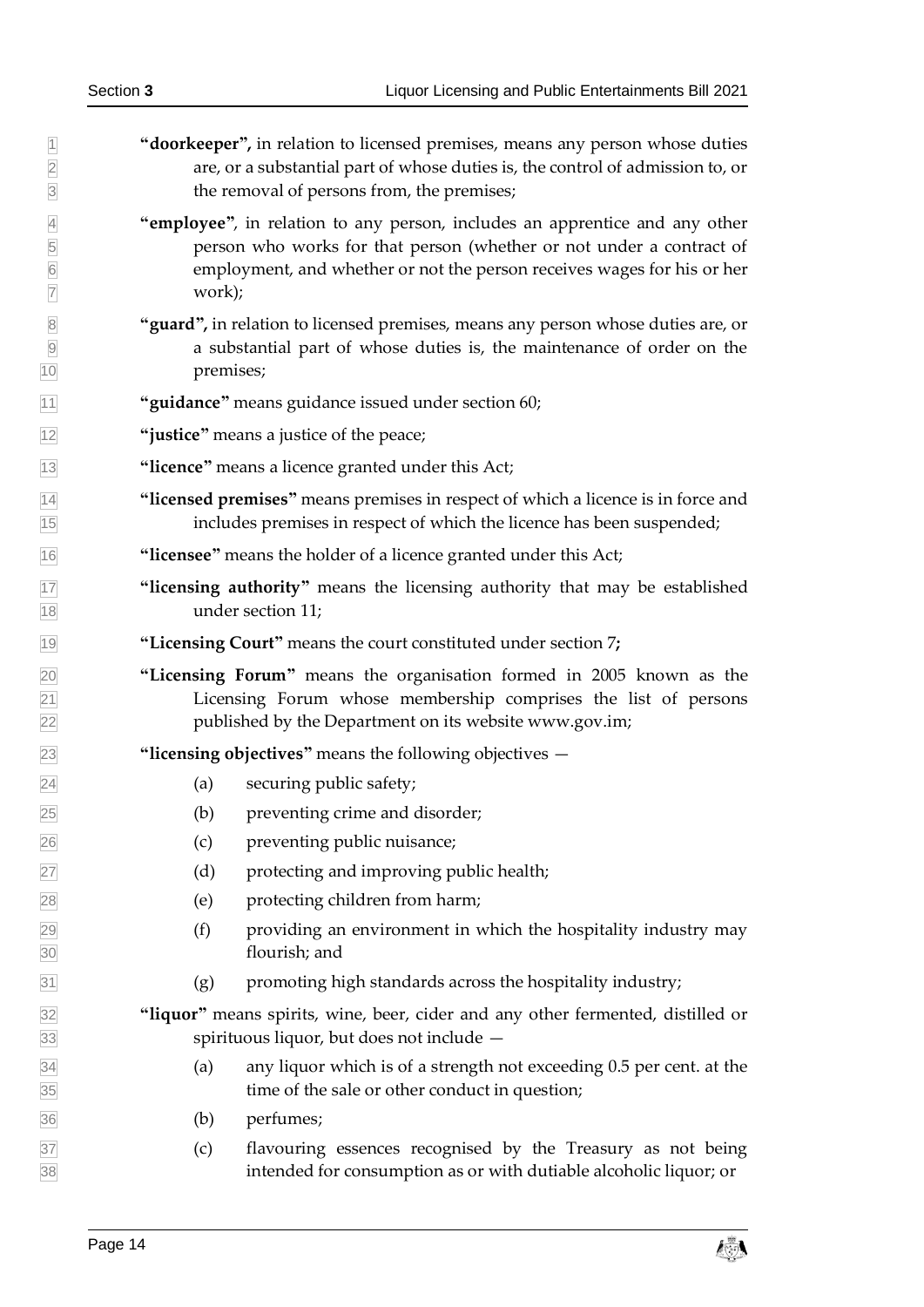**"doorkeeper",** in relation to licensed premises, means any person whose duties are, or a substantial part of whose duties is, the control of admission to, or the removal of persons from, the premises;

**"employee"**, in relation to any person, includes an apprentice and any other person who works for that person (whether or not under a contract of employment, and whether or not the person receives wages for his or her work);

**"guard",** in relation to licensed premises, means any person whose duties are, or a substantial part of whose duties is, the maintenance of order on the premises;

**"guidance"** means guidance issued under section 60;

**"justice"** means a justice of the peace;

**"licence"** means a licence granted under this Act;

**"licensed premises"** means premises in respect of which a licence is in force and includes premises in respect of which the licence has been suspended;

**"licensee"** means the holder of a licence granted under this Act;

**"licensing authority"** means the licensing authority that may be established under section 11;

**"Licensing Court"** means the court constituted under section 7**;**

**"Licensing Forum"** means the organisation formed in 2005 known as the Licensing Forum whose membership comprises the list of persons published by the Department on its website www.gov.im;

**"licensing objectives"** means the following objectives —

(a) securing public safety;

(b) preventing crime and disorder;

(c) preventing public nuisance;

(d) protecting and improving public health;

(e) protecting children from harm;

(f) providing an environment in which the hospitality industry may flourish; and

(g) promoting high standards across the hospitality industry;

**"liquor"** means spirits, wine, beer, cider and any other fermented, distilled or spirituous liquor, but does not include —

(a) any liquor which is of a strength not exceeding 0.5 per cent. at the time of the sale or other conduct in question;

(b) perfumes;

(c) flavouring essences recognised by the Treasury as not being intended for consumption as or with dutiable alcoholic liquor; or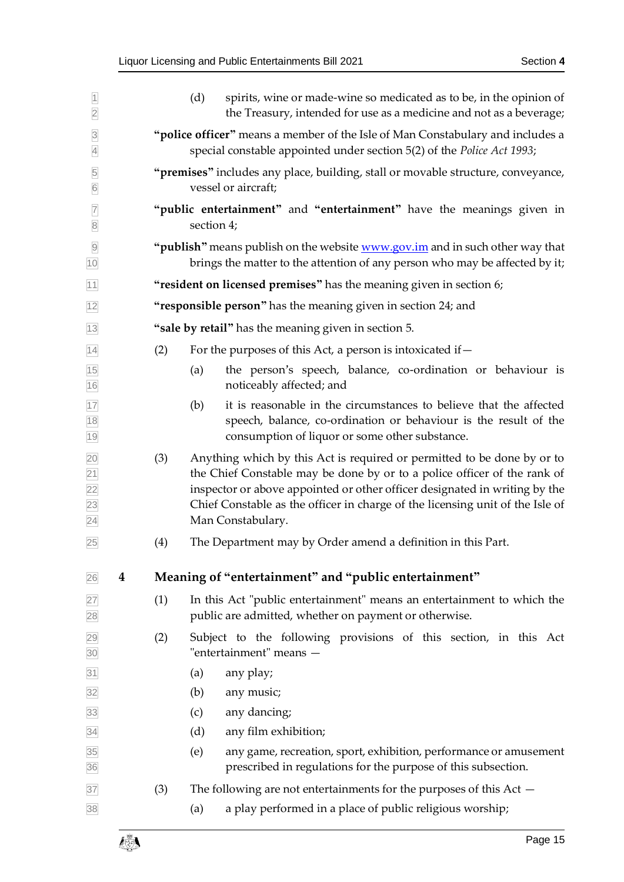(d) spirits, wine or made-wine so medicated as to be, in the opinion of the Treasury, intended for use as a medicine and not as a beverage;

**"police officer"** means a member of the Isle of Man Constabulary and includes a special constable appointed under section 5(2) of the *Police Act 1993*;

**"premises"** includes any place, building, stall or movable structure, conveyance, vessel or aircraft;

**"public entertainment"** and **"entertainment"** have the meanings given in section 4;

**"publish"** means publish on the website www.gov.im and in such other way that brings the matter to the attention of any person who may be affected by it;

**"resident on licensed premises"** has the meaning given in section 6;

**"responsible person"** has the meaning given in section 24; and

**"sale by retail"** has the meaning given in section 5.

(2) For the purposes of this Act, a person is intoxicated if—

(a) the person's speech, balance, co-ordination or behaviour is noticeably affected; and

(b) it is reasonable in the circumstances to believe that the affected speech, balance, co-ordination or behaviour is the result of the consumption of liquor or some other substance.

(3) Anything which by this Act is required or permitted to be done by or to the Chief Constable may be done by or to a police officer of the rank of inspector or above appointed or other officer designated in writing by the Chief Constable as the officer in charge of the licensing unit of the Isle of Man Constabulary.

(4) The Department may by Order amend a definition in this Part.

## 4 Meaning of "entertainment" and "public entertainment"

(1) In this Act "public entertainment" means an entertainment to which the public are admitted, whether on payment or otherwise.

(2) Subject to the following provisions of this section, in this Act "entertainment" means —

(a) any play;

(b) any music;

(c) any dancing;

(d) any film exhibition;

(e) any game, recreation, sport, exhibition, performance or amusement prescribed in regulations for the purpose of this subsection.

(3) The following are not entertainments for the purposes of this Act —

(a) a play performed in a place of public religious worship;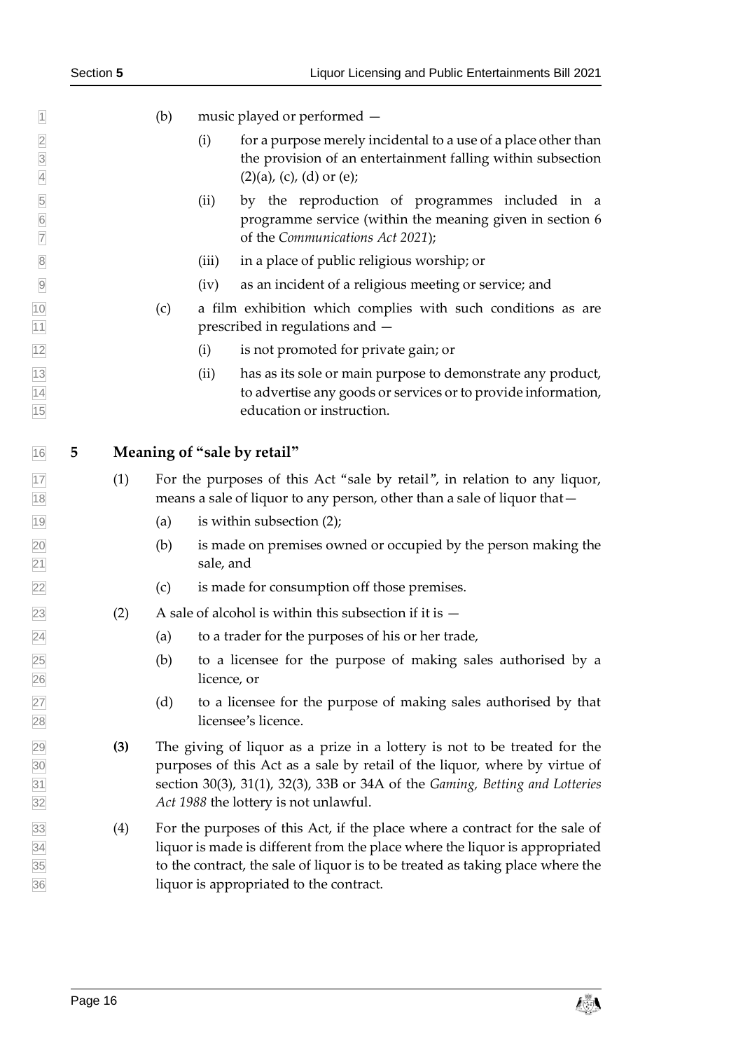(b) music played or performed —

(i) for a purpose merely incidental to a use of a place other than the provision of an entertainment falling within subsection (2)(a), (c), (d) or (e);

(ii) by the reproduction of programmes included in a programme service (within the meaning given in section 6 of the *Communications Act 2021*);

(iii) in a place of public religious worship; or

(iv) as an incident of a religious meeting or service; and

(c) a film exhibition which complies with such conditions as are prescribed in regulations and —

(i) is not promoted for private gain; or

(ii) has as its sole or main purpose to demonstrate any product, to advertise any goods or services or to provide information, education or instruction.

## 5 Meaning of "sale by retail"

(1) For the purposes of this Act "sale by retail", in relation to any liquor, means a sale of liquor to any person, other than a sale of liquor that—

(a) is within subsection (2);

(b) is made on premises owned or occupied by the person making the sale, and

(c) is made for consumption off those premises.

(2) A sale of alcohol is within this subsection if it is —

(a) to a trader for the purposes of his or her trade,

(b) to a licensee for the purpose of making sales authorised by a licence, or

(d) to a licensee for the purpose of making sales authorised by that licensee's licence.

**(3)** The giving of liquor as a prize in a lottery is not to be treated for the purposes of this Act as a sale by retail of the liquor, where by virtue of section 30(3), 31(1), 32(3), 33B or 34A of the *Gaming, Betting and Lotteries Act 1988* the lottery is not unlawful.

(4) For the purposes of this Act, if the place where a contract for the sale of liquor is made is different from the place where the liquor is appropriated to the contract, the sale of liquor is to be treated as taking place where the liquor is appropriated to the contract.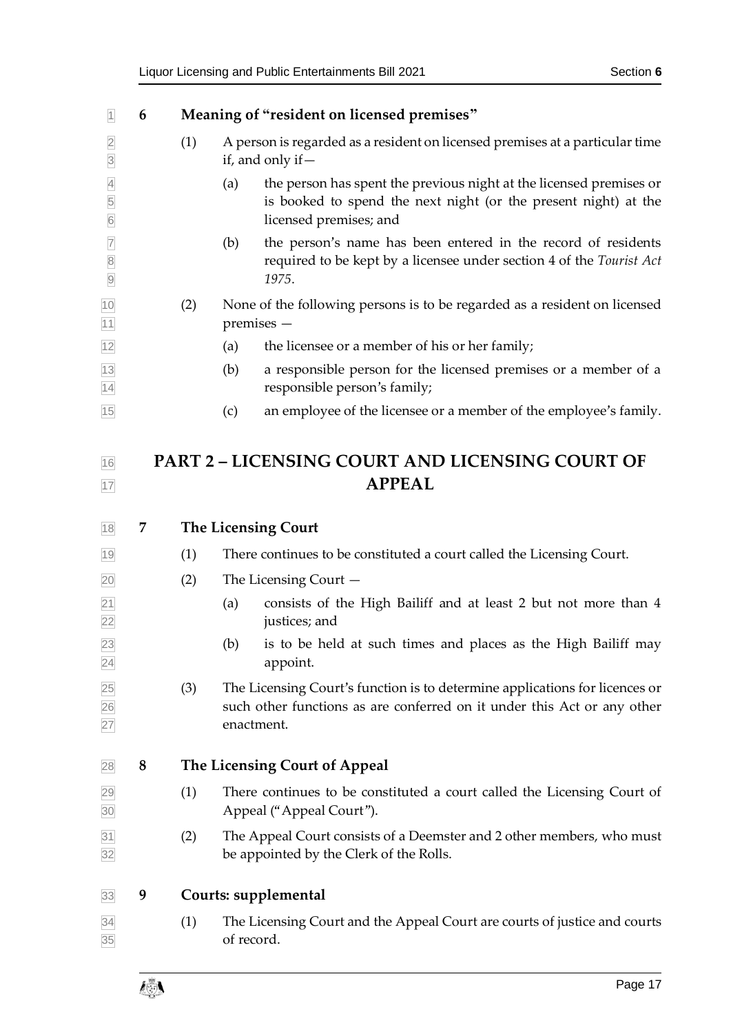**6 Meaning of "resident on licensed premises"**

(1) A person is regarded as a resident on licensed premises at a particular time if, and only if—

(a) the person has spent the previous night at the licensed premises or is booked to spend the next night (or the present night) at the licensed premises; and

(b) the person's name has been entered in the record of residents required to be kept by a licensee under section 4 of the *Tourist Act 1975*.

(2) None of the following persons is to be regarded as a resident on licensed premises —

(a) the licensee or a member of his or her family;

(b) a responsible person for the licensed premises or a member of a responsible person's family;

(c) an employee of the licensee or a member of the employee's family.

## PART 2 – LICENSING COURT AND LICENSING COURT OF APPEAL

**7 The Licensing Court**

(1) There continues to be constituted a court called the Licensing Court.

(2) The Licensing Court —

(a) consists of the High Bailiff and at least 2 but not more than 4 justices; and

(b) is to be held at such times and places as the High Bailiff may appoint.

(3) The Licensing Court's function is to determine applications for licences or such other functions as are conferred on it under this Act or any other enactment.

**8 The Licensing Court of Appeal**

(1) There continues to be constituted a court called the Licensing Court of Appeal ("Appeal Court").

(2) The Appeal Court consists of a Deemster and 2 other members, who must be appointed by the Clerk of the Rolls.

**9 Courts: supplemental**

(1) The Licensing Court and the Appeal Court are courts of justice and courts of record.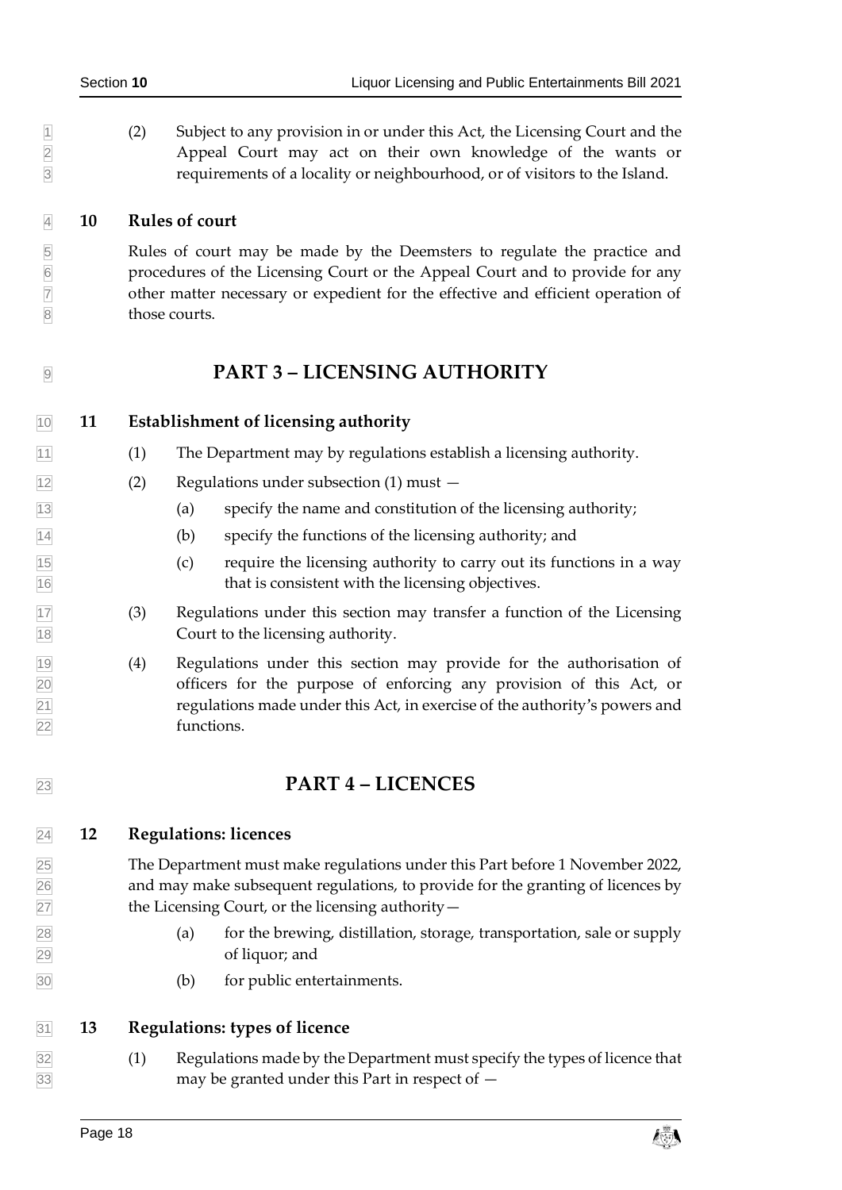(2) Subject to any provision in or under this Act, the Licensing Court and the Appeal Court may act on their own knowledge of the wants or requirements of a locality or neighbourhood, or of visitors to the Island.

### 10 Rules of court

Rules of court may be made by the Deemsters to regulate the practice and procedures of the Licensing Court or the Appeal Court and to provide for any other matter necessary or expedient for the effective and efficient operation of those courts.

## PART 3 – LICENSING AUTHORITY

### 11 Establishment of licensing authority

(1) The Department may by regulations establish a licensing authority.

(2) Regulations under subsection (1) must —

- (a) specify the name and constitution of the licensing authority;
- (b) specify the functions of the licensing authority; and
- (c) require the licensing authority to carry out its functions in a way that is consistent with the licensing objectives.

(3) Regulations under this section may transfer a function of the Licensing Court to the licensing authority.

(4) Regulations under this section may provide for the authorisation of officers for the purpose of enforcing any provision of this Act, or regulations made under this Act, in exercise of the authority's powers and functions.

## PART 4 – LICENCES

### 12 Regulations: licences

The Department must make regulations under this Part before 1 November 2022, and may make subsequent regulations, to provide for the granting of licences by the Licensing Court, or the licensing authority—

- (a) for the brewing, distillation, storage, transportation, sale or supply of liquor; and
- (b) for public entertainments.

### 13 Regulations: types of licence

(1) Regulations made by the Department must specify the types of licence that may be granted under this Part in respect of —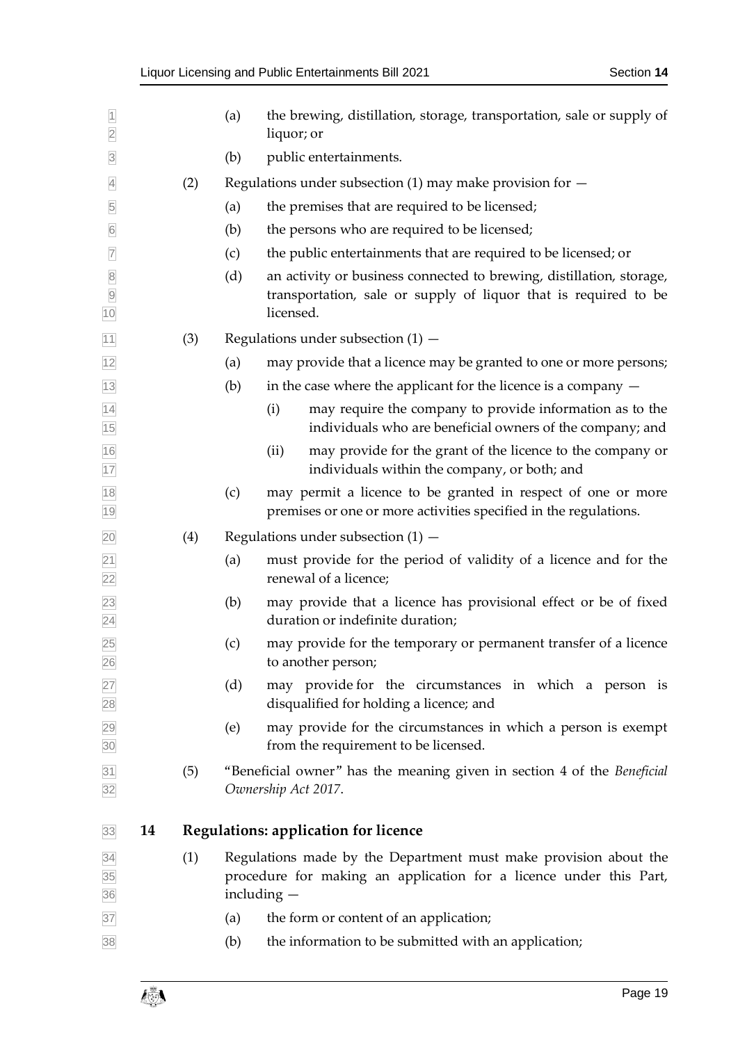(a) the brewing, distillation, storage, transportation, sale or supply of liquor; or

(b) public entertainments.

(2) Regulations under subsection (1) may make provision for —

(a) the premises that are required to be licensed;

(b) the persons who are required to be licensed;

(c) the public entertainments that are required to be licensed; or

(d) an activity or business connected to brewing, distillation, storage, transportation, sale or supply of liquor that is required to be licensed.

(3) Regulations under subsection (1) —

(a) may provide that a licence may be granted to one or more persons;

(b) in the case where the applicant for the licence is a company —

(i) may require the company to provide information as to the individuals who are beneficial owners of the company; and

(ii) may provide for the grant of the licence to the company or individuals within the company, or both; and

(c) may permit a licence to be granted in respect of one or more premises or one or more activities specified in the regulations.

(4) Regulations under subsection (1) —

(a) must provide for the period of validity of a licence and for the renewal of a licence;

(b) may provide that a licence has provisional effect or be of fixed duration or indefinite duration;

(c) may provide for the temporary or permanent transfer of a licence to another person;

(d) may provide for the circumstances in which a person is disqualified for holding a licence; and

(e) may provide for the circumstances in which a person is exempt from the requirement to be licensed.

(5) "Beneficial owner" has the meaning given in section 4 of the *Beneficial Ownership Act 2017*.

## 14 Regulations: application for licence

(1) Regulations made by the Department must make provision about the procedure for making an application for a licence under this Part, including —

(a) the form or content of an application;

(b) the information to be submitted with an application;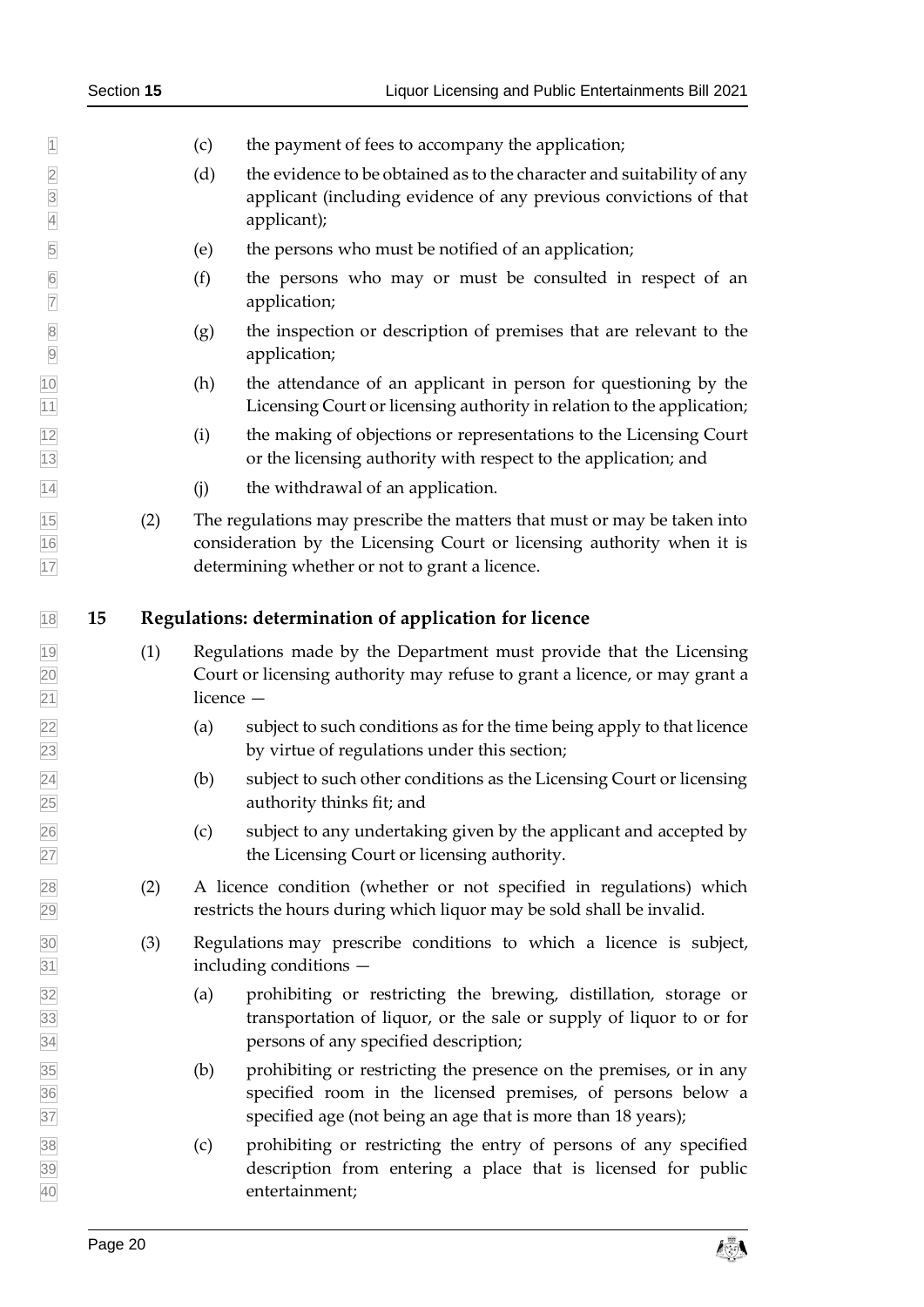(c) the payment of fees to accompany the application;

(d) the evidence to be obtained as to the character and suitability of any applicant (including evidence of any previous convictions of that applicant);

(e) the persons who must be notified of an application;

(f) the persons who may or must be consulted in respect of an application;

(g) the inspection or description of premises that are relevant to the application;

(h) the attendance of an applicant in person for questioning by the Licensing Court or licensing authority in relation to the application;

(i) the making of objections or representations to the Licensing Court or the licensing authority with respect to the application; and

(j) the withdrawal of an application.

(2) The regulations may prescribe the matters that must or may be taken into consideration by the Licensing Court or licensing authority when it is determining whether or not to grant a licence.

## 15 Regulations: determination of application for licence

(1) Regulations made by the Department must provide that the Licensing Court or licensing authority may refuse to grant a licence, or may grant a licence —

(a) subject to such conditions as for the time being apply to that licence by virtue of regulations under this section;

(b) subject to such other conditions as the Licensing Court or licensing authority thinks fit; and

(c) subject to any undertaking given by the applicant and accepted by the Licensing Court or licensing authority.

(2) A licence condition (whether or not specified in regulations) which restricts the hours during which liquor may be sold shall be invalid.

(3) Regulations may prescribe conditions to which a licence is subject, including conditions —

(a) prohibiting or restricting the brewing, distillation, storage or transportation of liquor, or the sale or supply of liquor to or for persons of any specified description;

(b) prohibiting or restricting the presence on the premises, or in any specified room in the licensed premises, of persons below a specified age (not being an age that is more than 18 years);

(c) prohibiting or restricting the entry of persons of any specified description from entering a place that is licensed for public entertainment;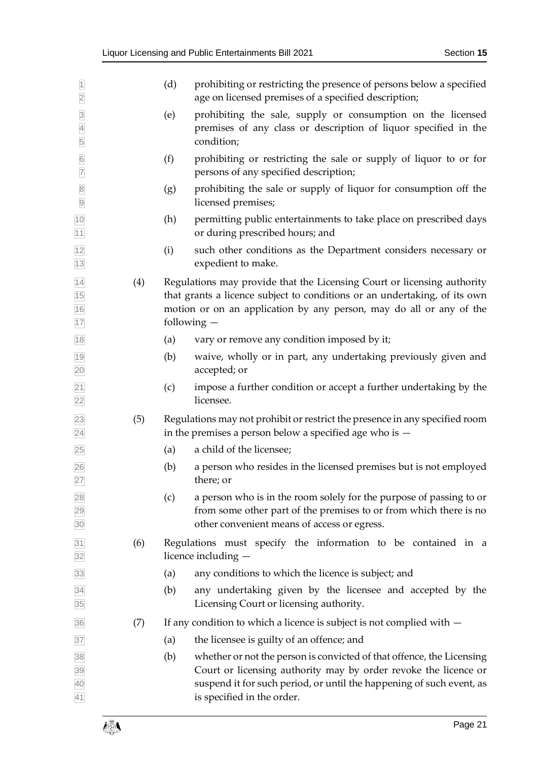(d) prohibiting or restricting the presence of persons below a specified age on licensed premises of a specified description;

(e) prohibiting the sale, supply or consumption on the licensed premises of any class or description of liquor specified in the condition;

(f) prohibiting or restricting the sale or supply of liquor to or for persons of any specified description;

(g) prohibiting the sale or supply of liquor for consumption off the licensed premises;

(h) permitting public entertainments to take place on prescribed days or during prescribed hours; and

(i) such other conditions as the Department considers necessary or expedient to make.

(4) Regulations may provide that the Licensing Court or licensing authority that grants a licence subject to conditions or an undertaking, of its own motion or on an application by any person, may do all or any of the following —

(a) vary or remove any condition imposed by it;

(b) waive, wholly or in part, any undertaking previously given and accepted; or

(c) impose a further condition or accept a further undertaking by the licensee.

(5) Regulations may not prohibit or restrict the presence in any specified room in the premises a person below a specified age who is —

(a) a child of the licensee;

(b) a person who resides in the licensed premises but is not employed there; or

(c) a person who is in the room solely for the purpose of passing to or from some other part of the premises to or from which there is no other convenient means of access or egress.

(6) Regulations must specify the information to be contained in a licence including —

(a) any conditions to which the licence is subject; and

(b) any undertaking given by the licensee and accepted by the Licensing Court or licensing authority.

(7) If any condition to which a licence is subject is not complied with —

(a) the licensee is guilty of an offence; and

(b) whether or not the person is convicted of that offence, the Licensing Court or licensing authority may by order revoke the licence or suspend it for such period, or until the happening of such event, as is specified in the order.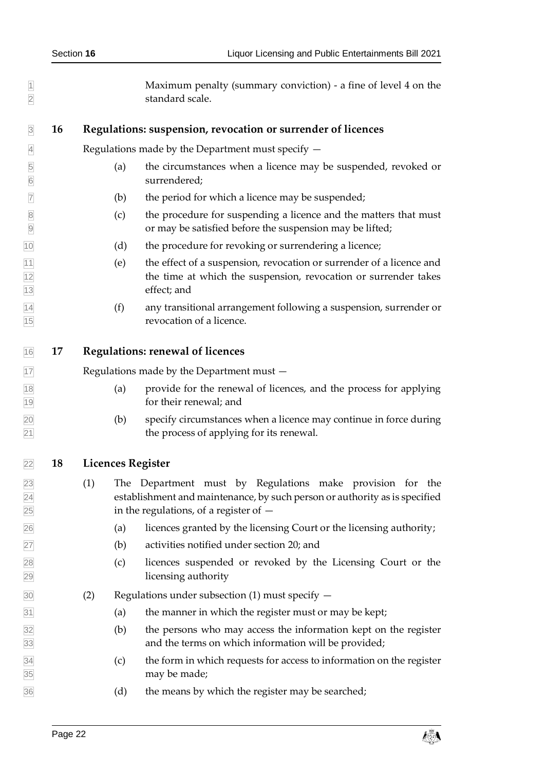Maximum penalty (summary conviction) - a fine of level 4 on the standard scale.

## 16 Regulations: suspension, revocation or surrender of licences

Regulations made by the Department must specify —

(a) the circumstances when a licence may be suspended, revoked or surrendered;

(b) the period for which a licence may be suspended;

(c) the procedure for suspending a licence and the matters that must or may be satisfied before the suspension may be lifted;

(d) the procedure for revoking or surrendering a licence;

(e) the effect of a suspension, revocation or surrender of a licence and the time at which the suspension, revocation or surrender takes effect; and

(f) any transitional arrangement following a suspension, surrender or revocation of a licence.

## 17 Regulations: renewal of licences

Regulations made by the Department must —

(a) provide for the renewal of licences, and the process for applying for their renewal; and

(b) specify circumstances when a licence may continue in force during the process of applying for its renewal.

## 18 Licences Register

(1) The Department must by Regulations make provision for the establishment and maintenance, by such person or authority as is specified in the regulations, of a register of —

(a) licences granted by the licensing Court or the licensing authority;

(b) activities notified under section 20; and

(c) licences suspended or revoked by the Licensing Court or the licensing authority

(2) Regulations under subsection (1) must specify —

(a) the manner in which the register must or may be kept;

(b) the persons who may access the information kept on the register and the terms on which information will be provided;

(c) the form in which requests for access to information on the register may be made;

(d) the means by which the register may be searched;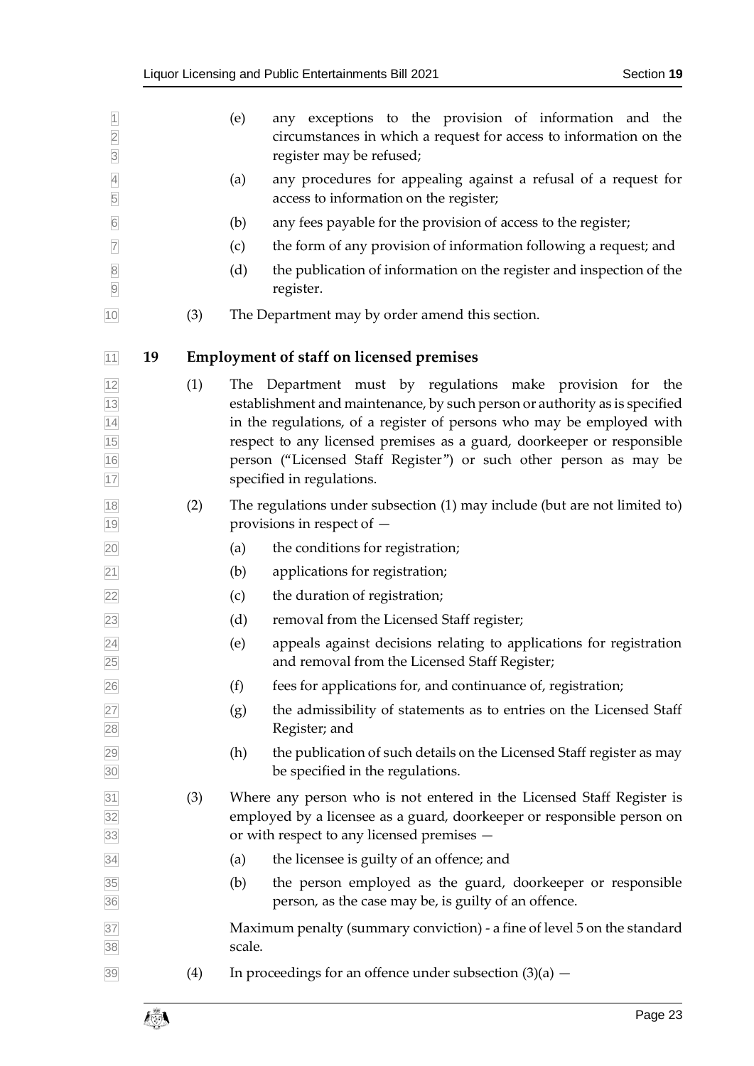(e) any exceptions to the provision of information and the circumstances in which a request for access to information on the register may be refused;

(a) any procedures for appealing against a refusal of a request for access to information on the register;

(b) any fees payable for the provision of access to the register;

(c) the form of any provision of information following a request; and

(d) the publication of information on the register and inspection of the register.

(3) The Department may by order amend this section.

## 19 Employment of staff on licensed premises

(1) The Department must by regulations make provision for the establishment and maintenance, by such person or authority as is specified in the regulations, of a register of persons who may be employed with respect to any licensed premises as a guard, doorkeeper or responsible person ("Licensed Staff Register") or such other person as may be specified in regulations.

(2) The regulations under subsection (1) may include (but are not limited to) provisions in respect of —

(a) the conditions for registration;

(b) applications for registration;

(c) the duration of registration;

(d) removal from the Licensed Staff register;

(e) appeals against decisions relating to applications for registration and removal from the Licensed Staff Register;

(f) fees for applications for, and continuance of, registration;

(g) the admissibility of statements as to entries on the Licensed Staff Register; and

(h) the publication of such details on the Licensed Staff register as may be specified in the regulations.

(3) Where any person who is not entered in the Licensed Staff Register is employed by a licensee as a guard, doorkeeper or responsible person on or with respect to any licensed premises —

(a) the licensee is guilty of an offence; and

(b) the person employed as the guard, doorkeeper or responsible person, as the case may be, is guilty of an offence.

Maximum penalty (summary conviction) - a fine of level 5 on the standard scale.

(4) In proceedings for an offence under subsection (3)(a) —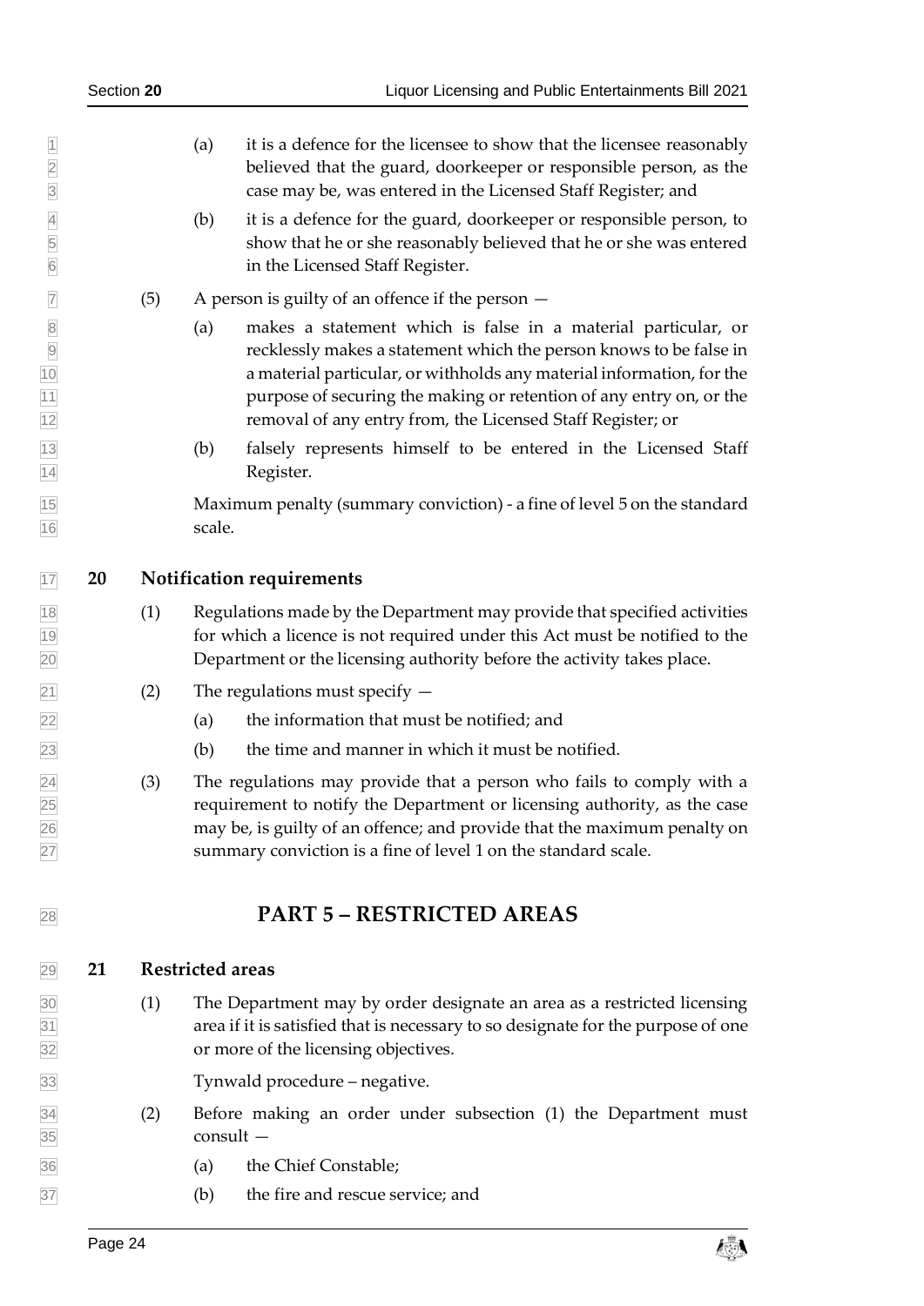(a) it is a defence for the licensee to show that the licensee reasonably believed that the guard, doorkeeper or responsible person, as the case may be, was entered in the Licensed Staff Register; and

(b) it is a defence for the guard, doorkeeper or responsible person, to show that he or she reasonably believed that he or she was entered in the Licensed Staff Register.

(5) A person is guilty of an offence if the person —

(a) makes a statement which is false in a material particular, or recklessly makes a statement which the person knows to be false in a material particular, or withholds any material information, for the purpose of securing the making or retention of any entry on, or the removal of any entry from, the Licensed Staff Register; or

(b) falsely represents himself to be entered in the Licensed Staff Register.

Maximum penalty (summary conviction) - a fine of level 5 on the standard scale.

### 20 Notification requirements

(1) Regulations made by the Department may provide that specified activities for which a licence is not required under this Act must be notified to the Department or the licensing authority before the activity takes place.

(2) The regulations must specify —

(a) the information that must be notified; and

(b) the time and manner in which it must be notified.

(3) The regulations may provide that a person who fails to comply with a requirement to notify the Department or licensing authority, as the case may be, is guilty of an offence; and provide that the maximum penalty on summary conviction is a fine of level 1 on the standard scale.

## PART 5 – RESTRICTED AREAS

### 21 Restricted areas

(1) The Department may by order designate an area as a restricted licensing area if it is satisfied that is necessary to so designate for the purpose of one or more of the licensing objectives.

Tynwald procedure – negative.

(2) Before making an order under subsection (1) the Department must consult —

(a) the Chief Constable;

(b) the fire and rescue service; and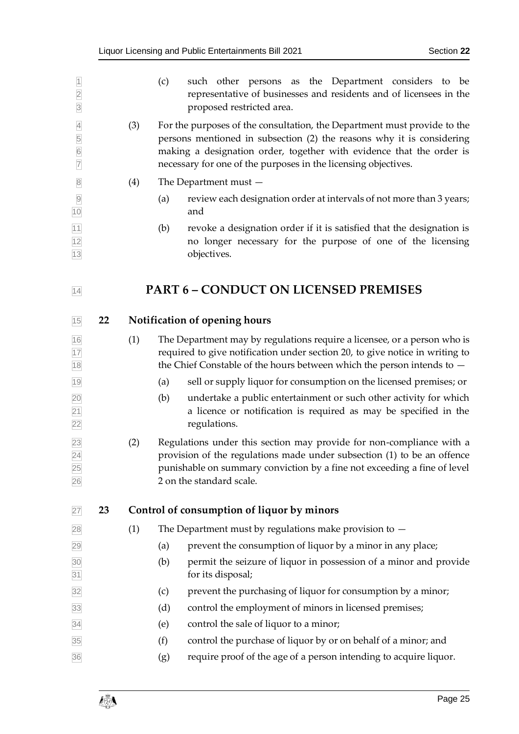(c) such other persons as the Department considers to be representative of businesses and residents and of licensees in the proposed restricted area.

(3) For the purposes of the consultation, the Department must provide to the persons mentioned in subsection (2) the reasons why it is considering making a designation order, together with evidence that the order is necessary for one of the purposes in the licensing objectives.

(4) The Department must —

(a) review each designation order at intervals of not more than 3 years; and

(b) revoke a designation order if it is satisfied that the designation is no longer necessary for the purpose of one of the licensing objectives.

# PART 6 – CONDUCT ON LICENSED PREMISES

## 22 Notification of opening hours

(1) The Department may by regulations require a licensee, or a person who is required to give notification under section 20, to give notice in writing to the Chief Constable of the hours between which the person intends to —

(a) sell or supply liquor for consumption on the licensed premises; or

(b) undertake a public entertainment or such other activity for which a licence or notification is required as may be specified in the regulations.

(2) Regulations under this section may provide for non-compliance with a provision of the regulations made under subsection (1) to be an offence punishable on summary conviction by a fine not exceeding a fine of level 2 on the standard scale.

## 23 Control of consumption of liquor by minors

(1) The Department must by regulations make provision to —

(a) prevent the consumption of liquor by a minor in any place;

(b) permit the seizure of liquor in possession of a minor and provide for its disposal;

(c) prevent the purchasing of liquor for consumption by a minor;

(d) control the employment of minors in licensed premises;

(e) control the sale of liquor to a minor;

(f) control the purchase of liquor by or on behalf of a minor; and

(g) require proof of the age of a person intending to acquire liquor.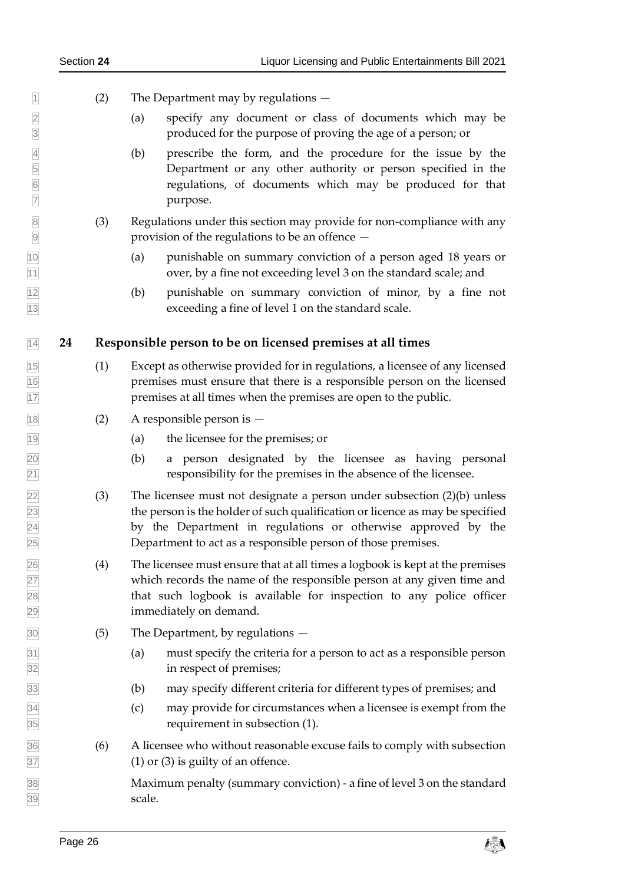(2) The Department may by regulations —

(a) specify any document or class of documents which may be produced for the purpose of proving the age of a person; or

(b) prescribe the form, and the procedure for the issue by the Department or any other authority or person specified in the regulations, of documents which may be produced for that purpose.

(3) Regulations under this section may provide for non-compliance with any provision of the regulations to be an offence —

(a) punishable on summary conviction of a person aged 18 years or over, by a fine not exceeding level 3 on the standard scale; and

(b) punishable on summary conviction of minor, by a fine not exceeding a fine of level 1 on the standard scale.

## 24 Responsible person to be on licensed premises at all times

(1) Except as otherwise provided for in regulations, a licensee of any licensed premises must ensure that there is a responsible person on the licensed premises at all times when the premises are open to the public.

(2) A responsible person is —

(a) the licensee for the premises; or

(b) a person designated by the licensee as having personal responsibility for the premises in the absence of the licensee.

(3) The licensee must not designate a person under subsection (2)(b) unless the person is the holder of such qualification or licence as may be specified by the Department in regulations or otherwise approved by the Department to act as a responsible person of those premises.

(4) The licensee must ensure that at all times a logbook is kept at the premises which records the name of the responsible person at any given time and that such logbook is available for inspection to any police officer immediately on demand.

(5) The Department, by regulations —

(a) must specify the criteria for a person to act as a responsible person in respect of premises;

(b) may specify different criteria for different types of premises; and

(c) may provide for circumstances when a licensee is exempt from the requirement in subsection (1).

(6) A licensee who without reasonable excuse fails to comply with subsection (1) or (3) is guilty of an offence.

Maximum penalty (summary conviction) - a fine of level 3 on the standard scale.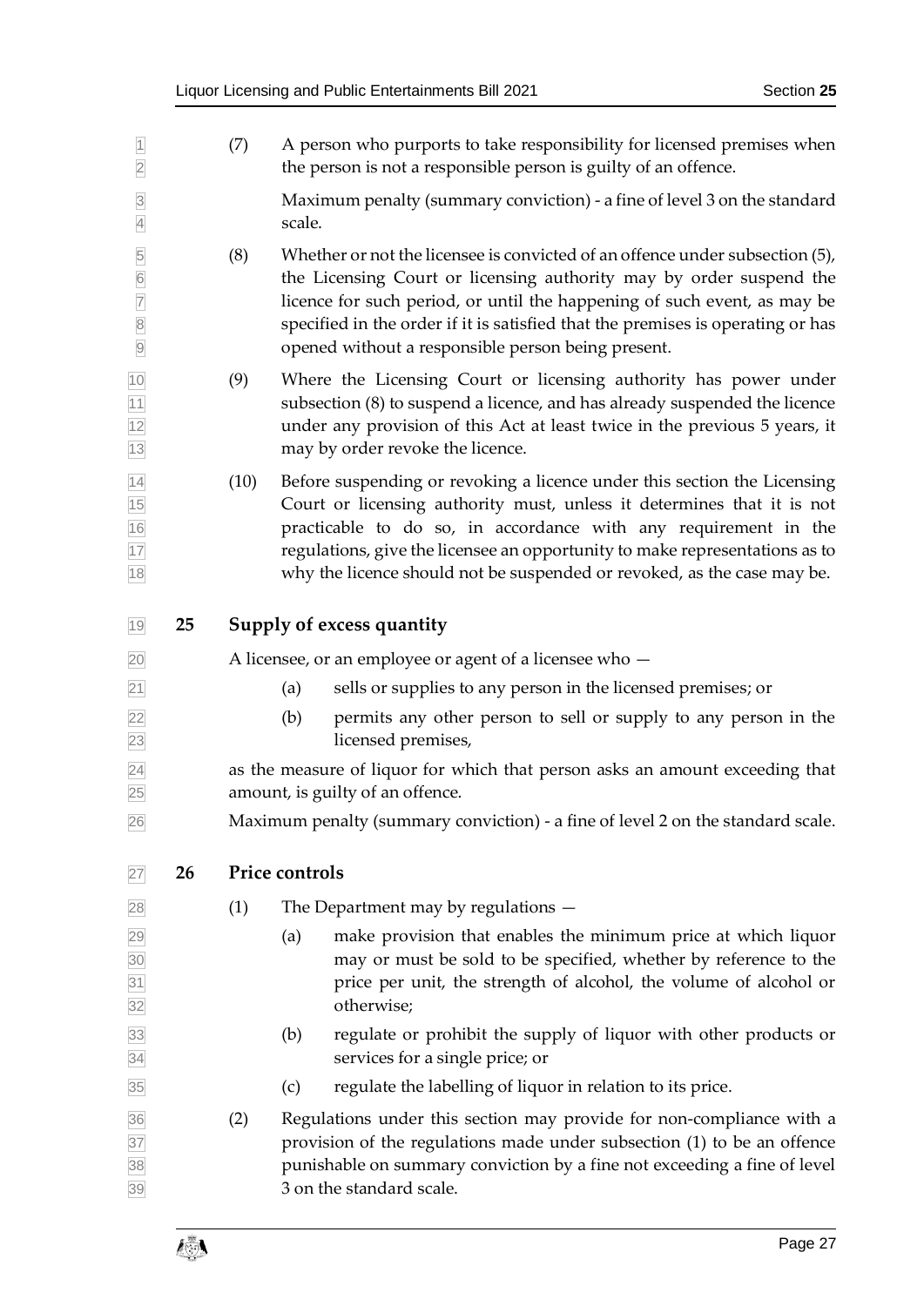(7) A person who purports to take responsibility for licensed premises when the person is not a responsible person is guilty of an offence.

Maximum penalty (summary conviction) - a fine of level 3 on the standard scale.

(8) Whether or not the licensee is convicted of an offence under subsection (5), the Licensing Court or licensing authority may by order suspend the licence for such period, or until the happening of such event, as may be specified in the order if it is satisfied that the premises is operating or has opened without a responsible person being present.

(9) Where the Licensing Court or licensing authority has power under subsection (8) to suspend a licence, and has already suspended the licence under any provision of this Act at least twice in the previous 5 years, it may by order revoke the licence.

(10) Before suspending or revoking a licence under this section the Licensing Court or licensing authority must, unless it determines that it is not practicable to do so, in accordance with any requirement in the regulations, give the licensee an opportunity to make representations as to why the licence should not be suspended or revoked, as the case may be.

## 25 Supply of excess quantity

A licensee, or an employee or agent of a licensee who —

(a) sells or supplies to any person in the licensed premises; or

(b) permits any other person to sell or supply to any person in the licensed premises,

as the measure of liquor for which that person asks an amount exceeding that amount, is guilty of an offence.

Maximum penalty (summary conviction) - a fine of level 2 on the standard scale.

## 26 Price controls

(1) The Department may by regulations —

(a) make provision that enables the minimum price at which liquor may or must be sold to be specified, whether by reference to the price per unit, the strength of alcohol, the volume of alcohol or otherwise;

(b) regulate or prohibit the supply of liquor with other products or services for a single price; or

(c) regulate the labelling of liquor in relation to its price.

(2) Regulations under this section may provide for non-compliance with a provision of the regulations made under subsection (1) to be an offence punishable on summary conviction by a fine not exceeding a fine of level 3 on the standard scale.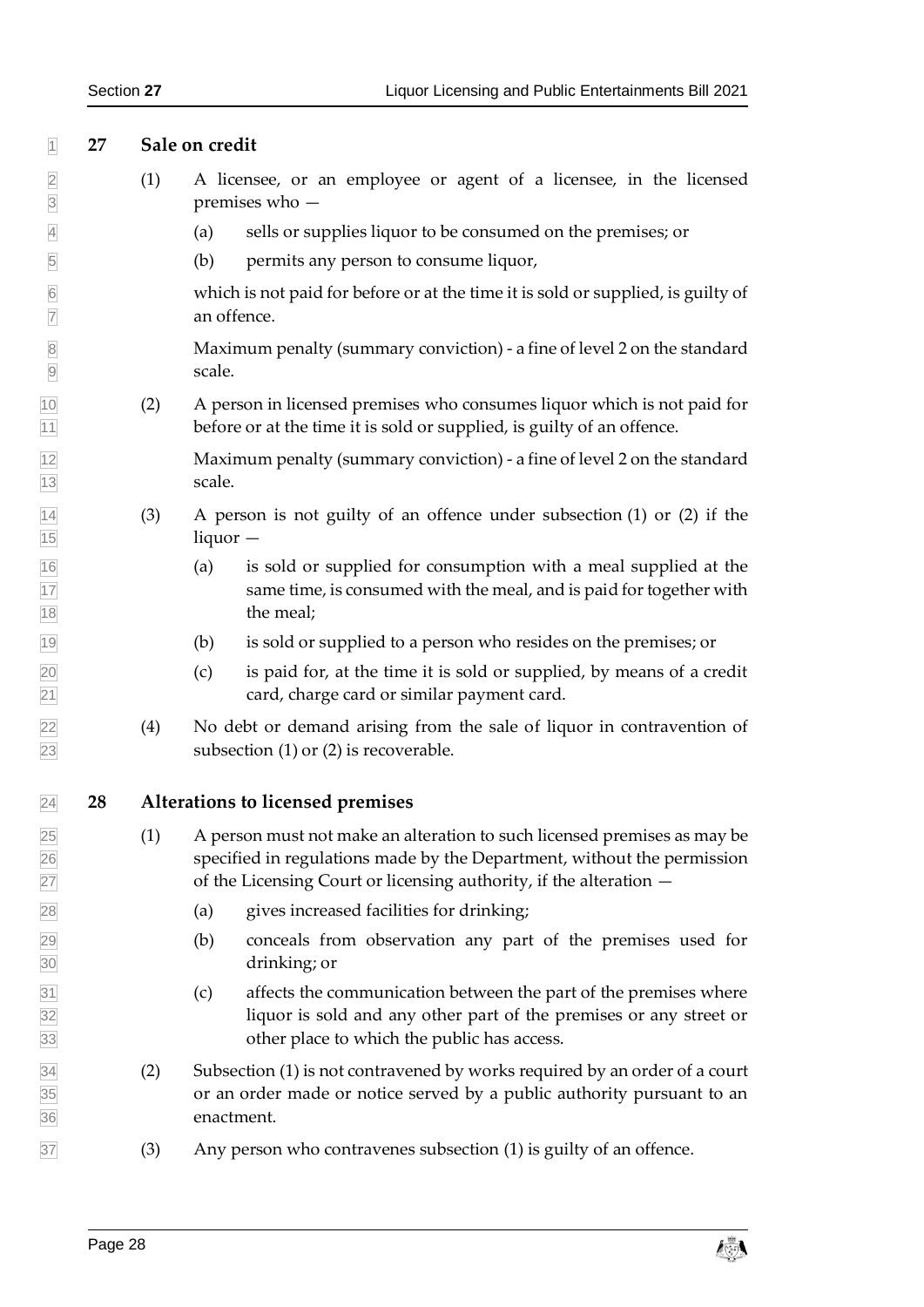## 27 Sale on credit

(1) A licensee, or an employee or agent of a licensee, in the licensed premises who —

(a) sells or supplies liquor to be consumed on the premises; or

(b) permits any person to consume liquor,

which is not paid for before or at the time it is sold or supplied, is guilty of an offence.

Maximum penalty (summary conviction) - a fine of level 2 on the standard scale.

(2) A person in licensed premises who consumes liquor which is not paid for before or at the time it is sold or supplied, is guilty of an offence.

Maximum penalty (summary conviction) - a fine of level 2 on the standard scale.

(3) A person is not guilty of an offence under subsection (1) or (2) if the liquor —

(a) is sold or supplied for consumption with a meal supplied at the same time, is consumed with the meal, and is paid for together with the meal;

(b) is sold or supplied to a person who resides on the premises; or

(c) is paid for, at the time it is sold or supplied, by means of a credit card, charge card or similar payment card.

(4) No debt or demand arising from the sale of liquor in contravention of subsection (1) or (2) is recoverable.

## 28 Alterations to licensed premises

(1) A person must not make an alteration to such licensed premises as may be specified in regulations made by the Department, without the permission of the Licensing Court or licensing authority, if the alteration —

(a) gives increased facilities for drinking;

(b) conceals from observation any part of the premises used for drinking; or

(c) affects the communication between the part of the premises where liquor is sold and any other part of the premises or any street or other place to which the public has access.

(2) Subsection (1) is not contravened by works required by an order of a court or an order made or notice served by a public authority pursuant to an enactment.

(3) Any person who contravenes subsection (1) is guilty of an offence.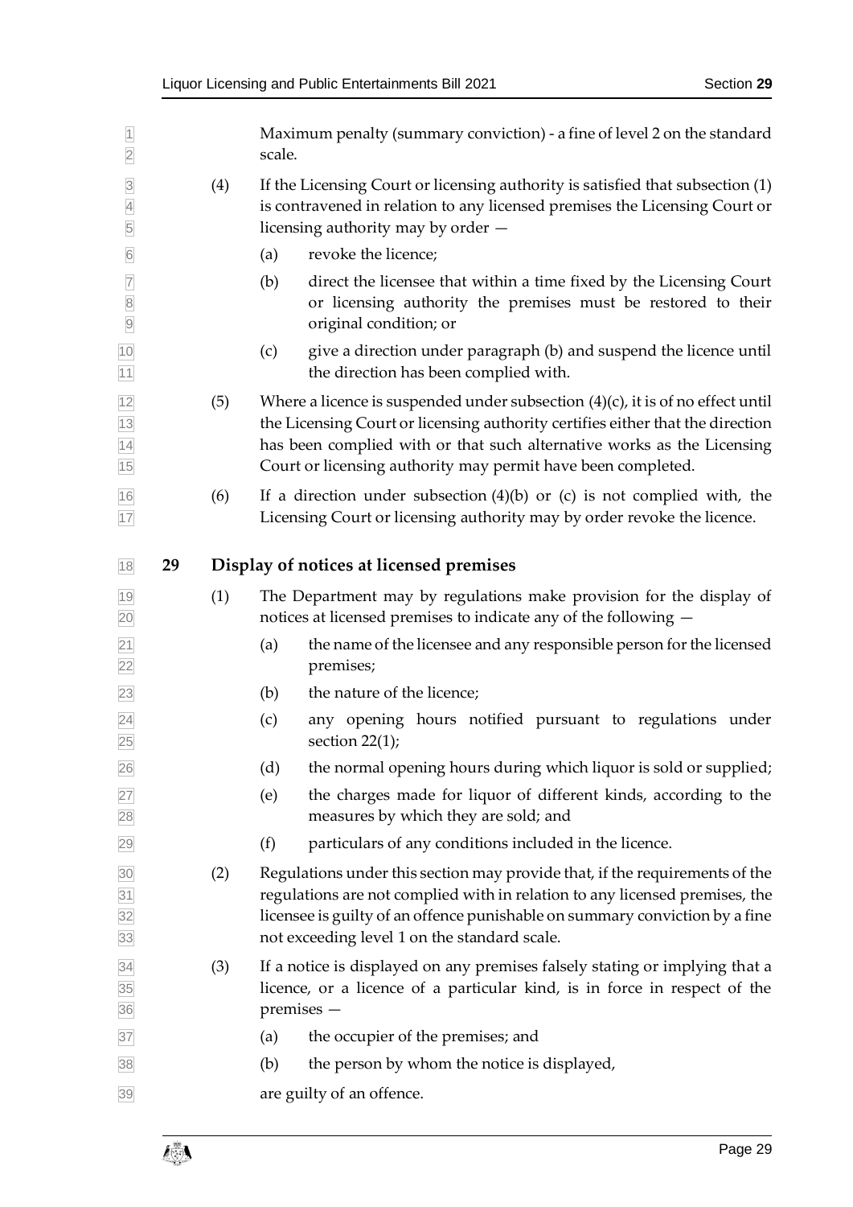Maximum penalty (summary conviction) - a fine of level 2 on the standard scale.

(4) If the Licensing Court or licensing authority is satisfied that subsection (1) is contravened in relation to any licensed premises the Licensing Court or licensing authority may by order —

(a) revoke the licence;

(b) direct the licensee that within a time fixed by the Licensing Court or licensing authority the premises must be restored to their original condition; or

(c) give a direction under paragraph (b) and suspend the licence until the direction has been complied with.

(5) Where a licence is suspended under subsection (4)(c), it is of no effect until the Licensing Court or licensing authority certifies either that the direction has been complied with or that such alternative works as the Licensing Court or licensing authority may permit have been completed.

(6) If a direction under subsection (4)(b) or (c) is not complied with, the Licensing Court or licensing authority may by order revoke the licence.

## 29 Display of notices at licensed premises

(1) The Department may by regulations make provision for the display of notices at licensed premises to indicate any of the following —

(a) the name of the licensee and any responsible person for the licensed premises;

(b) the nature of the licence;

(c) any opening hours notified pursuant to regulations under section 22(1);

(d) the normal opening hours during which liquor is sold or supplied;

(e) the charges made for liquor of different kinds, according to the measures by which they are sold; and

(f) particulars of any conditions included in the licence.

(2) Regulations under this section may provide that, if the requirements of the regulations are not complied with in relation to any licensed premises, the licensee is guilty of an offence punishable on summary conviction by a fine not exceeding level 1 on the standard scale.

(3) If a notice is displayed on any premises falsely stating or implying that a licence, or a licence of a particular kind, is in force in respect of the premises —

(a) the occupier of the premises; and

(b) the person by whom the notice is displayed,

are guilty of an offence.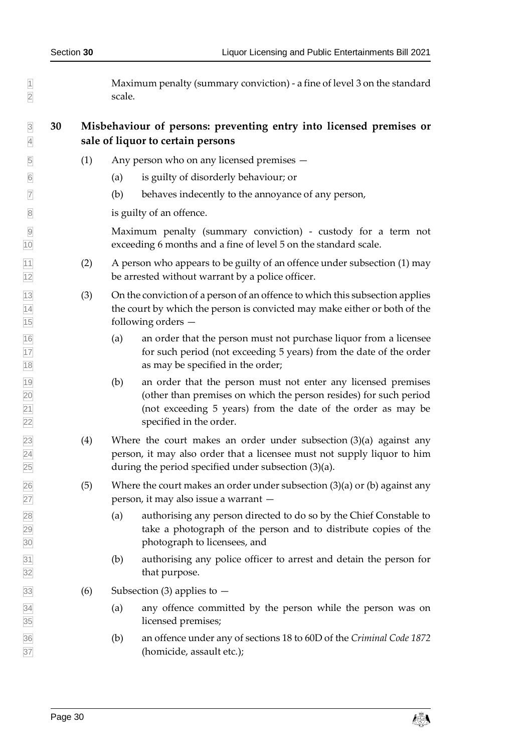Maximum penalty (summary conviction) - a fine of level 3 on the standard scale.

## 30 Misbehaviour of persons: preventing entry into licensed premises or sale of liquor to certain persons

(1) Any person who on any licensed premises —

(a) is guilty of disorderly behaviour; or

(b) behaves indecently to the annoyance of any person,

is guilty of an offence.

Maximum penalty (summary conviction) - custody for a term not exceeding 6 months and a fine of level 5 on the standard scale.

(2) A person who appears to be guilty of an offence under subsection (1) may be arrested without warrant by a police officer.

(3) On the conviction of a person of an offence to which this subsection applies the court by which the person is convicted may make either or both of the following orders —

(a) an order that the person must not purchase liquor from a licensee for such period (not exceeding 5 years) from the date of the order as may be specified in the order;

(b) an order that the person must not enter any licensed premises (other than premises on which the person resides) for such period (not exceeding 5 years) from the date of the order as may be specified in the order.

(4) Where the court makes an order under subsection (3)(a) against any person, it may also order that a licensee must not supply liquor to him during the period specified under subsection (3)(a).

(5) Where the court makes an order under subsection (3)(a) or (b) against any person, it may also issue a warrant —

(a) authorising any person directed to do so by the Chief Constable to take a photograph of the person and to distribute copies of the photograph to licensees, and

(b) authorising any police officer to arrest and detain the person for that purpose.

(6) Subsection (3) applies to —

(a) any offence committed by the person while the person was on licensed premises;

(b) an offence under any of sections 18 to 60D of the *Criminal Code 1872* (homicide, assault etc.);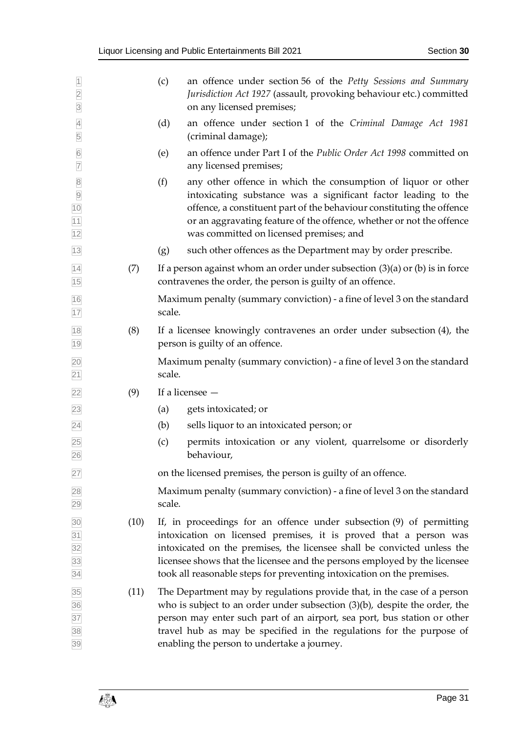(c) an offence under section 56 of the *Petty Sessions and Summary Jurisdiction Act 1927* (assault, provoking behaviour etc.) committed on any licensed premises;

(d) an offence under section 1 of the *Criminal Damage Act 1981* (criminal damage);

(e) an offence under Part I of the *Public Order Act 1998* committed on any licensed premises;

(f) any other offence in which the consumption of liquor or other intoxicating substance was a significant factor leading to the offence, a constituent part of the behaviour constituting the offence or an aggravating feature of the offence, whether or not the offence was committed on licensed premises; and

(g) such other offences as the Department may by order prescribe.

(7) If a person against whom an order under subsection (3)(a) or (b) is in force contravenes the order, the person is guilty of an offence.

Maximum penalty (summary conviction) - a fine of level 3 on the standard scale.

(8) If a licensee knowingly contravenes an order under subsection (4), the person is guilty of an offence.

Maximum penalty (summary conviction) - a fine of level 3 on the standard scale.

(9) If a licensee —

(a) gets intoxicated; or

(b) sells liquor to an intoxicated person; or

(c) permits intoxication or any violent, quarrelsome or disorderly behaviour,

on the licensed premises, the person is guilty of an offence.

Maximum penalty (summary conviction) - a fine of level 3 on the standard scale.

(10) If, in proceedings for an offence under subsection (9) of permitting intoxication on licensed premises, it is proved that a person was intoxicated on the premises, the licensee shall be convicted unless the licensee shows that the licensee and the persons employed by the licensee took all reasonable steps for preventing intoxication on the premises.

(11) The Department may by regulations provide that, in the case of a person who is subject to an order under subsection (3)(b), despite the order, the person may enter such part of an airport, sea port, bus station or other travel hub as may be specified in the regulations for the purpose of enabling the person to undertake a journey.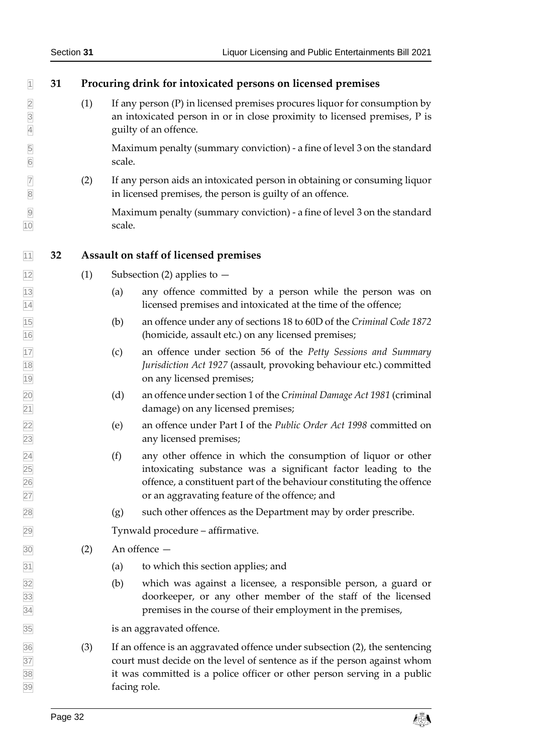## 31 Procuring drink for intoxicated persons on licensed premises

(1) If any person (P) in licensed premises procures liquor for consumption by an intoxicated person in or in close proximity to licensed premises, P is guilty of an offence.

Maximum penalty (summary conviction) - a fine of level 3 on the standard scale.

(2) If any person aids an intoxicated person in obtaining or consuming liquor in licensed premises, the person is guilty of an offence.

Maximum penalty (summary conviction) - a fine of level 3 on the standard scale.

## 32 Assault on staff of licensed premises

(1) Subsection (2) applies to —

(a) any offence committed by a person while the person was on licensed premises and intoxicated at the time of the offence;

(b) an offence under any of sections 18 to 60D of the *Criminal Code 1872* (homicide, assault etc.) on any licensed premises;

(c) an offence under section 56 of the *Petty Sessions and Summary Jurisdiction Act 1927* (assault, provoking behaviour etc.) committed on any licensed premises;

(d) an offence under section 1 of the *Criminal Damage Act 1981* (criminal damage) on any licensed premises;

(e) an offence under Part I of the *Public Order Act 1998* committed on any licensed premises;

(f) any other offence in which the consumption of liquor or other intoxicating substance was a significant factor leading to the offence, a constituent part of the behaviour constituting the offence or an aggravating feature of the offence; and

(g) such other offences as the Department may by order prescribe.

Tynwald procedure – affirmative.

(2) An offence —

(a) to which this section applies; and

(b) which was against a licensee, a responsible person, a guard or doorkeeper, or any other member of the staff of the licensed premises in the course of their employment in the premises,

is an aggravated offence.

(3) If an offence is an aggravated offence under subsection (2), the sentencing court must decide on the level of sentence as if the person against whom it was committed is a police officer or other person serving in a public facing role.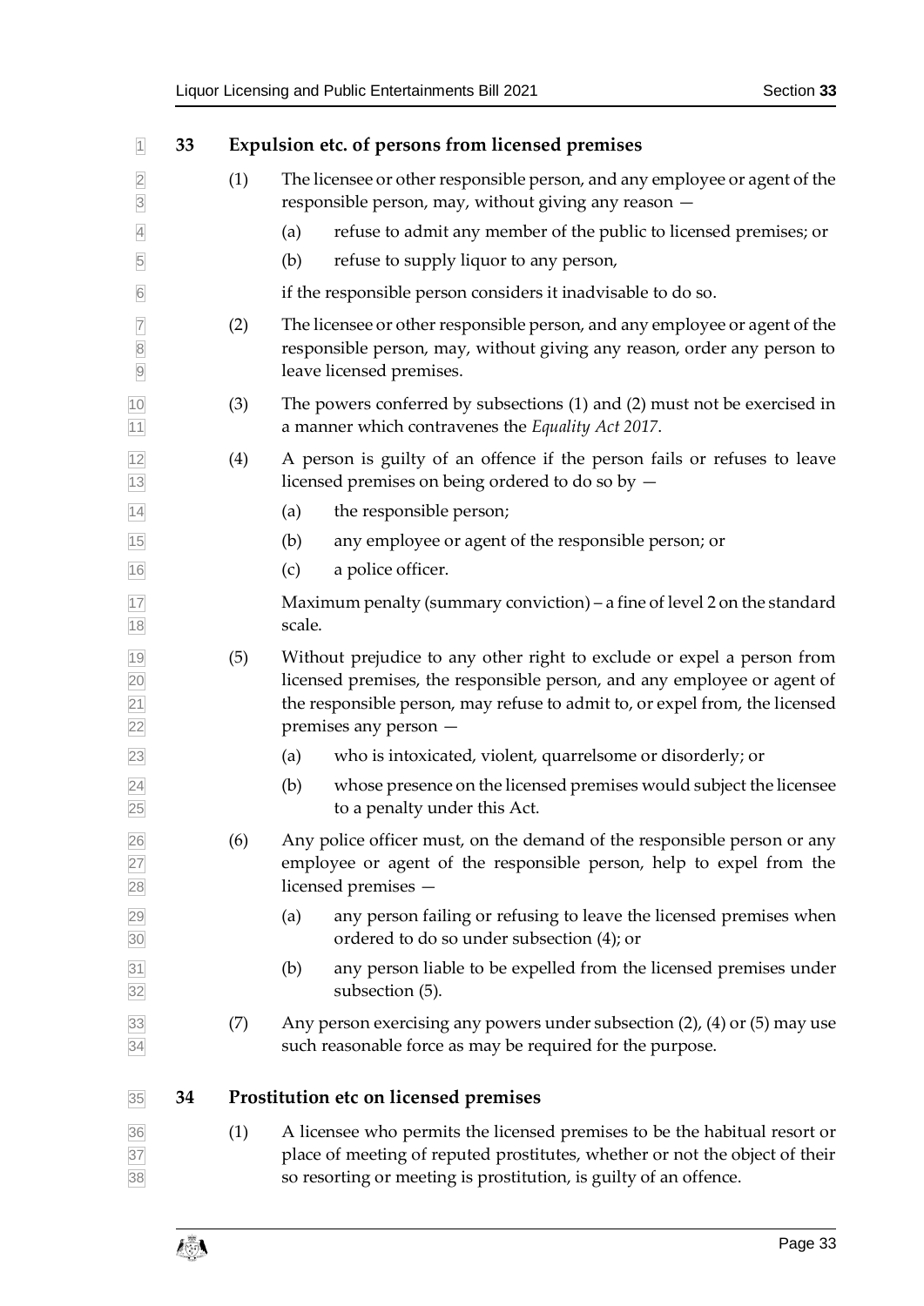## 33 Expulsion etc. of persons from licensed premises

(1) The licensee or other responsible person, and any employee or agent of the responsible person, may, without giving any reason —

(a) refuse to admit any member of the public to licensed premises; or

(b) refuse to supply liquor to any person,

if the responsible person considers it inadvisable to do so.

(2) The licensee or other responsible person, and any employee or agent of the responsible person, may, without giving any reason, order any person to leave licensed premises.

(3) The powers conferred by subsections (1) and (2) must not be exercised in a manner which contravenes the *Equality Act 2017*.

(4) A person is guilty of an offence if the person fails or refuses to leave licensed premises on being ordered to do so by —

(a) the responsible person;

(b) any employee or agent of the responsible person; or

(c) a police officer.

Maximum penalty (summary conviction) – a fine of level 2 on the standard scale.

(5) Without prejudice to any other right to exclude or expel a person from licensed premises, the responsible person, and any employee or agent of the responsible person, may refuse to admit to, or expel from, the licensed premises any person —

(a) who is intoxicated, violent, quarrelsome or disorderly; or

(b) whose presence on the licensed premises would subject the licensee to a penalty under this Act.

(6) Any police officer must, on the demand of the responsible person or any employee or agent of the responsible person, help to expel from the licensed premises —

(a) any person failing or refusing to leave the licensed premises when ordered to do so under subsection (4); or

(b) any person liable to be expelled from the licensed premises under subsection (5).

(7) Any person exercising any powers under subsection (2), (4) or (5) may use such reasonable force as may be required for the purpose.

## 34 Prostitution etc on licensed premises

(1) A licensee who permits the licensed premises to be the habitual resort or place of meeting of reputed prostitutes, whether or not the object of their so resorting or meeting is prostitution, is guilty of an offence.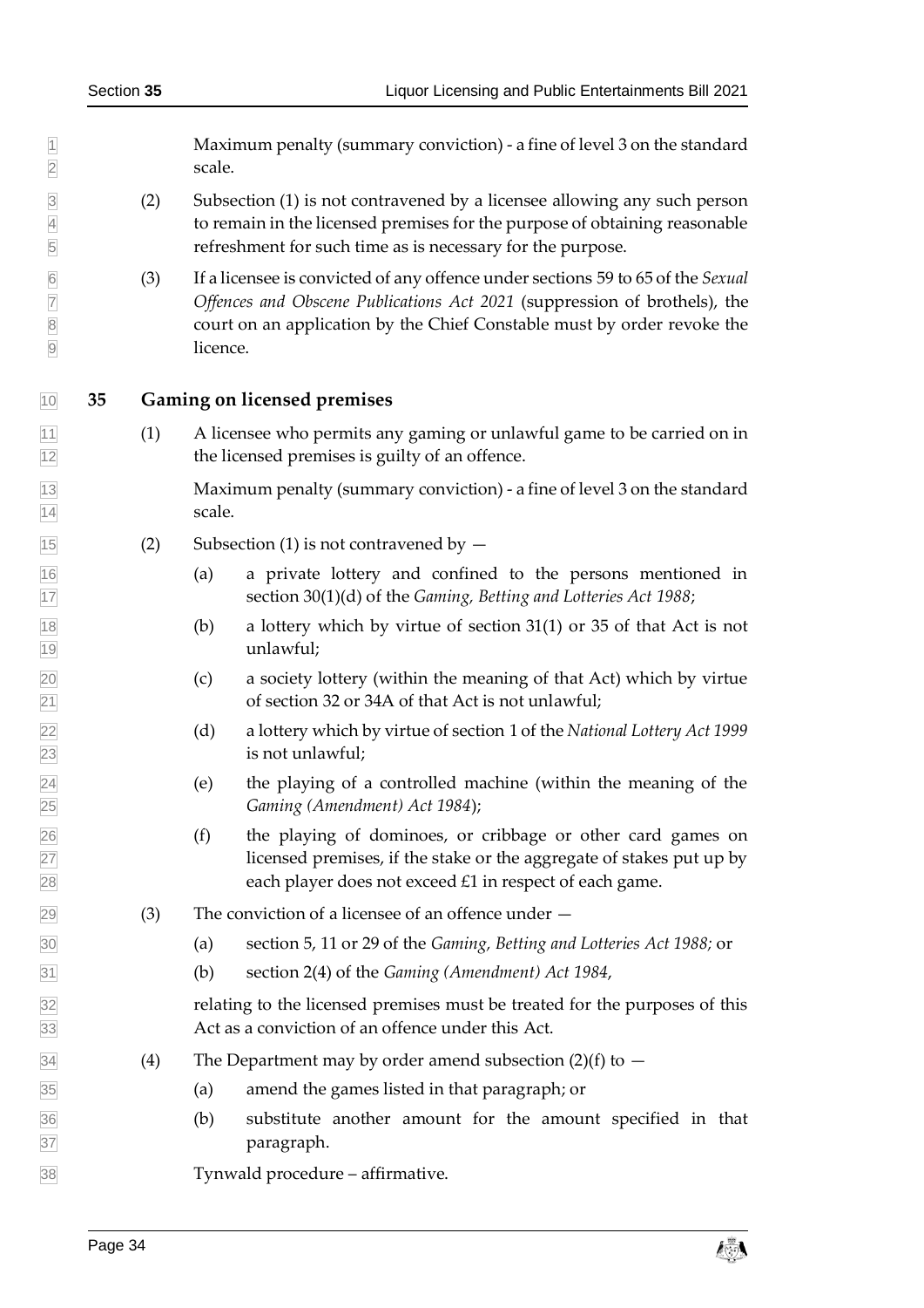Maximum penalty (summary conviction) - a fine of level 3 on the standard scale.

(2) Subsection (1) is not contravened by a licensee allowing any such person to remain in the licensed premises for the purpose of obtaining reasonable refreshment for such time as is necessary for the purpose.

(3) If a licensee is convicted of any offence under sections 59 to 65 of the *Sexual Offences and Obscene Publications Act 2021* (suppression of brothels), the court on an application by the Chief Constable must by order revoke the licence.

## 35 Gaming on licensed premises

(1) A licensee who permits any gaming or unlawful game to be carried on in the licensed premises is guilty of an offence.

Maximum penalty (summary conviction) - a fine of level 3 on the standard scale.

(2) Subsection (1) is not contravened by —

(a) a private lottery and confined to the persons mentioned in section 30(1)(d) of the *Gaming, Betting and Lotteries Act 1988*;

(b) a lottery which by virtue of section 31(1) or 35 of that Act is not unlawful;

(c) a society lottery (within the meaning of that Act) which by virtue of section 32 or 34A of that Act is not unlawful;

(d) a lottery which by virtue of section 1 of the *National Lottery Act 1999* is not unlawful;

(e) the playing of a controlled machine (within the meaning of the *Gaming (Amendment) Act 1984*);

(f) the playing of dominoes, or cribbage or other card games on licensed premises, if the stake or the aggregate of stakes put up by each player does not exceed £1 in respect of each game.

(3) The conviction of a licensee of an offence under —

(a) section 5, 11 or 29 of the *Gaming, Betting and Lotteries Act 1988*; or

(b) section 2(4) of the *Gaming (Amendment) Act 1984*,

relating to the licensed premises must be treated for the purposes of this Act as a conviction of an offence under this Act.

(4) The Department may by order amend subsection (2)(f) to —

(a) amend the games listed in that paragraph; or

(b) substitute another amount for the amount specified in that paragraph.

Tynwald procedure – affirmative.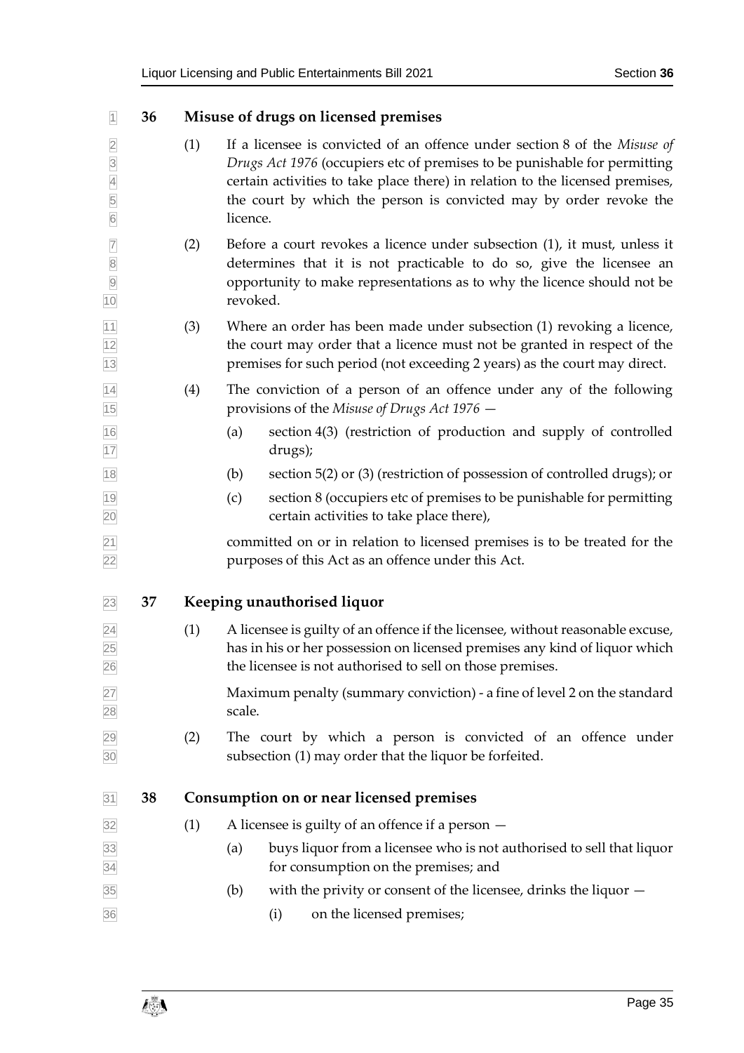## 36 Misuse of drugs on licensed premises

(1) If a licensee is convicted of an offence under section 8 of the *Misuse of Drugs Act 1976* (occupiers etc of premises to be punishable for permitting certain activities to take place there) in relation to the licensed premises, the court by which the person is convicted may by order revoke the licence.

(2) Before a court revokes a licence under subsection (1), it must, unless it determines that it is not practicable to do so, give the licensee an opportunity to make representations as to why the licence should not be revoked.

(3) Where an order has been made under subsection (1) revoking a licence, the court may order that a licence must not be granted in respect of the premises for such period (not exceeding 2 years) as the court may direct.

(4) The conviction of a person of an offence under any of the following provisions of the *Misuse of Drugs Act 1976* —

(a) section 4(3) (restriction of production and supply of controlled drugs);

(b) section 5(2) or (3) (restriction of possession of controlled drugs); or

(c) section 8 (occupiers etc of premises to be punishable for permitting certain activities to take place there),

committed on or in relation to licensed premises is to be treated for the purposes of this Act as an offence under this Act.

## 37 Keeping unauthorised liquor

(1) A licensee is guilty of an offence if the licensee, without reasonable excuse, has in his or her possession on licensed premises any kind of liquor which the licensee is not authorised to sell on those premises.

Maximum penalty (summary conviction) - a fine of level 2 on the standard scale.

(2) The court by which a person is convicted of an offence under subsection (1) may order that the liquor be forfeited.

## 38 Consumption on or near licensed premises

(1) A licensee is guilty of an offence if a person —

(a) buys liquor from a licensee who is not authorised to sell that liquor for consumption on the premises; and

(b) with the privity or consent of the licensee, drinks the liquor —

(i) on the licensed premises;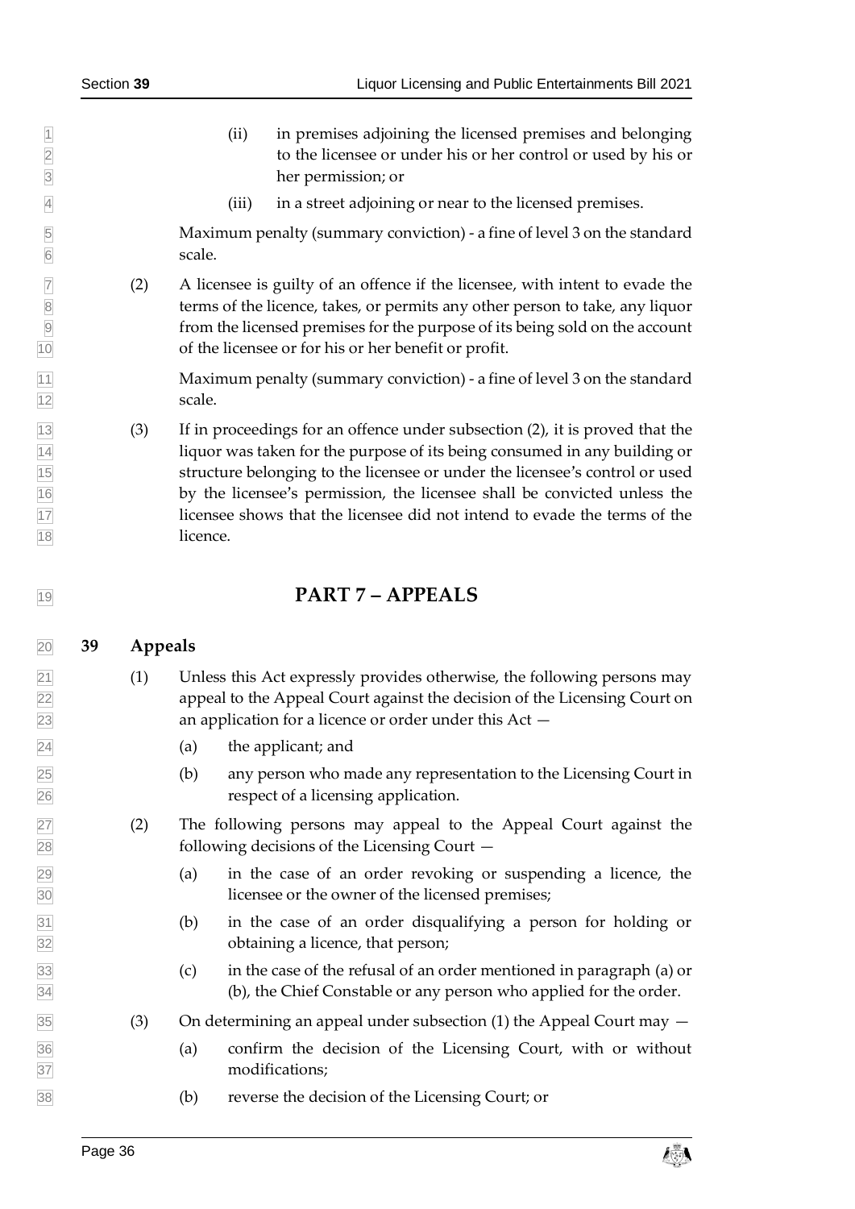(ii) in premises adjoining the licensed premises and belonging to the licensee or under his or her control or used by his or her permission; or

(iii) in a street adjoining or near to the licensed premises.

Maximum penalty (summary conviction) - a fine of level 3 on the standard scale.

(2) A licensee is guilty of an offence if the licensee, with intent to evade the terms of the licence, takes, or permits any other person to take, any liquor from the licensed premises for the purpose of its being sold on the account of the licensee or for his or her benefit or profit.

Maximum penalty (summary conviction) - a fine of level 3 on the standard scale.

(3) If in proceedings for an offence under subsection (2), it is proved that the liquor was taken for the purpose of its being consumed in any building or structure belonging to the licensee or under the licensee's control or used by the licensee's permission, the licensee shall be convicted unless the licensee shows that the licensee did not intend to evade the terms of the licence.

# PART 7 – APPEALS

## 39 Appeals

(1) Unless this Act expressly provides otherwise, the following persons may appeal to the Appeal Court against the decision of the Licensing Court on an application for a licence or order under this Act —

(a) the applicant; and

(b) any person who made any representation to the Licensing Court in respect of a licensing application.

(2) The following persons may appeal to the Appeal Court against the following decisions of the Licensing Court —

(a) in the case of an order revoking or suspending a licence, the licensee or the owner of the licensed premises;

(b) in the case of an order disqualifying a person for holding or obtaining a licence, that person;

(c) in the case of the refusal of an order mentioned in paragraph (a) or (b), the Chief Constable or any person who applied for the order.

(3) On determining an appeal under subsection (1) the Appeal Court may —

(a) confirm the decision of the Licensing Court, with or without modifications;

(b) reverse the decision of the Licensing Court; or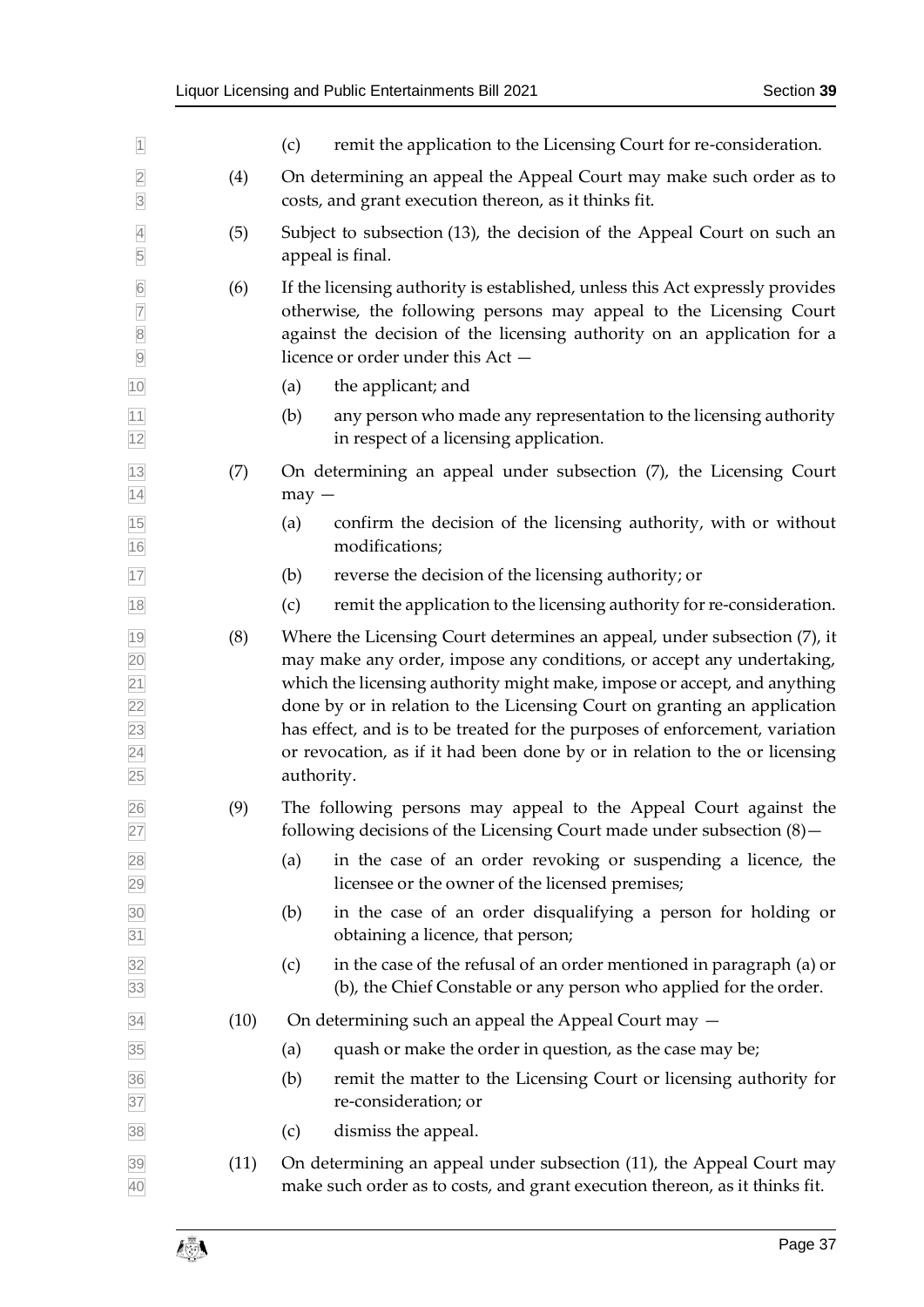(c) remit the application to the Licensing Court for re-consideration.

(4) On determining an appeal the Appeal Court may make such order as to costs, and grant execution thereon, as it thinks fit.

(5) Subject to subsection (13), the decision of the Appeal Court on such an appeal is final.

(6) If the licensing authority is established, unless this Act expressly provides otherwise, the following persons may appeal to the Licensing Court against the decision of the licensing authority on an application for a licence or order under this Act —

(a) the applicant; and

(b) any person who made any representation to the licensing authority in respect of a licensing application.

(7) On determining an appeal under subsection (7), the Licensing Court may —

(a) confirm the decision of the licensing authority, with or without modifications;

(b) reverse the decision of the licensing authority; or

(c) remit the application to the licensing authority for re-consideration.

(8) Where the Licensing Court determines an appeal, under subsection (7), it may make any order, impose any conditions, or accept any undertaking, which the licensing authority might make, impose or accept, and anything done by or in relation to the Licensing Court on granting an application has effect, and is to be treated for the purposes of enforcement, variation or revocation, as if it had been done by or in relation to the or licensing authority.

(9) The following persons may appeal to the Appeal Court against the following decisions of the Licensing Court made under subsection (8)—

(a) in the case of an order revoking or suspending a licence, the licensee or the owner of the licensed premises;

(b) in the case of an order disqualifying a person for holding or obtaining a licence, that person;

(c) in the case of the refusal of an order mentioned in paragraph (a) or (b), the Chief Constable or any person who applied for the order.

(10) On determining such an appeal the Appeal Court may —

(a) quash or make the order in question, as the case may be;

(b) remit the matter to the Licensing Court or licensing authority for re-consideration; or

(c) dismiss the appeal.

(11) On determining an appeal under subsection (11), the Appeal Court may make such order as to costs, and grant execution thereon, as it thinks fit.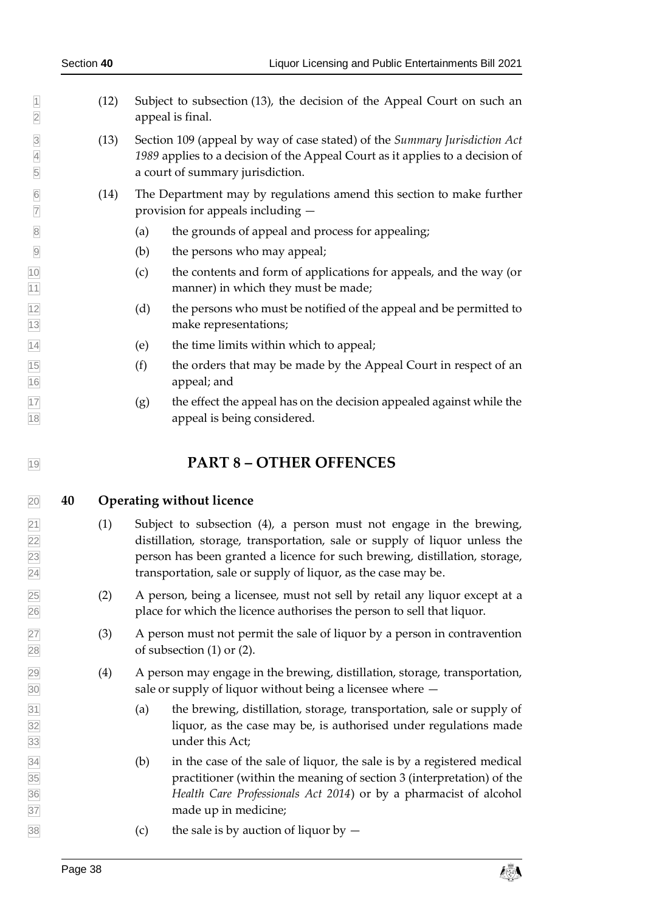(12) Subject to subsection (13), the decision of the Appeal Court on such an appeal is final.

(13) Section 109 (appeal by way of case stated) of the *Summary Jurisdiction Act 1989* applies to a decision of the Appeal Court as it applies to a decision of a court of summary jurisdiction.

(14) The Department may by regulations amend this section to make further provision for appeals including —

- (a) the grounds of appeal and process for appealing;
- (b) the persons who may appeal;
- (c) the contents and form of applications for appeals, and the way (or manner) in which they must be made;
- (d) the persons who must be notified of the appeal and be permitted to make representations;
- (e) the time limits within which to appeal;
- (f) the orders that may be made by the Appeal Court in respect of an appeal; and
- (g) the effect the appeal has on the decision appealed against while the appeal is being considered.

# PART 8 – OTHER OFFENCES

## 40 Operating without licence

(1) Subject to subsection (4), a person must not engage in the brewing, distillation, storage, transportation, sale or supply of liquor unless the person has been granted a licence for such brewing, distillation, storage, transportation, sale or supply of liquor, as the case may be.

(2) A person, being a licensee, must not sell by retail any liquor except at a place for which the licence authorises the person to sell that liquor.

(3) A person must not permit the sale of liquor by a person in contravention of subsection (1) or (2).

(4) A person may engage in the brewing, distillation, storage, transportation, sale or supply of liquor without being a licensee where —

- (a) the brewing, distillation, storage, transportation, sale or supply of liquor, as the case may be, is authorised under regulations made under this Act;
- (b) in the case of the sale of liquor, the sale is by a registered medical practitioner (within the meaning of section 3 (interpretation) of the *Health Care Professionals Act 2014*) or by a pharmacist of alcohol made up in medicine;
- (c) the sale is by auction of liquor by —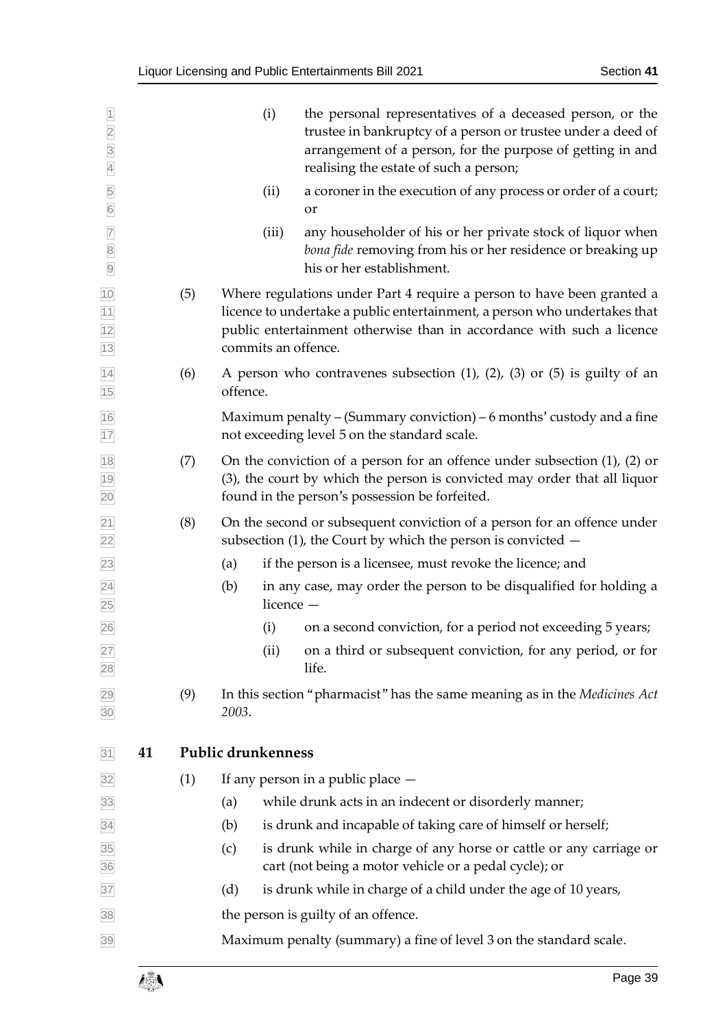(i) the personal representatives of a deceased person, or the trustee in bankruptcy of a person or trustee under a deed of arrangement of a person, for the purpose of getting in and realising the estate of such a person;

(ii) a coroner in the execution of any process or order of a court; or

(iii) any householder of his or her private stock of liquor when *bona fide* removing from his or her residence or breaking up his or her establishment.

(5) Where regulations under Part 4 require a person to have been granted a licence to undertake a public entertainment, a person who undertakes that public entertainment otherwise than in accordance with such a licence commits an offence.

(6) A person who contravenes subsection (1), (2), (3) or (5) is guilty of an offence.

Maximum penalty – (Summary conviction) – 6 months' custody and a fine not exceeding level 5 on the standard scale.

(7) On the conviction of a person for an offence under subsection (1), (2) or (3), the court by which the person is convicted may order that all liquor found in the person's possession be forfeited.

(8) On the second or subsequent conviction of a person for an offence under subsection (1), the Court by which the person is convicted —

(a) if the person is a licensee, must revoke the licence; and

(b) in any case, may order the person to be disqualified for holding a licence —

(i) on a second conviction, for a period not exceeding 5 years;

(ii) on a third or subsequent conviction, for any period, or for life.

(9) In this section "pharmacist" has the same meaning as in the *Medicines Act 2003*.

## 41 Public drunkenness

(1) If any person in a public place —

(a) while drunk acts in an indecent or disorderly manner;

(b) is drunk and incapable of taking care of himself or herself;

(c) is drunk while in charge of any horse or cattle or any carriage or cart (not being a motor vehicle or a pedal cycle); or

(d) is drunk while in charge of a child under the age of 10 years,

the person is guilty of an offence.

Maximum penalty (summary) a fine of level 3 on the standard scale.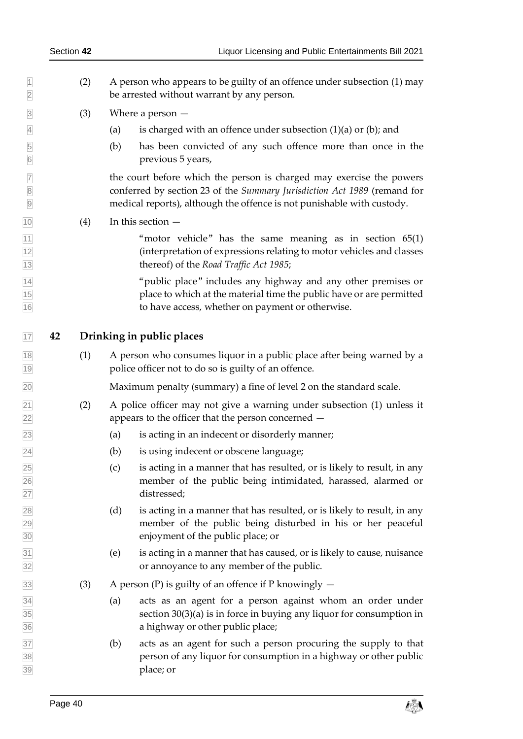(2) A person who appears to be guilty of an offence under subsection (1) may be arrested without warrant by any person.

(3) Where a person —

(a) is charged with an offence under subsection (1)(a) or (b); and

(b) has been convicted of any such offence more than once in the previous 5 years,

the court before which the person is charged may exercise the powers conferred by section 23 of the *Summary Jurisdiction Act 1989* (remand for medical reports), although the offence is not punishable with custody.

(4) In this section —

"motor vehicle" has the same meaning as in section 65(1) (interpretation of expressions relating to motor vehicles and classes thereof) of the *Road Traffic Act 1985*;

"public place" includes any highway and any other premises or place to which at the material time the public have or are permitted to have access, whether on payment or otherwise.

## 42 Drinking in public places

(1) A person who consumes liquor in a public place after being warned by a police officer not to do so is guilty of an offence.

Maximum penalty (summary) a fine of level 2 on the standard scale.

(2) A police officer may not give a warning under subsection (1) unless it appears to the officer that the person concerned —

(a) is acting in an indecent or disorderly manner;

(b) is using indecent or obscene language;

(c) is acting in a manner that has resulted, or is likely to result, in any member of the public being intimidated, harassed, alarmed or distressed;

(d) is acting in a manner that has resulted, or is likely to result, in any member of the public being disturbed in his or her peaceful enjoyment of the public place; or

(e) is acting in a manner that has caused, or is likely to cause, nuisance or annoyance to any member of the public.

(3) A person (P) is guilty of an offence if P knowingly —

(a) acts as an agent for a person against whom an order under section 30(3)(a) is in force in buying any liquor for consumption in a highway or other public place;

(b) acts as an agent for such a person procuring the supply to that person of any liquor for consumption in a highway or other public place; or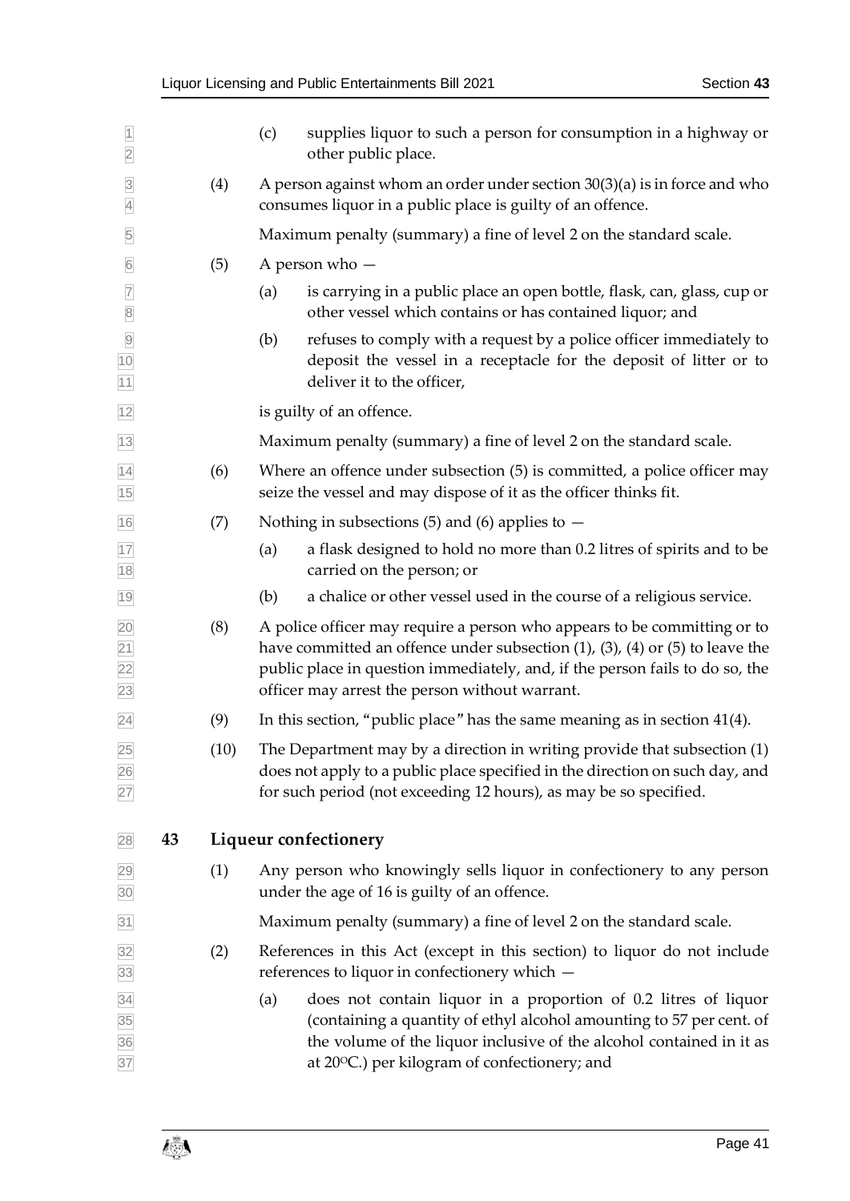(c) supplies liquor to such a person for consumption in a highway or other public place.

(4) A person against whom an order under section 30(3)(a) is in force and who consumes liquor in a public place is guilty of an offence.

Maximum penalty (summary) a fine of level 2 on the standard scale.

(5) A person who —

(a) is carrying in a public place an open bottle, flask, can, glass, cup or other vessel which contains or has contained liquor; and

(b) refuses to comply with a request by a police officer immediately to deposit the vessel in a receptacle for the deposit of litter or to deliver it to the officer,

is guilty of an offence.

Maximum penalty (summary) a fine of level 2 on the standard scale.

(6) Where an offence under subsection (5) is committed, a police officer may seize the vessel and may dispose of it as the officer thinks fit.

(7) Nothing in subsections (5) and (6) applies to —

(a) a flask designed to hold no more than 0.2 litres of spirits and to be carried on the person; or

(b) a chalice or other vessel used in the course of a religious service.

(8) A police officer may require a person who appears to be committing or to have committed an offence under subsection (1), (3), (4) or (5) to leave the public place in question immediately, and, if the person fails to do so, the officer may arrest the person without warrant.

(9) In this section, "public place" has the same meaning as in section 41(4).

(10) The Department may by a direction in writing provide that subsection (1) does not apply to a public place specified in the direction on such day, and for such period (not exceeding 12 hours), as may be so specified.

## 43 Liqueur confectionery

(1) Any person who knowingly sells liquor in confectionery to any person under the age of 16 is guilty of an offence.

Maximum penalty (summary) a fine of level 2 on the standard scale.

(2) References in this Act (except in this section) to liquor do not include references to liquor in confectionery which —

(a) does not contain liquor in a proportion of 0.2 litres of liquor (containing a quantity of ethyl alcohol amounting to 57 per cent. of the volume of the liquor inclusive of the alcohol contained in it as at 20°C.) per kilogram of confectionery; and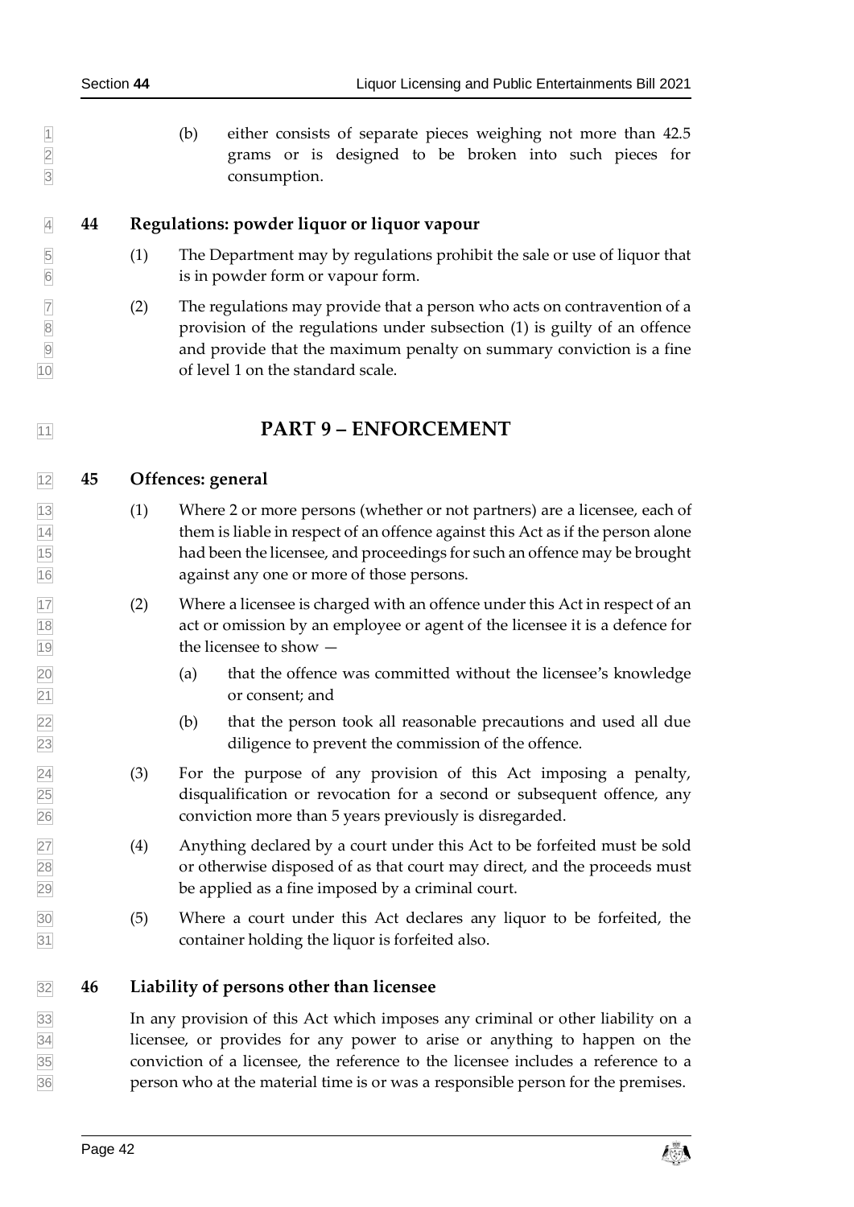(b) either consists of separate pieces weighing not more than 42.5 grams or is designed to be broken into such pieces for consumption.

### 44 Regulations: powder liquor or liquor vapour

(1) The Department may by regulations prohibit the sale or use of liquor that is in powder form or vapour form.

(2) The regulations may provide that a person who acts on contravention of a provision of the regulations under subsection (1) is guilty of an offence and provide that the maximum penalty on summary conviction is a fine of level 1 on the standard scale.

## PART 9 – ENFORCEMENT

### 45 Offences: general

(1) Where 2 or more persons (whether or not partners) are a licensee, each of them is liable in respect of an offence against this Act as if the person alone had been the licensee, and proceedings for such an offence may be brought against any one or more of those persons.

(2) Where a licensee is charged with an offence under this Act in respect of an act or omission by an employee or agent of the licensee it is a defence for the licensee to show —

(a) that the offence was committed without the licensee's knowledge or consent; and

(b) that the person took all reasonable precautions and used all due diligence to prevent the commission of the offence.

(3) For the purpose of any provision of this Act imposing a penalty, disqualification or revocation for a second or subsequent offence, any conviction more than 5 years previously is disregarded.

(4) Anything declared by a court under this Act to be forfeited must be sold or otherwise disposed of as that court may direct, and the proceeds must be applied as a fine imposed by a criminal court.

(5) Where a court under this Act declares any liquor to be forfeited, the container holding the liquor is forfeited also.

### 46 Liability of persons other than licensee

In any provision of this Act which imposes any criminal or other liability on a licensee, or provides for any power to arise or anything to happen on the conviction of a licensee, the reference to the licensee includes a reference to a person who at the material time is or was a responsible person for the premises.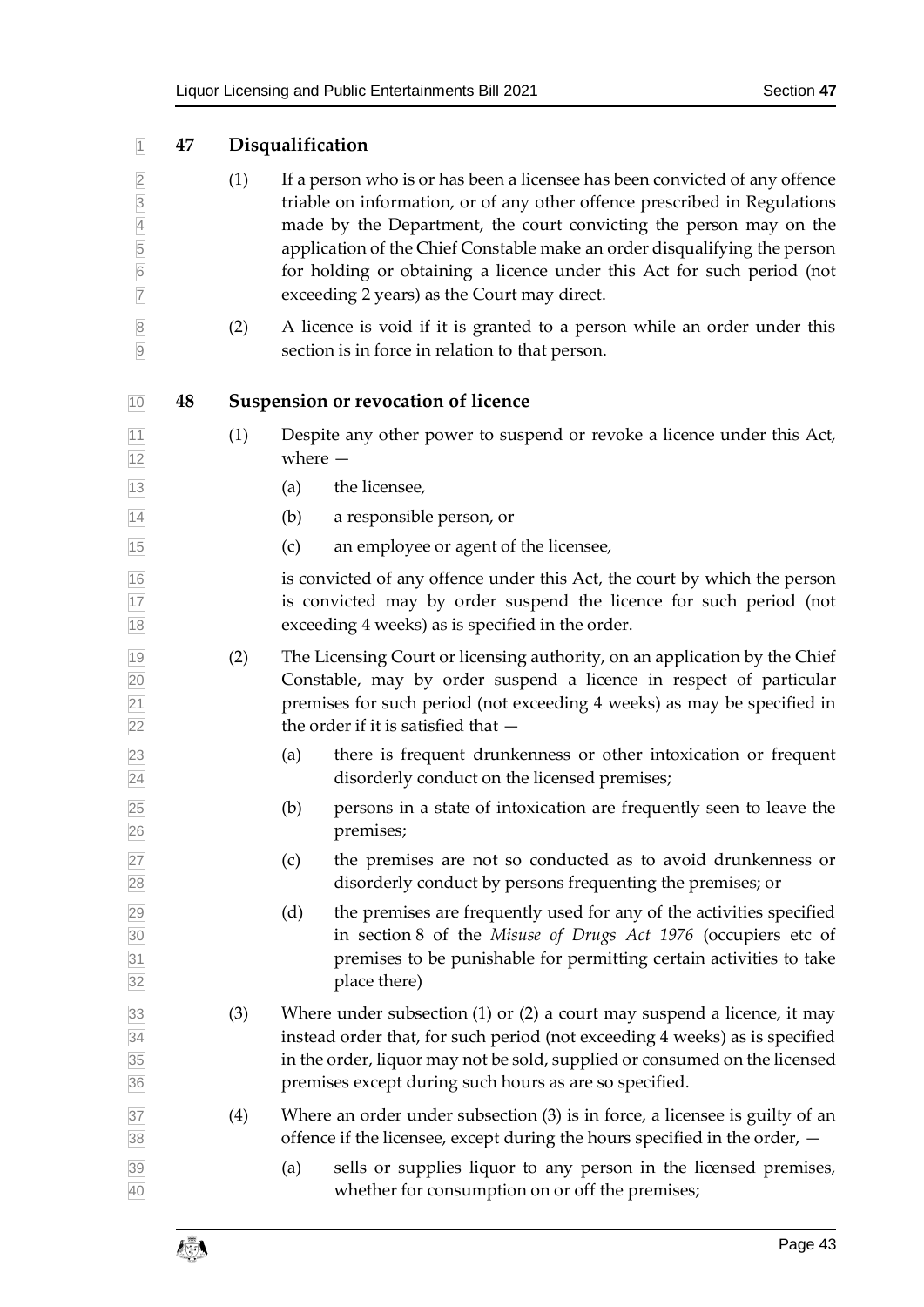## 47 Disqualification

(1) If a person who is or has been a licensee has been convicted of any offence triable on information, or of any other offence prescribed in Regulations made by the Department, the court convicting the person may on the application of the Chief Constable make an order disqualifying the person for holding or obtaining a licence under this Act for such period (not exceeding 2 years) as the Court may direct.

(2) A licence is void if it is granted to a person while an order under this section is in force in relation to that person.

## 48 Suspension or revocation of licence

(1) Despite any other power to suspend or revoke a licence under this Act, where —

(a) the licensee,

(b) a responsible person, or

(c) an employee or agent of the licensee,

is convicted of any offence under this Act, the court by which the person is convicted may by order suspend the licence for such period (not exceeding 4 weeks) as is specified in the order.

(2) The Licensing Court or licensing authority, on an application by the Chief Constable, may by order suspend a licence in respect of particular premises for such period (not exceeding 4 weeks) as may be specified in the order if it is satisfied that —

(a) there is frequent drunkenness or other intoxication or frequent disorderly conduct on the licensed premises;

(b) persons in a state of intoxication are frequently seen to leave the premises;

(c) the premises are not so conducted as to avoid drunkenness or disorderly conduct by persons frequenting the premises; or

(d) the premises are frequently used for any of the activities specified in section 8 of the *Misuse of Drugs Act 1976* (occupiers etc of premises to be punishable for permitting certain activities to take place there)

(3) Where under subsection (1) or (2) a court may suspend a licence, it may instead order that, for such period (not exceeding 4 weeks) as is specified in the order, liquor may not be sold, supplied or consumed on the licensed premises except during such hours as are so specified.

(4) Where an order under subsection (3) is in force, a licensee is guilty of an offence if the licensee, except during the hours specified in the order, —

(a) sells or supplies liquor to any person in the licensed premises, whether for consumption on or off the premises;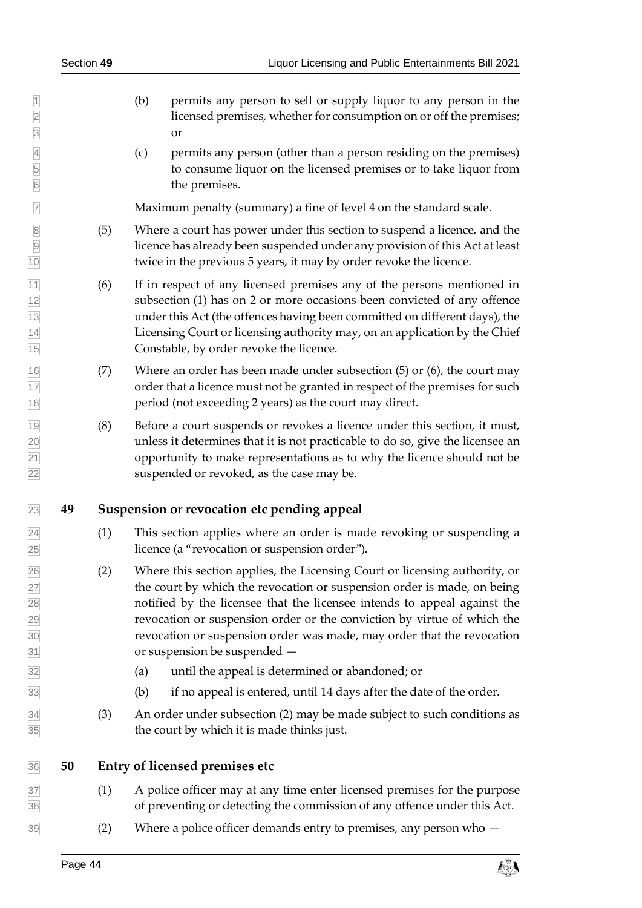(b) permits any person to sell or supply liquor to any person in the licensed premises, whether for consumption on or off the premises; or

(c) permits any person (other than a person residing on the premises) to consume liquor on the licensed premises or to take liquor from the premises.

Maximum penalty (summary) a fine of level 4 on the standard scale.

(5) Where a court has power under this section to suspend a licence, and the licence has already been suspended under any provision of this Act at least twice in the previous 5 years, it may by order revoke the licence.

(6) If in respect of any licensed premises any of the persons mentioned in subsection (1) has on 2 or more occasions been convicted of any offence under this Act (the offences having been committed on different days), the Licensing Court or licensing authority may, on an application by the Chief Constable, by order revoke the licence.

(7) Where an order has been made under subsection (5) or (6), the court may order that a licence must not be granted in respect of the premises for such period (not exceeding 2 years) as the court may direct.

(8) Before a court suspends or revokes a licence under this section, it must, unless it determines that it is not practicable to do so, give the licensee an opportunity to make representations as to why the licence should not be suspended or revoked, as the case may be.

## 49 Suspension or revocation etc pending appeal

(1) This section applies where an order is made revoking or suspending a licence (a "revocation or suspension order").

(2) Where this section applies, the Licensing Court or licensing authority, or the court by which the revocation or suspension order is made, on being notified by the licensee that the licensee intends to appeal against the revocation or suspension order or the conviction by virtue of which the revocation or suspension order was made, may order that the revocation or suspension be suspended —

(a) until the appeal is determined or abandoned; or

(b) if no appeal is entered, until 14 days after the date of the order.

(3) An order under subsection (2) may be made subject to such conditions as the court by which it is made thinks just.

## 50 Entry of licensed premises etc

(1) A police officer may at any time enter licensed premises for the purpose of preventing or detecting the commission of any offence under this Act.

(2) Where a police officer demands entry to premises, any person who —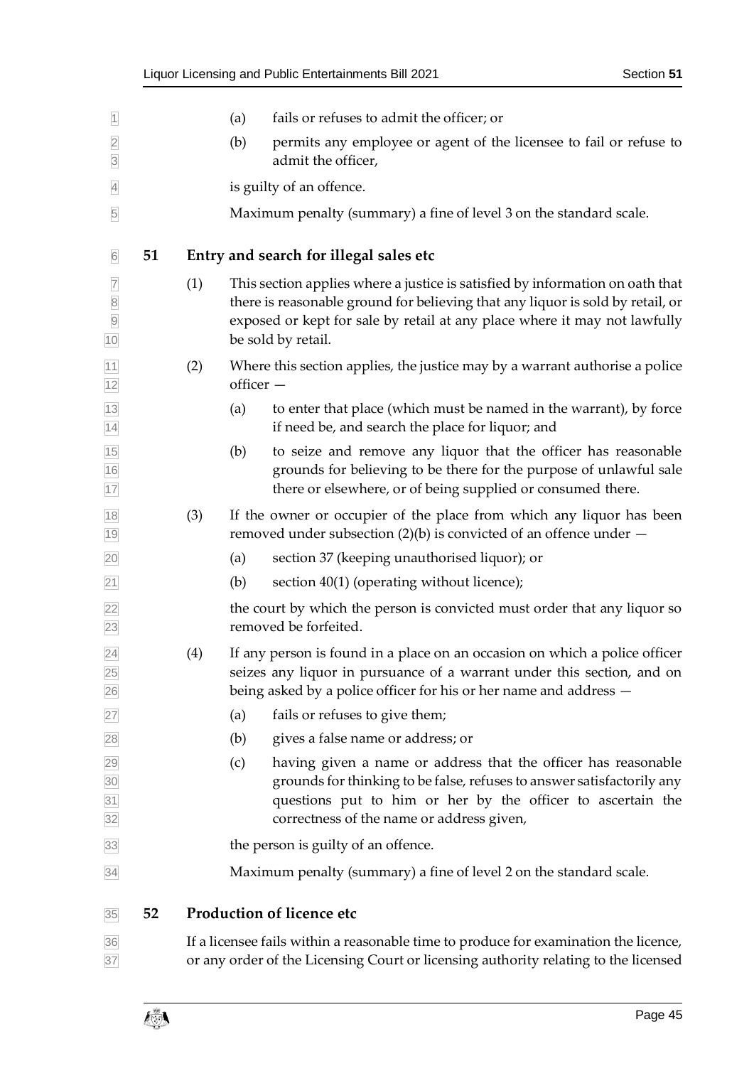(a) fails or refuses to admit the officer; or

(b) permits any employee or agent of the licensee to fail or refuse to admit the officer,

is guilty of an offence.

Maximum penalty (summary) a fine of level 3 on the standard scale.

## 51 Entry and search for illegal sales etc

(1) This section applies where a justice is satisfied by information on oath that there is reasonable ground for believing that any liquor is sold by retail, or exposed or kept for sale by retail at any place where it may not lawfully be sold by retail.

(2) Where this section applies, the justice may by a warrant authorise a police officer —

(a) to enter that place (which must be named in the warrant), by force if need be, and search the place for liquor; and

(b) to seize and remove any liquor that the officer has reasonable grounds for believing to be there for the purpose of unlawful sale there or elsewhere, or of being supplied or consumed there.

(3) If the owner or occupier of the place from which any liquor has been removed under subsection (2)(b) is convicted of an offence under —

(a) section 37 (keeping unauthorised liquor); or

(b) section 40(1) (operating without licence);

the court by which the person is convicted must order that any liquor so removed be forfeited.

(4) If any person is found in a place on an occasion on which a police officer seizes any liquor in pursuance of a warrant under this section, and on being asked by a police officer for his or her name and address —

(a) fails or refuses to give them;

(b) gives a false name or address; or

(c) having given a name or address that the officer has reasonable grounds for thinking to be false, refuses to answer satisfactorily any questions put to him or her by the officer to ascertain the correctness of the name or address given,

the person is guilty of an offence.

Maximum penalty (summary) a fine of level 2 on the standard scale.

## 52 Production of licence etc

If a licensee fails within a reasonable time to produce for examination the licence, or any order of the Licensing Court or licensing authority relating to the licensed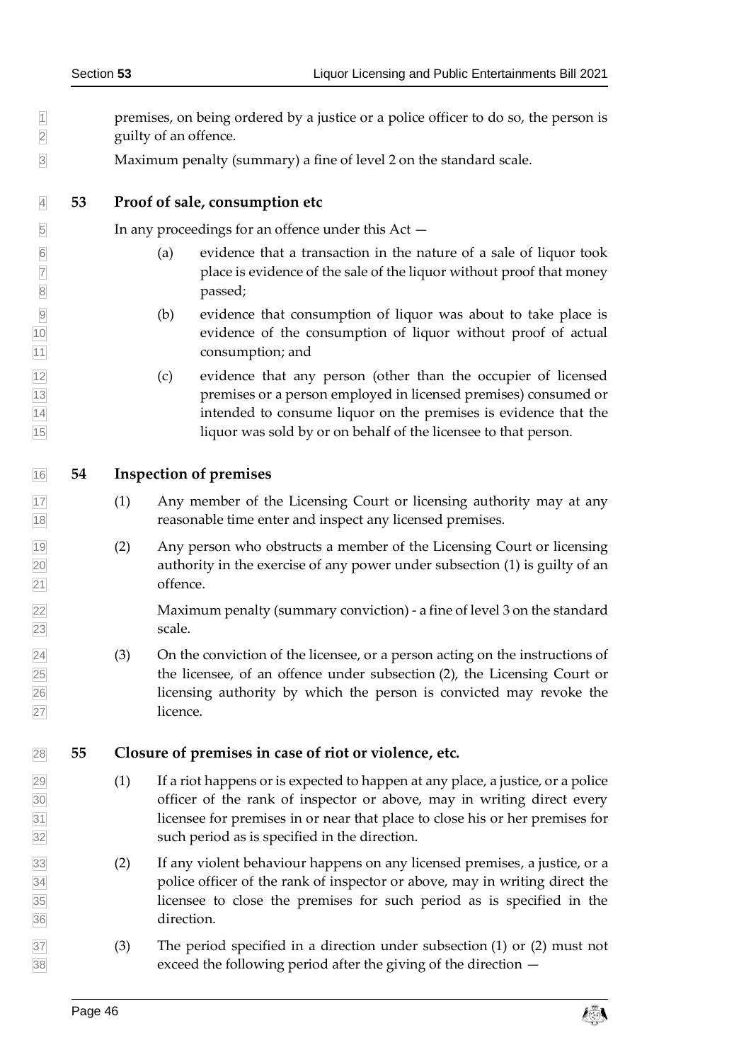premises, on being ordered by a justice or a police officer to do so, the person is guilty of an offence.

Maximum penalty (summary) a fine of level 2 on the standard scale.

### 53 Proof of sale, consumption etc

In any proceedings for an offence under this Act —

(a) evidence that a transaction in the nature of a sale of liquor took place is evidence of the sale of the liquor without proof that money passed;

(b) evidence that consumption of liquor was about to take place is evidence of the consumption of liquor without proof of actual consumption; and

(c) evidence that any person (other than the occupier of licensed premises or a person employed in licensed premises) consumed or intended to consume liquor on the premises is evidence that the liquor was sold by or on behalf of the licensee to that person.

### 54 Inspection of premises

(1) Any member of the Licensing Court or licensing authority may at any reasonable time enter and inspect any licensed premises.

(2) Any person who obstructs a member of the Licensing Court or licensing authority in the exercise of any power under subsection (1) is guilty of an offence.

Maximum penalty (summary conviction) - a fine of level 3 on the standard scale.

(3) On the conviction of the licensee, or a person acting on the instructions of the licensee, of an offence under subsection (2), the Licensing Court or licensing authority by which the person is convicted may revoke the licence.

### 55 Closure of premises in case of riot or violence, etc.

(1) If a riot happens or is expected to happen at any place, a justice, or a police officer of the rank of inspector or above, may in writing direct every licensee for premises in or near that place to close his or her premises for such period as is specified in the direction.

(2) If any violent behaviour happens on any licensed premises, a justice, or a police officer of the rank of inspector or above, may in writing direct the licensee to close the premises for such period as is specified in the direction.

(3) The period specified in a direction under subsection (1) or (2) must not exceed the following period after the giving of the direction —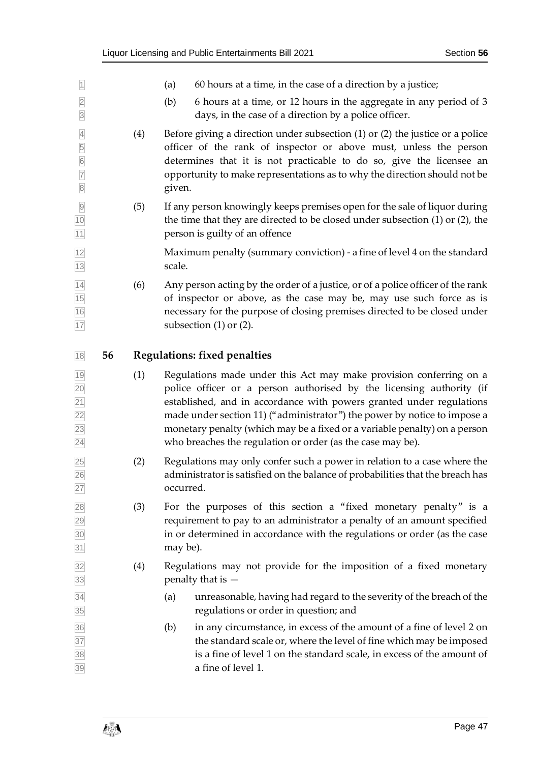(a) 60 hours at a time, in the case of a direction by a justice;

(b) 6 hours at a time, or 12 hours in the aggregate in any period of 3 days, in the case of a direction by a police officer.

(4) Before giving a direction under subsection (1) or (2) the justice or a police officer of the rank of inspector or above must, unless the person determines that it is not practicable to do so, give the licensee an opportunity to make representations as to why the direction should not be given.

(5) If any person knowingly keeps premises open for the sale of liquor during the time that they are directed to be closed under subsection (1) or (2), the person is guilty of an offence

Maximum penalty (summary conviction) - a fine of level 4 on the standard scale.

(6) Any person acting by the order of a justice, or of a police officer of the rank of inspector or above, as the case may be, may use such force as is necessary for the purpose of closing premises directed to be closed under subsection (1) or (2).

## 56 Regulations: fixed penalties

(1) Regulations made under this Act may make provision conferring on a police officer or a person authorised by the licensing authority (if established, and in accordance with powers granted under regulations made under section 11) ("administrator") the power by notice to impose a monetary penalty (which may be a fixed or a variable penalty) on a person who breaches the regulation or order (as the case may be).

(2) Regulations may only confer such a power in relation to a case where the administrator is satisfied on the balance of probabilities that the breach has occurred.

(3) For the purposes of this section a "fixed monetary penalty" is a requirement to pay to an administrator a penalty of an amount specified in or determined in accordance with the regulations or order (as the case may be).

(4) Regulations may not provide for the imposition of a fixed monetary penalty that is —

(a) unreasonable, having had regard to the severity of the breach of the regulations or order in question; and

(b) in any circumstance, in excess of the amount of a fine of level 2 on the standard scale or, where the level of fine which may be imposed is a fine of level 1 on the standard scale, in excess of the amount of a fine of level 1.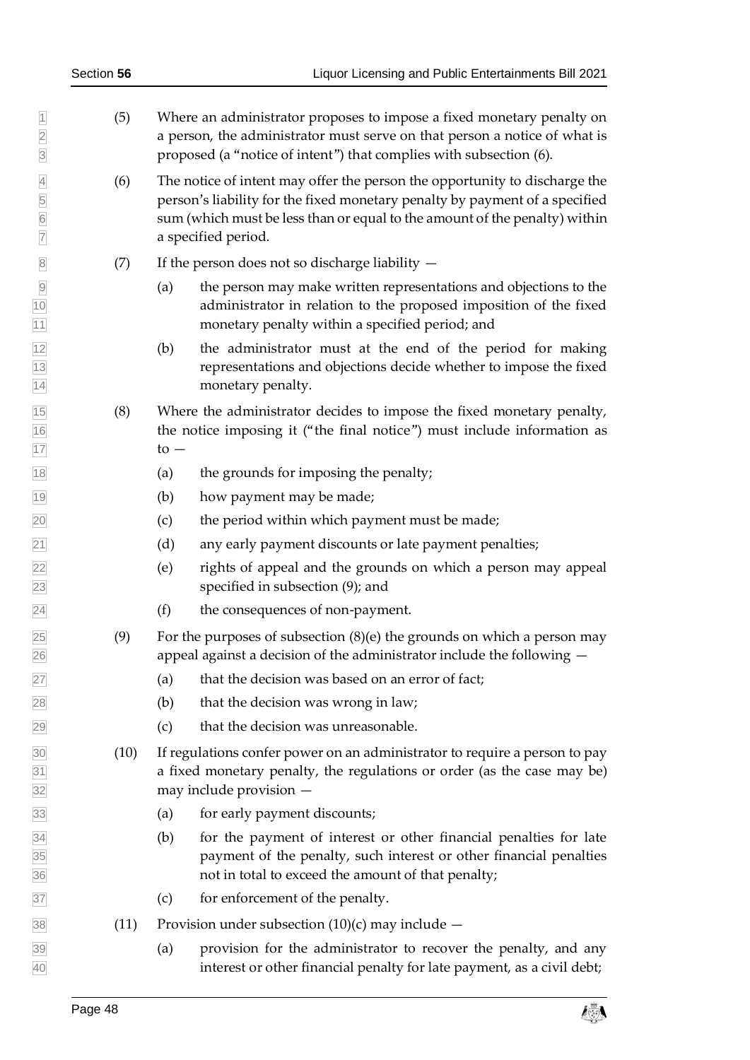(5) Where an administrator proposes to impose a fixed monetary penalty on a person, the administrator must serve on that person a notice of what is proposed (a "notice of intent") that complies with subsection (6).

(6) The notice of intent may offer the person the opportunity to discharge the person's liability for the fixed monetary penalty by payment of a specified sum (which must be less than or equal to the amount of the penalty) within a specified period.

(7) If the person does not so discharge liability —

(a) the person may make written representations and objections to the administrator in relation to the proposed imposition of the fixed monetary penalty within a specified period; and

(b) the administrator must at the end of the period for making representations and objections decide whether to impose the fixed monetary penalty.

(8) Where the administrator decides to impose the fixed monetary penalty, the notice imposing it ("the final notice") must include information as to —

(a) the grounds for imposing the penalty;

(b) how payment may be made;

(c) the period within which payment must be made;

(d) any early payment discounts or late payment penalties;

(e) rights of appeal and the grounds on which a person may appeal specified in subsection (9); and

(f) the consequences of non-payment.

(9) For the purposes of subsection (8)(e) the grounds on which a person may appeal against a decision of the administrator include the following —

(a) that the decision was based on an error of fact;

(b) that the decision was wrong in law;

(c) that the decision was unreasonable.

(10) If regulations confer power on an administrator to require a person to pay a fixed monetary penalty, the regulations or order (as the case may be) may include provision —

(a) for early payment discounts;

(b) for the payment of interest or other financial penalties for late payment of the penalty, such interest or other financial penalties not in total to exceed the amount of that penalty;

(c) for enforcement of the penalty.

(11) Provision under subsection (10)(c) may include —

(a) provision for the administrator to recover the penalty, and any interest or other financial penalty for late payment, as a civil debt;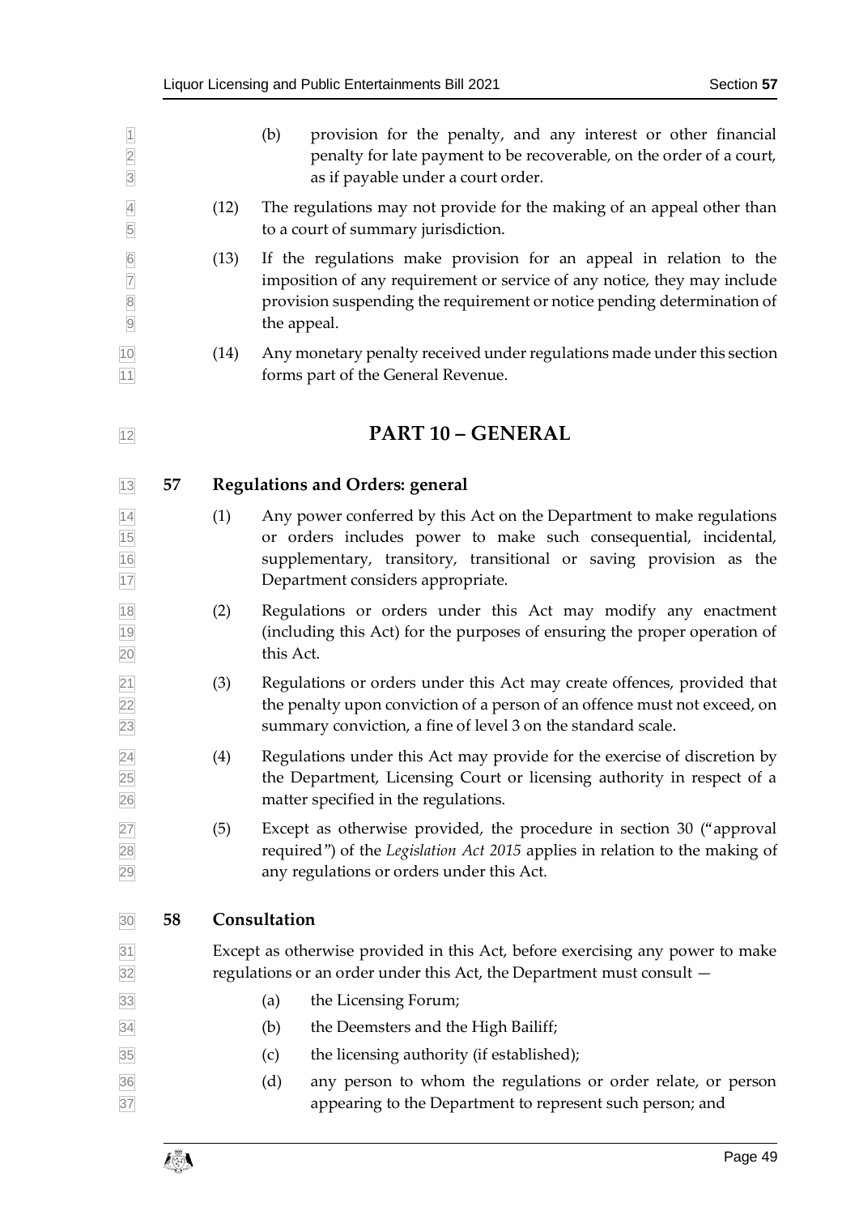(b) provision for the penalty, and any interest or other financial penalty for late payment to be recoverable, on the order of a court, as if payable under a court order.

(12) The regulations may not provide for the making of an appeal other than to a court of summary jurisdiction.

(13) If the regulations make provision for an appeal in relation to the imposition of any requirement or service of any notice, they may include provision suspending the requirement or notice pending determination of the appeal.

(14) Any monetary penalty received under regulations made under this section forms part of the General Revenue.

# PART 10 – GENERAL

## 57 Regulations and Orders: general

(1) Any power conferred by this Act on the Department to make regulations or orders includes power to make such consequential, incidental, supplementary, transitory, transitional or saving provision as the Department considers appropriate.

(2) Regulations or orders under this Act may modify any enactment (including this Act) for the purposes of ensuring the proper operation of this Act.

(3) Regulations or orders under this Act may create offences, provided that the penalty upon conviction of a person of an offence must not exceed, on summary conviction, a fine of level 3 on the standard scale.

(4) Regulations under this Act may provide for the exercise of discretion by the Department, Licensing Court or licensing authority in respect of a matter specified in the regulations.

(5) Except as otherwise provided, the procedure in section 30 ("approval required") of the *Legislation Act 2015* applies in relation to the making of any regulations or orders under this Act.

## 58 Consultation

Except as otherwise provided in this Act, before exercising any power to make regulations or an order under this Act, the Department must consult —

(a) the Licensing Forum;

(b) the Deemsters and the High Bailiff;

(c) the licensing authority (if established);

(d) any person to whom the regulations or order relate, or person appearing to the Department to represent such person; and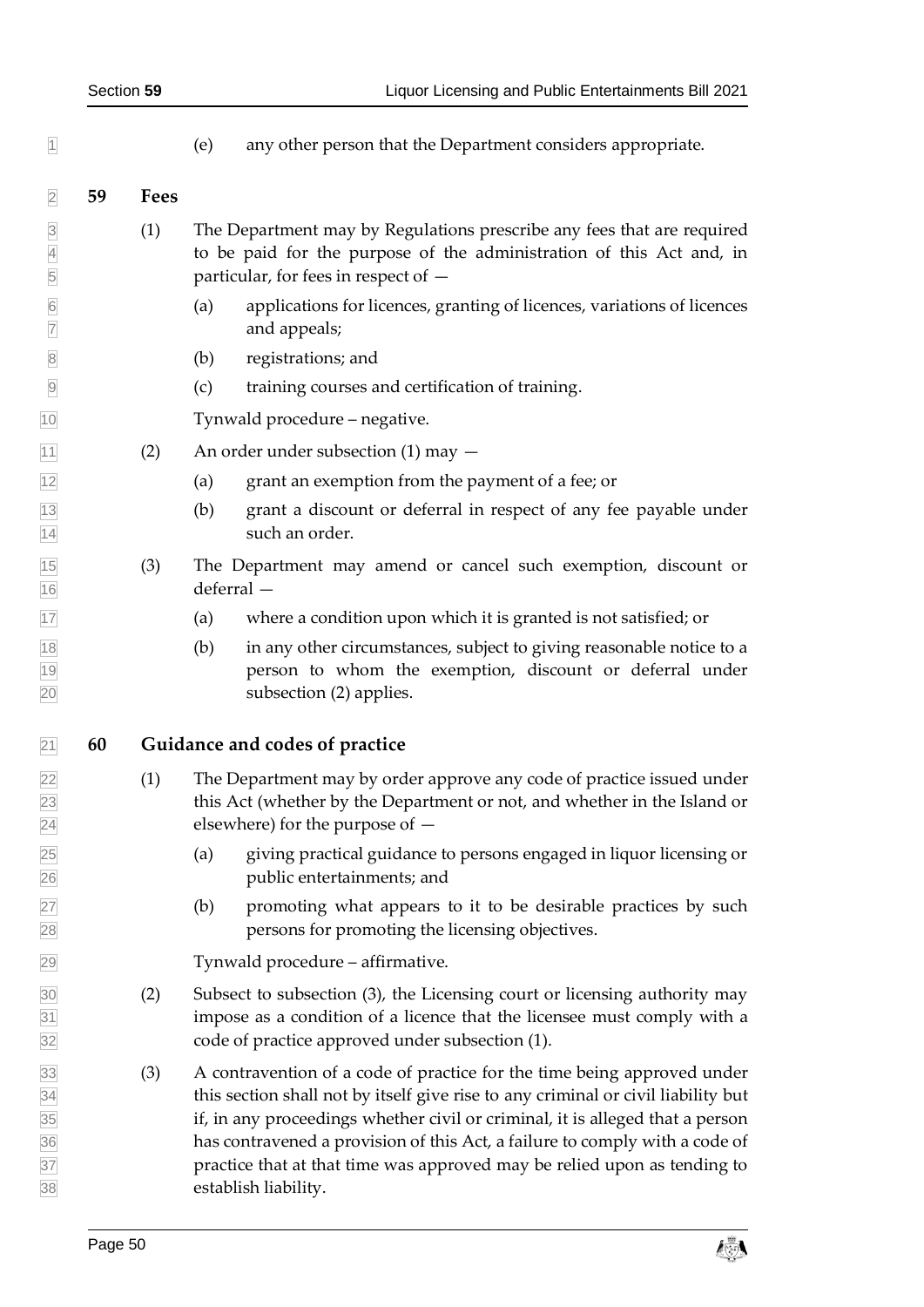(e) any other person that the Department considers appropriate.

## 59 Fees

(1) The Department may by Regulations prescribe any fees that are required to be paid for the purpose of the administration of this Act and, in particular, for fees in respect of —

(a) applications for licences, granting of licences, variations of licences and appeals;

(b) registrations; and

(c) training courses and certification of training.

Tynwald procedure – negative.

(2) An order under subsection (1) may —

(a) grant an exemption from the payment of a fee; or

(b) grant a discount or deferral in respect of any fee payable under such an order.

(3) The Department may amend or cancel such exemption, discount or deferral —

(a) where a condition upon which it is granted is not satisfied; or

(b) in any other circumstances, subject to giving reasonable notice to a person to whom the exemption, discount or deferral under subsection (2) applies.

## 60 Guidance and codes of practice

(1) The Department may by order approve any code of practice issued under this Act (whether by the Department or not, and whether in the Island or elsewhere) for the purpose of —

(a) giving practical guidance to persons engaged in liquor licensing or public entertainments; and

(b) promoting what appears to it to be desirable practices by such persons for promoting the licensing objectives.

Tynwald procedure – affirmative.

(2) Subsect to subsection (3), the Licensing court or licensing authority may impose as a condition of a licence that the licensee must comply with a code of practice approved under subsection (1).

(3) A contravention of a code of practice for the time being approved under this section shall not by itself give rise to any criminal or civil liability but if, in any proceedings whether civil or criminal, it is alleged that a person has contravened a provision of this Act, a failure to comply with a code of practice that at that time was approved may be relied upon as tending to establish liability.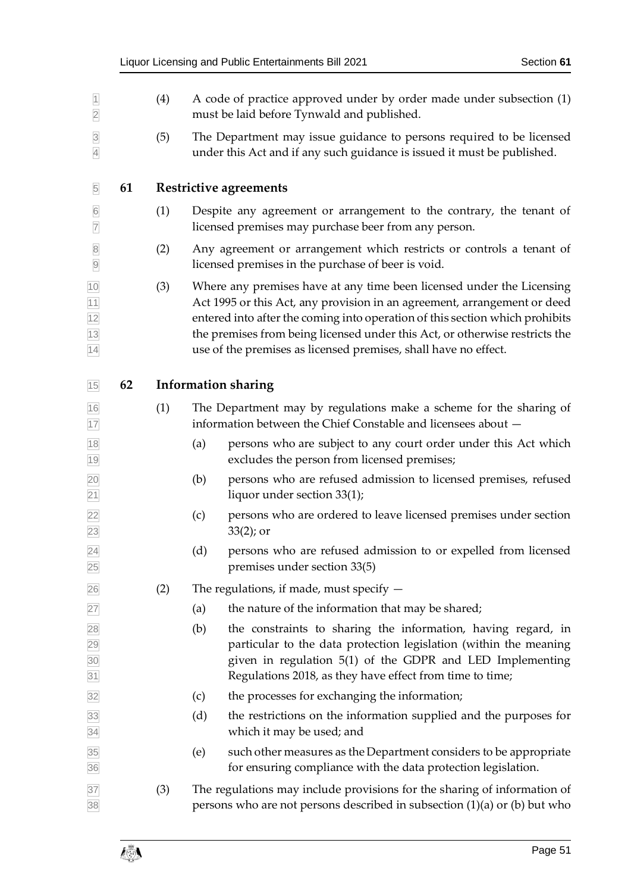(4) A code of practice approved under by order made under subsection (1) must be laid before Tynwald and published.

(5) The Department may issue guidance to persons required to be licensed under this Act and if any such guidance is issued it must be published.

## 61 Restrictive agreements

(1) Despite any agreement or arrangement to the contrary, the tenant of licensed premises may purchase beer from any person.

(2) Any agreement or arrangement which restricts or controls a tenant of licensed premises in the purchase of beer is void.

(3) Where any premises have at any time been licensed under the Licensing Act 1995 or this Act, any provision in an agreement, arrangement or deed entered into after the coming into operation of this section which prohibits the premises from being licensed under this Act, or otherwise restricts the use of the premises as licensed premises, shall have no effect.

## 62 Information sharing

(1) The Department may by regulations make a scheme for the sharing of information between the Chief Constable and licensees about —

- (a) persons who are subject to any court order under this Act which excludes the person from licensed premises;
- (b) persons who are refused admission to licensed premises, refused liquor under section 33(1);
- (c) persons who are ordered to leave licensed premises under section 33(2); or
- (d) persons who are refused admission to or expelled from licensed premises under section 33(5)

(2) The regulations, if made, must specify —

- (a) the nature of the information that may be shared;
- (b) the constraints to sharing the information, having regard, in particular to the data protection legislation (within the meaning given in regulation 5(1) of the GDPR and LED Implementing Regulations 2018, as they have effect from time to time;
- (c) the processes for exchanging the information;
- (d) the restrictions on the information supplied and the purposes for which it may be used; and
- (e) such other measures as the Department considers to be appropriate for ensuring compliance with the data protection legislation.

(3) The regulations may include provisions for the sharing of information of persons who are not persons described in subsection (1)(a) or (b) but who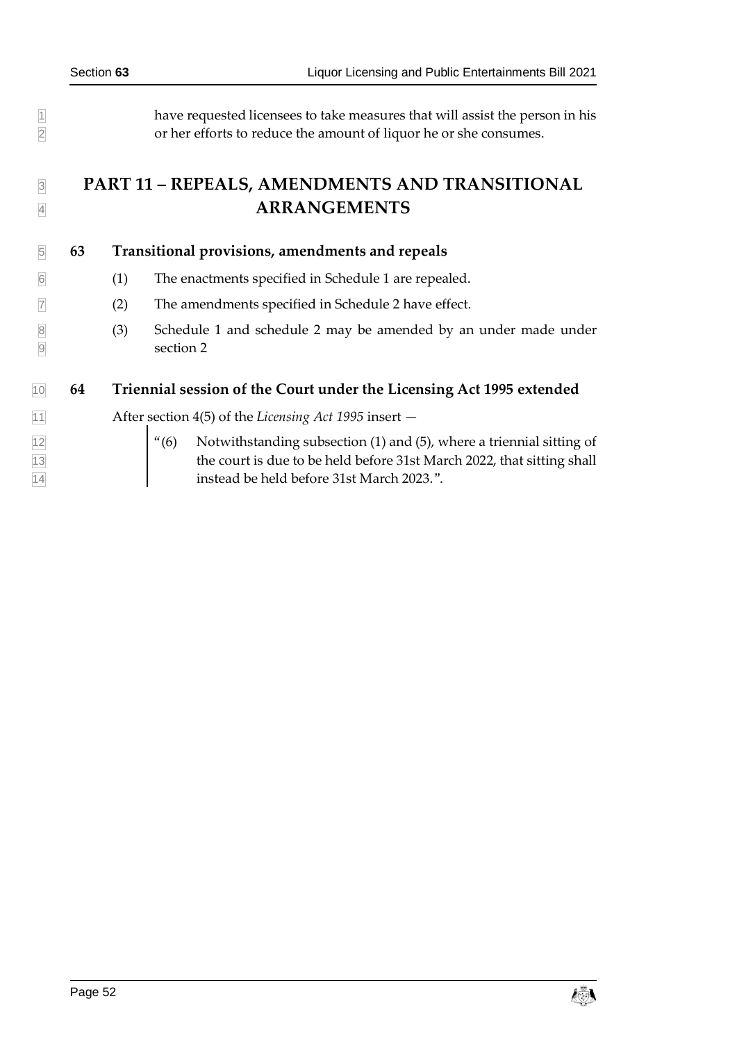have requested licensees to take measures that will assist the person in his or her efforts to reduce the amount of liquor he or she consumes.

# PART 11 – REPEALS, AMENDMENTS AND TRANSITIONAL ARRANGEMENTS

## 63 Transitional provisions, amendments and repeals

(1) The enactments specified in Schedule 1 are repealed.

(2) The amendments specified in Schedule 2 have effect.

(3) Schedule 1 and schedule 2 may be amended by an under made under section 2

## 64 Triennial session of the Court under the Licensing Act 1995 extended

After section 4(5) of the *Licensing Act 1995* insert —

> "(6) Notwithstanding subsection (1) and (5), where a triennial sitting of the court is due to be held before 31st March 2022, that sitting shall instead be held before 31st March 2023.".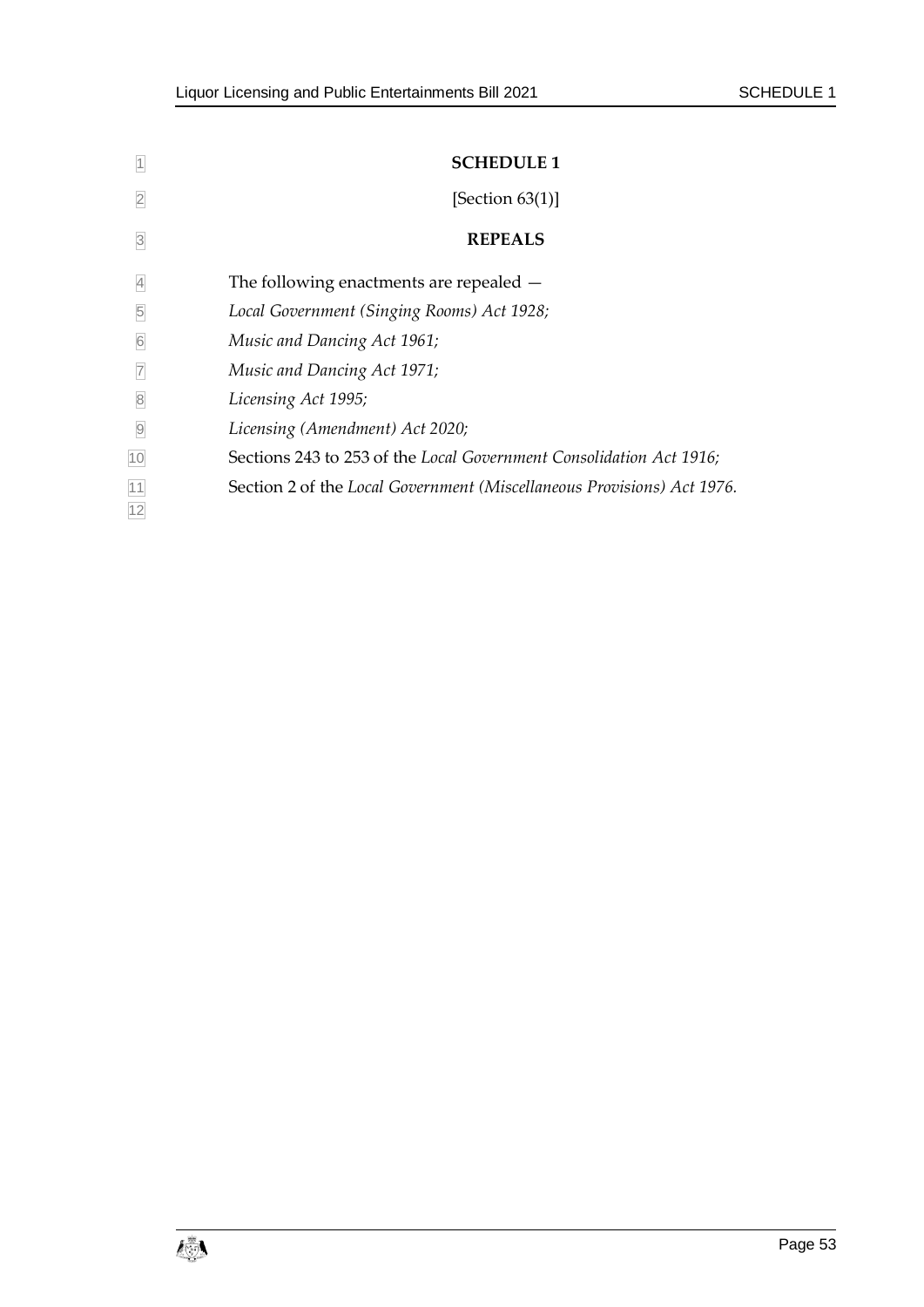# SCHEDULE 1

[Section 63(1)]

## REPEALS

The following enactments are repealed —

*Local Government (Singing Rooms) Act 1928;*

*Music and Dancing Act 1961;*

*Music and Dancing Act 1971;*

*Licensing Act 1995;*

*Licensing (Amendment) Act 2020;*

Sections 243 to 253 of the *Local Government Consolidation Act 1916;*

Section 2 of the *Local Government (Miscellaneous Provisions) Act 1976*.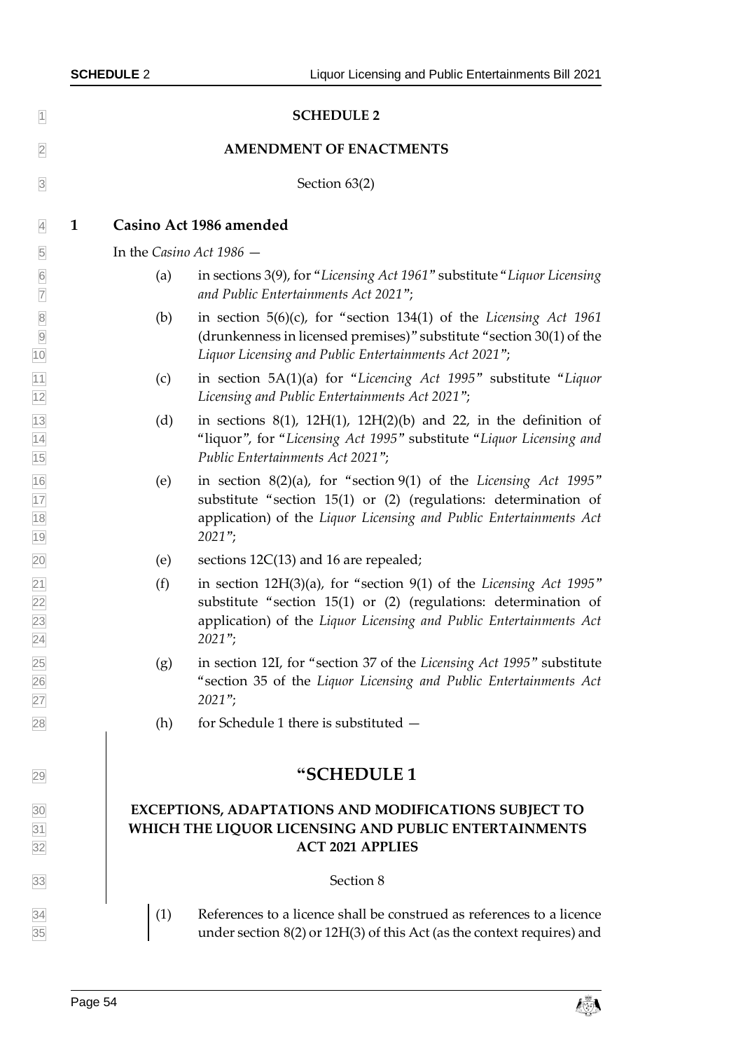# SCHEDULE 2

## AMENDMENT OF ENACTMENTS

Section 63(2)

### 1 Casino Act 1986 amended

In the *Casino Act 1986* —

(a) in sections 3(9), for "*Licensing Act 1961*" substitute "*Liquor Licensing and Public Entertainments Act 2021*";

(b) in section 5(6)(c), for "section 134(1) of the *Licensing Act 1961* (drunkenness in licensed premises)" substitute "section 30(1) of the *Liquor Licensing and Public Entertainments Act 2021*";

(c) in section 5A(1)(a) for "*Licencing Act 1995*" substitute "*Liquor Licensing and Public Entertainments Act 2021*";

(d) in sections 8(1), 12H(1), 12H(2)(b) and 22, in the definition of "liquor", for "*Licensing Act 1995*" substitute "*Liquor Licensing and Public Entertainments Act 2021*";

(e) in section 8(2)(a), for "section 9(1) of the *Licensing Act 1995*" substitute "section 15(1) or (2) (regulations: determination of application) of the *Liquor Licensing and Public Entertainments Act 2021*";

(e) sections 12C(13) and 16 are repealed;

(f) in section 12H(3)(a), for "section 9(1) of the *Licensing Act 1995*" substitute "section 15(1) or (2) (regulations: determination of application) of the *Liquor Licensing and Public Entertainments Act 2021*";

(g) in section 12I, for "section 37 of the *Licensing Act 1995*" substitute "section 35 of the *Liquor Licensing and Public Entertainments Act 2021*";

(h) for Schedule 1 there is substituted —

# "SCHEDULE 1

## EXCEPTIONS, ADAPTATIONS AND MODIFICATIONS SUBJECT TO WHICH THE LIQUOR LICENSING AND PUBLIC ENTERTAINMENTS ACT 2021 APPLIES

Section 8

(1) References to a licence shall be construed as references to a licence under section 8(2) or 12H(3) of this Act (as the context requires) and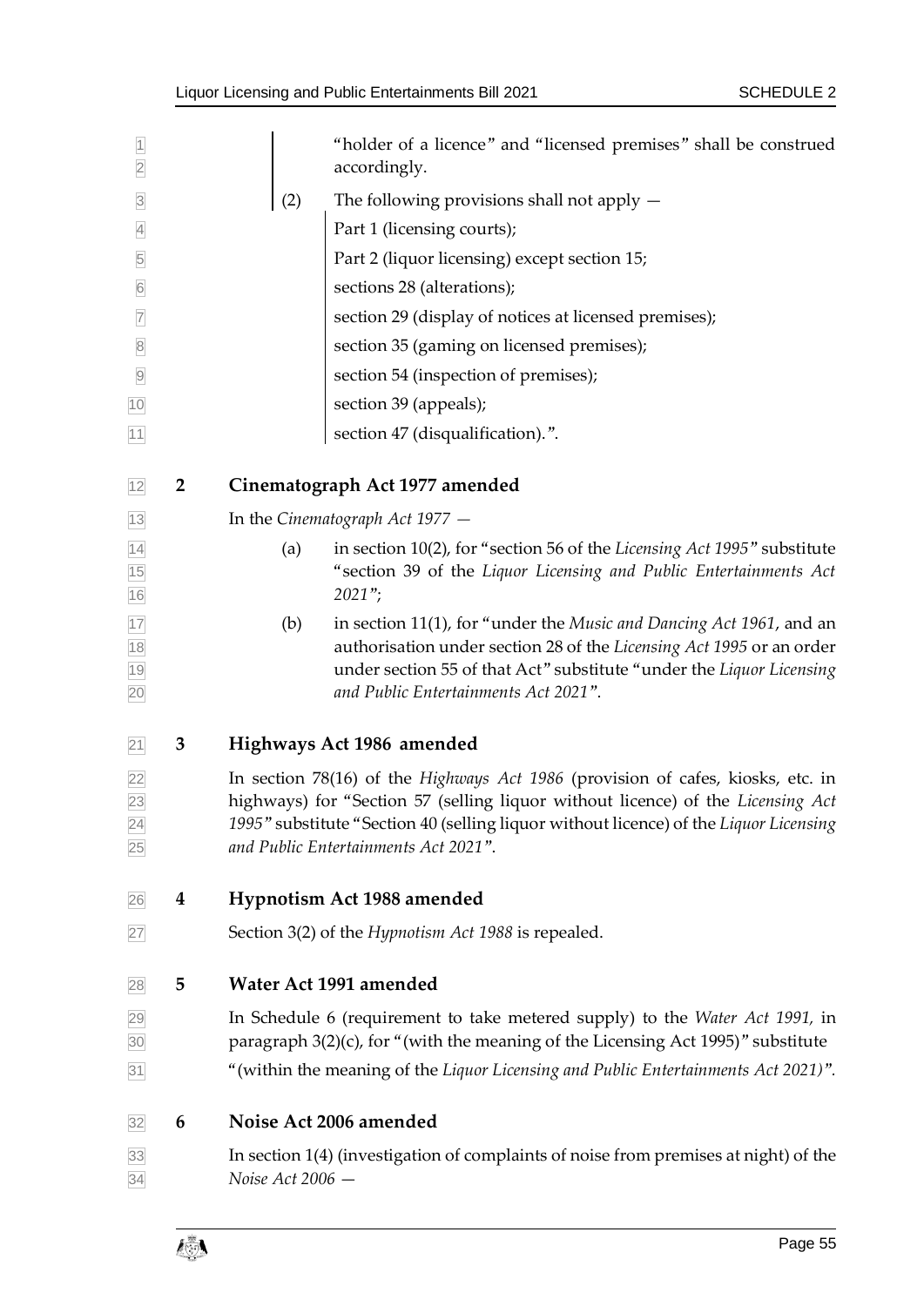"holder of a licence" and "licensed premises" shall be construed accordingly.

(2) The following provisions shall not apply —

Part 1 (licensing courts);

Part 2 (liquor licensing) except section 15;

sections 28 (alterations);

section 29 (display of notices at licensed premises);

section 35 (gaming on licensed premises);

section 54 (inspection of premises);

section 39 (appeals);

section 47 (disqualification).".

## 2 Cinematograph Act 1977 amended

In the *Cinematograph Act 1977* —

(a) in section 10(2), for "section 56 of the *Licensing Act 1995*" substitute "section 39 of the *Liquor Licensing and Public Entertainments Act 2021*";

(b) in section 11(1), for "under the *Music and Dancing Act 1961*, and an authorisation under section 28 of the *Licensing Act 1995* or an order under section 55 of that Act" substitute "under the *Liquor Licensing and Public Entertainments Act 2021*".

## 3 Highways Act 1986 amended

In section 78(16) of the *Highways Act 1986* (provision of cafes, kiosks, etc. in highways) for "Section 57 (selling liquor without licence) of the *Licensing Act 1995*" substitute "Section 40 (selling liquor without licence) of the *Liquor Licensing and Public Entertainments Act 2021*".

## 4 Hypnotism Act 1988 amended

Section 3(2) of the *Hypnotism Act 1988* is repealed.

## 5 Water Act 1991 amended

In Schedule 6 (requirement to take metered supply) to the *Water Act 1991,* in paragraph 3(2)(c), for "(with the meaning of the Licensing Act 1995)" substitute "(within the meaning of the *Liquor Licensing and Public Entertainments Act 2021)*".

## 6 Noise Act 2006 amended

In section 1(4) (investigation of complaints of noise from premises at night) of the *Noise Act 2006* —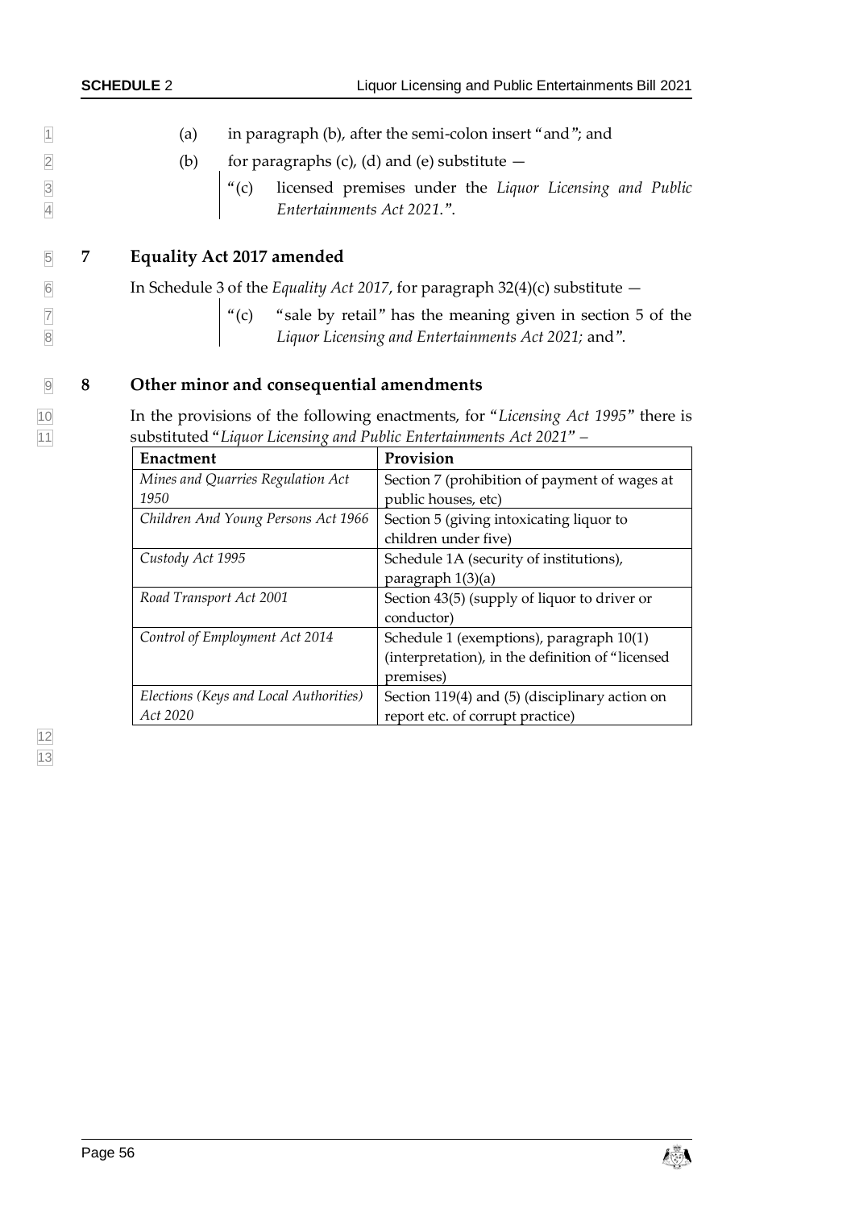(a) in paragraph (b), after the semi-colon insert "and"; and

(b) for paragraphs (c), (d) and (e) substitute —

> "(c) licensed premises under the *Liquor Licensing and Public Entertainments Act 2021*.".

## 7 Equality Act 2017 amended

In Schedule 3 of the *Equality Act 2017*, for paragraph 32(4)(c) substitute —

> "(c) "sale by retail" has the meaning given in section 5 of the *Liquor Licensing and Entertainments Act 2021;* and".

## 8 Other minor and consequential amendments

In the provisions of the following enactments, for "*Licensing Act 1995*" there is substituted "*Liquor Licensing and Public Entertainments Act 2021*" –

| Enactment | Provision |
|---|---|
| *Mines and Quarries Regulation Act 1950* | Section 7 (prohibition of payment of wages at public houses, etc) |
| *Children And Young Persons Act 1966* | Section 5 (giving intoxicating liquor to children under five) |
| *Custody Act 1995* | Schedule 1A (security of institutions), paragraph 1(3)(a) |
| *Road Transport Act 2001* | Section 43(5) (supply of liquor to driver or conductor) |
| *Control of Employment Act 2014* | Schedule 1 (exemptions), paragraph 10(1) (interpretation), in the definition of "licensed premises) |
| *Elections (Keys and Local Authorities) Act 2020* | Section 119(4) and (5) (disciplinary action on report etc. of corrupt practice) |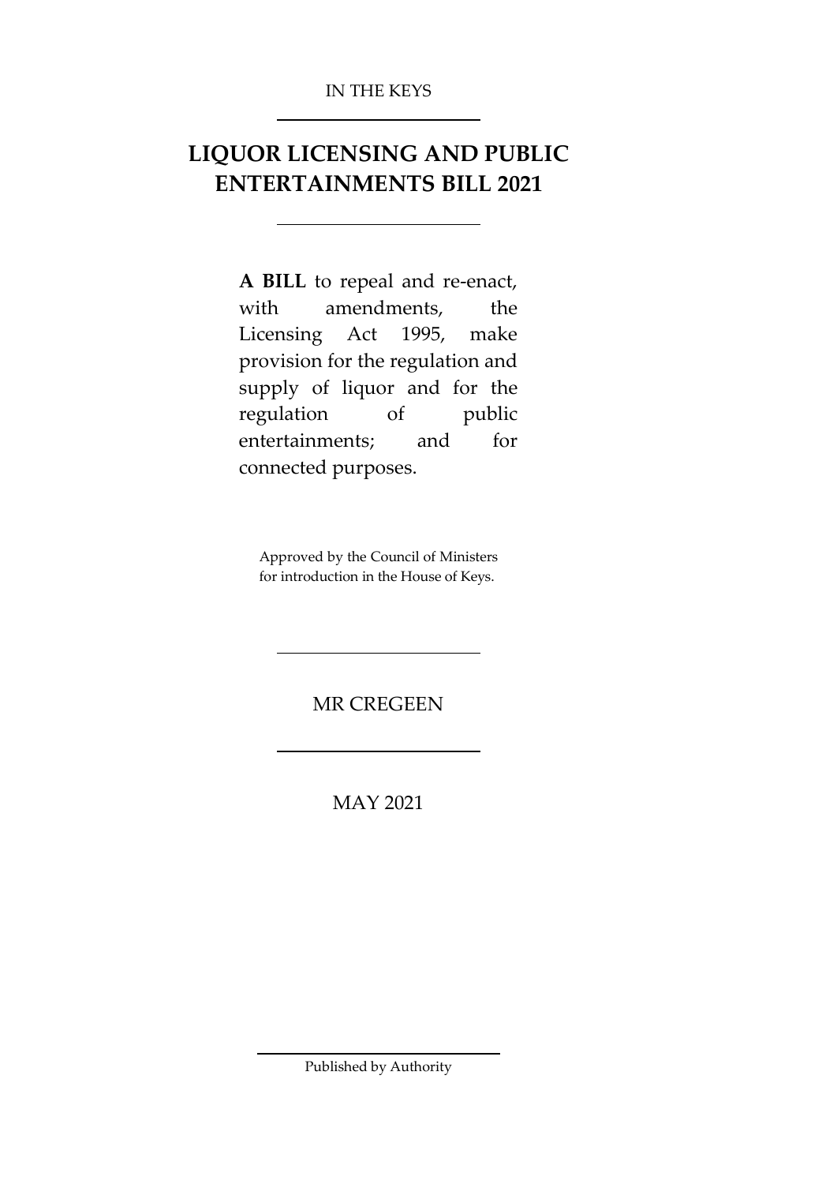IN THE KEYS

# LIQUOR LICENSING AND PUBLIC ENTERTAINMENTS BILL 2021

**A BILL** to repeal and re-enact, with amendments, the Licensing Act 1995, make provision for the regulation and supply of liquor and for the regulation of public entertainments; and for connected purposes.

Approved by the Council of Ministers for introduction in the House of Keys.

MR CREGEEN

MAY 2021

Published by Authority